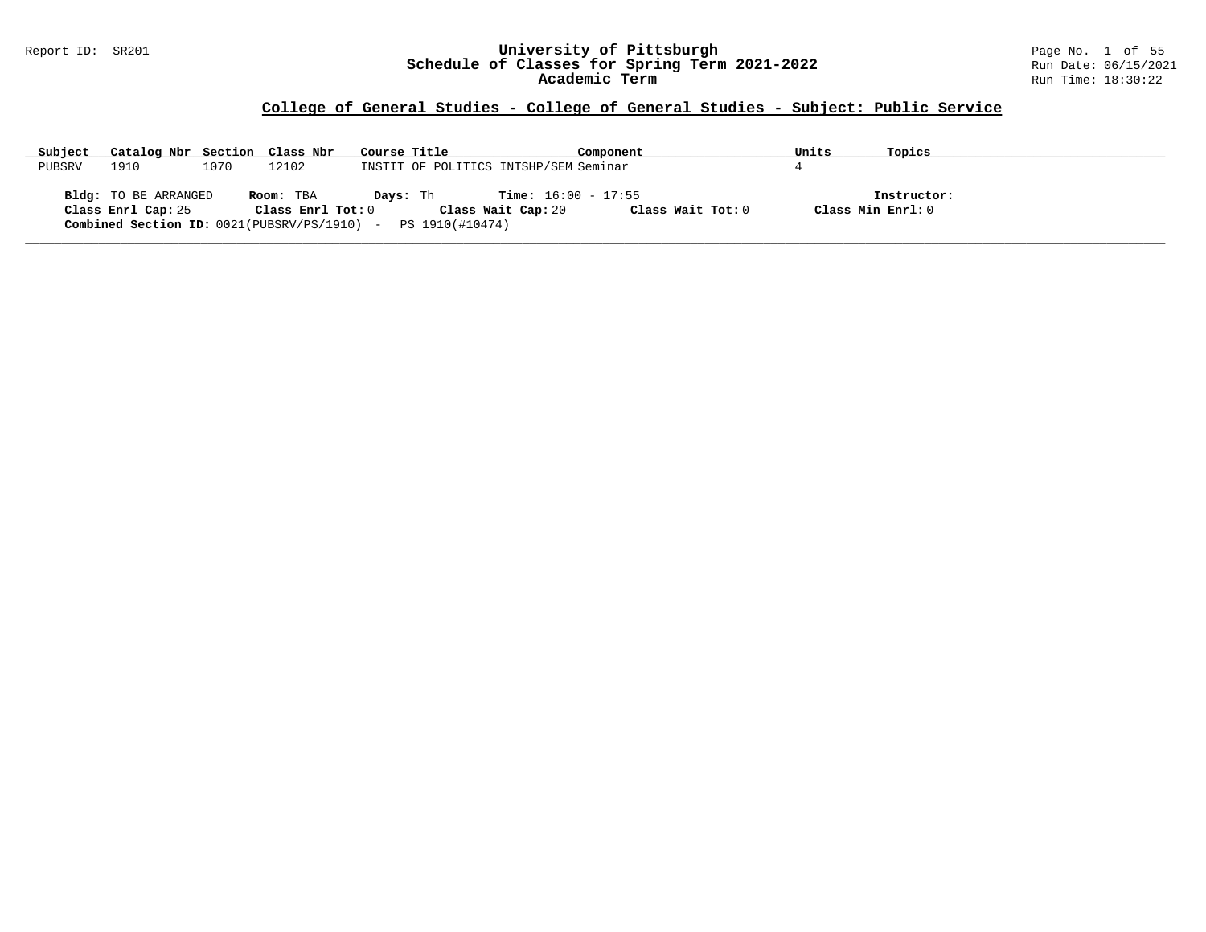# University of Pittsburgh
## Schedule of Classes for Spring Term 2021-2022
### Academic Term

Report ID: SR201

Run Date: 06/15/2021
Run Time: 18:30:22

## College of General Studies - College of General Studies - Subject: Public Service

| Subject | Catalog Nbr | Section | Class Nbr | Course Title | Component | Units | Topics |
|---|---|---|---|---|---|---|---|
| PUBSRV | 1910 | 1070 | 12102 | INSTIT OF POLITICS INTSHP/SEM | Seminar | 4 | |

**Bldg:** TO BE ARRANGED **Room:** TBA **Days:** Th **Time:** 16:00 - 17:55 **Instructor:**
**Class Enrl Cap:** 25 **Class Enrl Tot:** 0 **Class Wait Cap:** 20 **Class Wait Tot:** 0 **Class Min Enrl:** 0
**Combined Section ID:** 0021(PUBSRV/PS/1910) - PS 1910(#10474)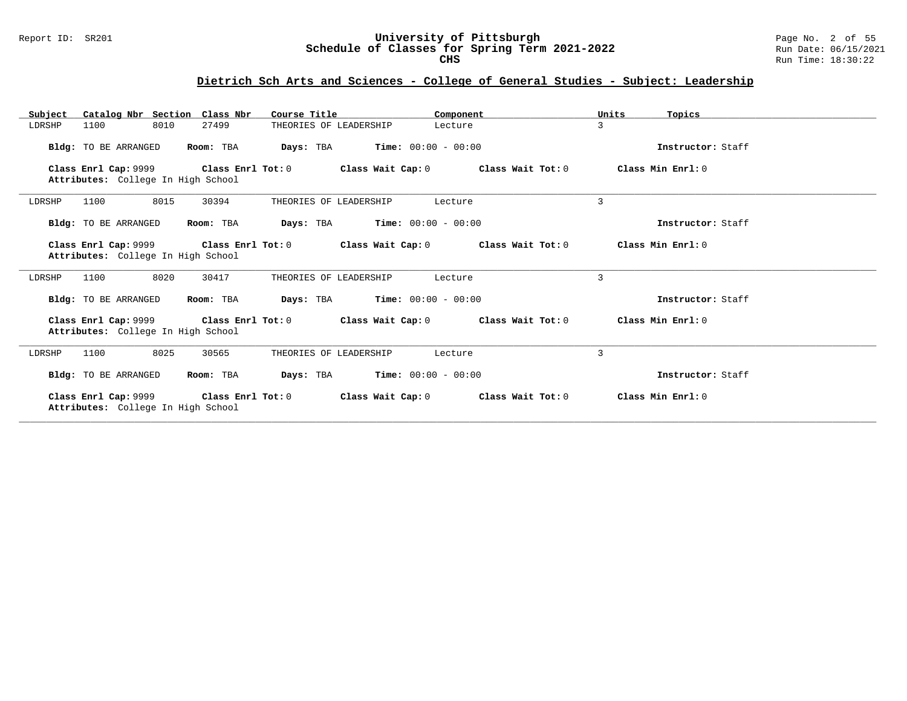## Dietrich Sch Arts and Sciences - College of General Studies - Subject: Leadership

| Subject | Catalog Nbr | Section | Class Nbr | Course Title | Component | Units | Topics |
|---|---|---|---|---|---|---|---|
| LDRSHP | 1100 | 8010 | 27499 | THEORIES OF LEADERSHIP | Lecture | 3 | |

**Bldg:** TO BE ARRANGED **Room:** TBA **Days:** TBA **Time:** 00:00 - 00:00 **Instructor:** Staff

**Class Enrl Cap:** 9999 **Class Enrl Tot:** 0 **Class Wait Cap:** 0 **Class Wait Tot:** 0 **Class Min Enrl:** 0
**Attributes:** College In High School

---

| Subject | Catalog Nbr | Section | Class Nbr | Course Title | Component | Units | Topics |
|---|---|---|---|---|---|---|---|
| LDRSHP | 1100 | 8015 | 30394 | THEORIES OF LEADERSHIP | Lecture | 3 | |

**Bldg:** TO BE ARRANGED **Room:** TBA **Days:** TBA **Time:** 00:00 - 00:00 **Instructor:** Staff

**Class Enrl Cap:** 9999 **Class Enrl Tot:** 0 **Class Wait Cap:** 0 **Class Wait Tot:** 0 **Class Min Enrl:** 0
**Attributes:** College In High School

---

| Subject | Catalog Nbr | Section | Class Nbr | Course Title | Component | Units | Topics |
|---|---|---|---|---|---|---|---|
| LDRSHP | 1100 | 8020 | 30417 | THEORIES OF LEADERSHIP | Lecture | 3 | |

**Bldg:** TO BE ARRANGED **Room:** TBA **Days:** TBA **Time:** 00:00 - 00:00 **Instructor:** Staff

**Class Enrl Cap:** 9999 **Class Enrl Tot:** 0 **Class Wait Cap:** 0 **Class Wait Tot:** 0 **Class Min Enrl:** 0
**Attributes:** College In High School

---

| Subject | Catalog Nbr | Section | Class Nbr | Course Title | Component | Units | Topics |
|---|---|---|---|---|---|---|---|
| LDRSHP | 1100 | 8025 | 30565 | THEORIES OF LEADERSHIP | Lecture | 3 | |

**Bldg:** TO BE ARRANGED **Room:** TBA **Days:** TBA **Time:** 00:00 - 00:00 **Instructor:** Staff

**Class Enrl Cap:** 9999 **Class Enrl Tot:** 0 **Class Wait Cap:** 0 **Class Wait Tot:** 0 **Class Min Enrl:** 0
**Attributes:** College In High School

---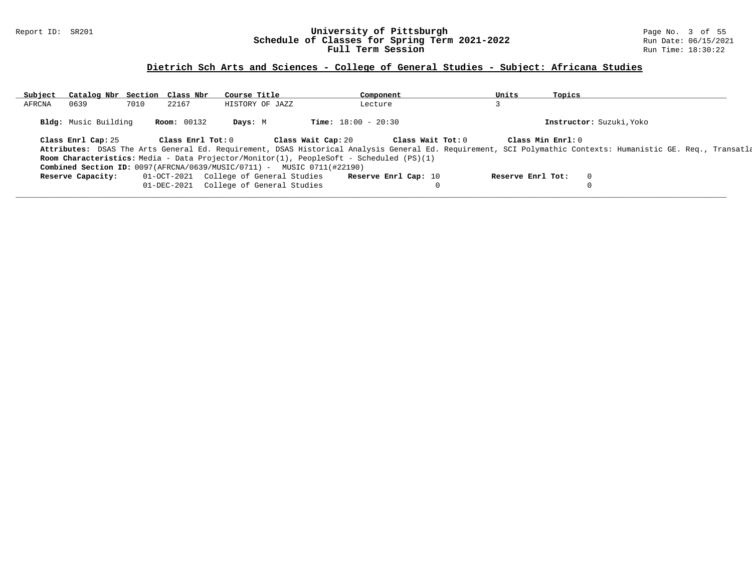## Dietrich Sch Arts and Sciences - College of General Studies - Subject: Africana Studies

| Subject | Catalog Nbr | Section | Class Nbr | Course Title | Component | Units | Topics |
|---|---|---|---|---|---|---|---|
| AFRCNA | 0639 | 7010 | 22167 | HISTORY OF JAZZ | Lecture | 3 | |

**Bldg:** Music Building **Room:** 00132 **Days:** M **Time:** 18:00 - 20:30 **Instructor:** Suzuki,Yoko

**Class Enrl Cap:** 25 **Class Enrl Tot:** 0 **Class Wait Cap:** 20 **Class Wait Tot:** 0 **Class Min Enrl:** 0

**Attributes:** DSAS The Arts General Ed. Requirement, DSAS Historical Analysis General Ed. Requirement, SCI Polymathic Contexts: Humanistic GE. Req., Transatla

**Room Characteristics:** Media - Data Projector/Monitor(1), PeopleSoft - Scheduled (PS)(1)

**Combined Section ID:** 0097(AFRCNA/0639/MUSIC/0711) - MUSIC 0711(#22190)

| Reserve Capacity: | | Reserve Enrl Cap: | Reserve Enrl Tot: |
|---|---|---|---|
| 01-OCT-2021 | College of General Studies | 10 | 0 |
| 01-DEC-2021 | College of General Studies | 0 | 0 |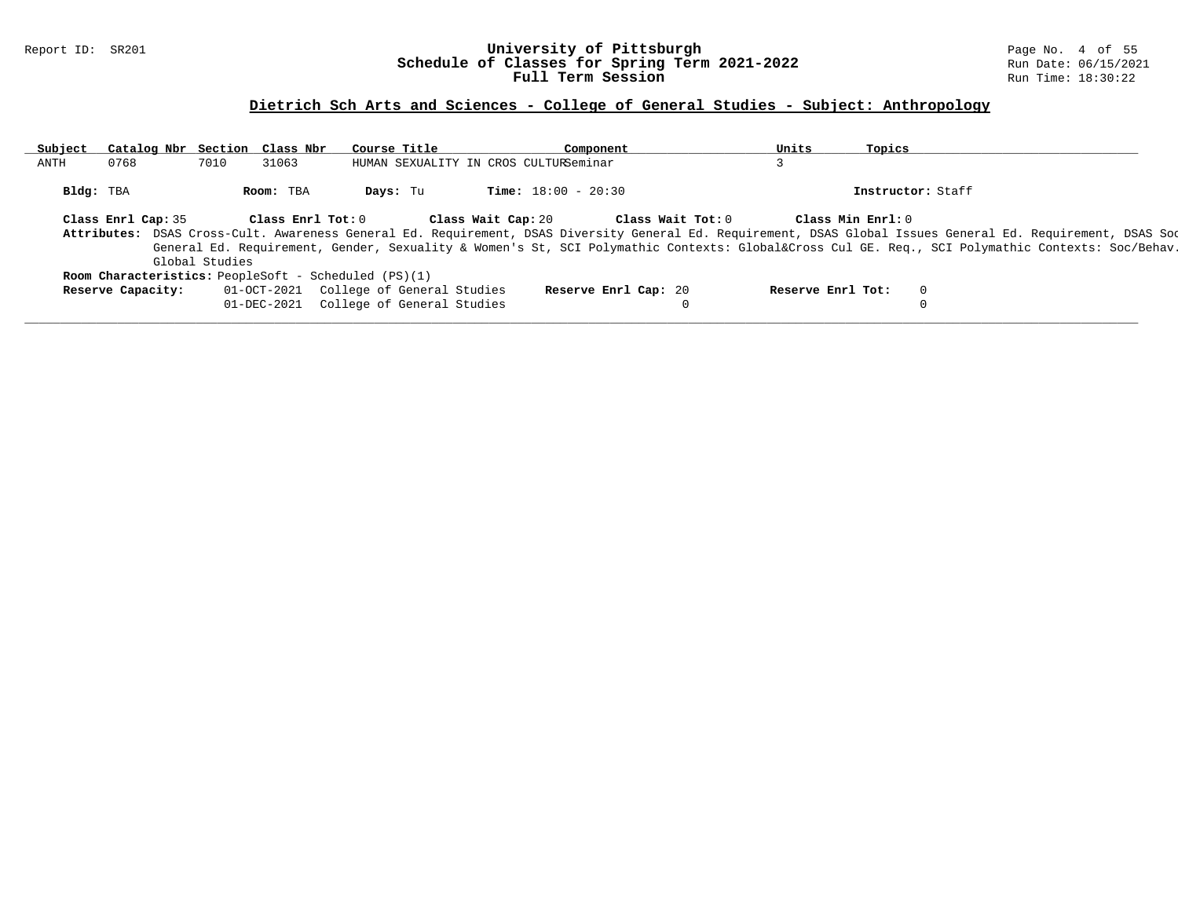## Dietrich Sch Arts and Sciences - College of General Studies - Subject: Anthropology

| Subject | Catalog Nbr | Section | Class Nbr | Course Title | Component | Units | Topics |
|---|---|---|---|---|---|---|---|
| ANTH | 0768 | 7010 | 31063 | HUMAN SEXUALITY IN CROS CULTUR | Seminar | 3 | |

**Bldg:** TBA **Room:** TBA **Days:** Tu **Time:** 18:00 - 20:30 **Instructor:** Staff

**Class Enrl Cap:** 35 **Class Enrl Tot:** 0 **Class Wait Cap:** 20 **Class Wait Tot:** 0 **Class Min Enrl:** 0

**Attributes:** DSAS Cross-Cult. Awareness General Ed. Requirement, DSAS Diversity General Ed. Requirement, DSAS Global Issues General Ed. Requirement, DSAS Soc General Ed. Requirement, Gender, Sexuality & Women's St, SCI Polymathic Contexts: Global&Cross Cul GE. Req., SCI Polymathic Contexts: Soc/Behav. Global Studies

**Room Characteristics:** PeopleSoft - Scheduled (PS)(1)

| Reserve Capacity: | | Reserve Enrl Cap: | Reserve Enrl Tot: |
|---|---|---|---|
| 01-OCT-2021 | College of General Studies | 20 | 0 |
| 01-DEC-2021 | College of General Studies | 0 | 0 |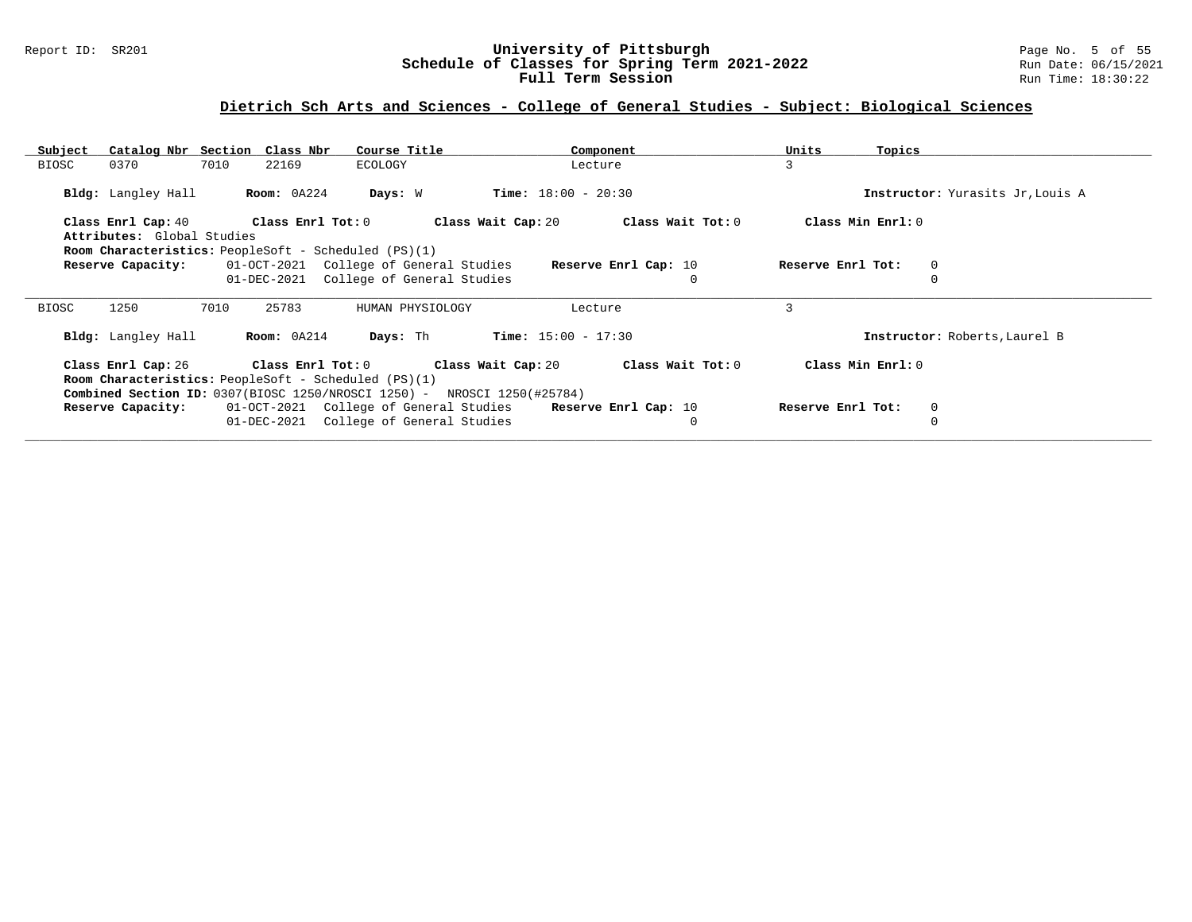## Dietrich Sch Arts and Sciences - College of General Studies - Subject: Biological Sciences

| Subject | Catalog Nbr | Section | Class Nbr | Course Title | Component | Units | Topics |
|---|---|---|---|---|---|---|---|
| BIOSC | 0370 | 7010 | 22169 | ECOLOGY | Lecture | 3 | |

**Bldg:** Langley Hall **Room:** 0A224 **Days:** W **Time:** 18:00 - 20:30 **Instructor:** Yurasits Jr,Louis A

**Class Enrl Cap:** 40 **Class Enrl Tot:** 0 **Class Wait Cap:** 20 **Class Wait Tot:** 0 **Class Min Enrl:** 0

**Attributes:** Global Studies

**Room Characteristics:** PeopleSoft - Scheduled (PS)(1)

**Reserve Capacity:**

| Date | Group | Reserve Enrl Cap | Reserve Enrl Tot |
|---|---|---|---|
| 01-OCT-2021 | College of General Studies | 10 | 0 |
| 01-DEC-2021 | College of General Studies | 0 | 0 |

---

| Subject | Catalog Nbr | Section | Class Nbr | Course Title | Component | Units | Topics |
|---|---|---|---|---|---|---|---|
| BIOSC | 1250 | 7010 | 25783 | HUMAN PHYSIOLOGY | Lecture | 3 | |

**Bldg:** Langley Hall **Room:** 0A214 **Days:** Th **Time:** 15:00 - 17:30 **Instructor:** Roberts,Laurel B

**Class Enrl Cap:** 26 **Class Enrl Tot:** 0 **Class Wait Cap:** 20 **Class Wait Tot:** 0 **Class Min Enrl:** 0

**Room Characteristics:** PeopleSoft - Scheduled (PS)(1)

**Combined Section ID:** 0307(BIOSC 1250/NROSCI 1250) - NROSCI 1250(#25784)

**Reserve Capacity:**

| Date | Group | Reserve Enrl Cap | Reserve Enrl Tot |
|---|---|---|---|
| 01-OCT-2021 | College of General Studies | 10 | 0 |
| 01-DEC-2021 | College of General Studies | 0 | 0 |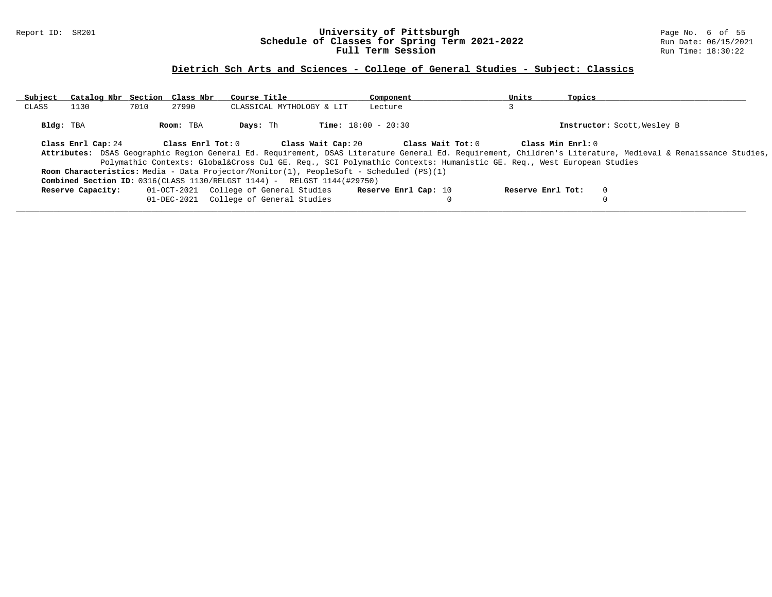## Dietrich Sch Arts and Sciences - College of General Studies - Subject: Classics

| Subject | Catalog Nbr | Section | Class Nbr | Course Title | Component | Units | Topics |
|---|---|---|---|---|---|---|---|
| CLASS | 1130 | 7010 | 27990 | CLASSICAL MYTHOLOGY & LIT | Lecture | 3 | |

**Bldg:** TBA **Room:** TBA **Days:** Th **Time:** 18:00 - 20:30 **Instructor:** Scott,Wesley B

**Class Enrl Cap:** 24 **Class Enrl Tot:** 0 **Class Wait Cap:** 20 **Class Wait Tot:** 0 **Class Min Enrl:** 0

**Attributes:** DSAS Geographic Region General Ed. Requirement, DSAS Literature General Ed. Requirement, Children's Literature, Medieval & Renaissance Studies, Polymathic Contexts: Global&Cross Cul GE. Req., SCI Polymathic Contexts: Humanistic GE. Req., West European Studies

**Room Characteristics:** Media - Data Projector/Monitor(1), PeopleSoft - Scheduled (PS)(1)

**Combined Section ID:** 0316(CLASS 1130/RELGST 1144) - RELGST 1144(#29750)

| Reserve Capacity: | | Reserve Enrl Cap: | Reserve Enrl Tot: |
|---|---|---|---|
| 01-OCT-2021 | College of General Studies | 10 | 0 |
| 01-DEC-2021 | College of General Studies | 0 | 0 |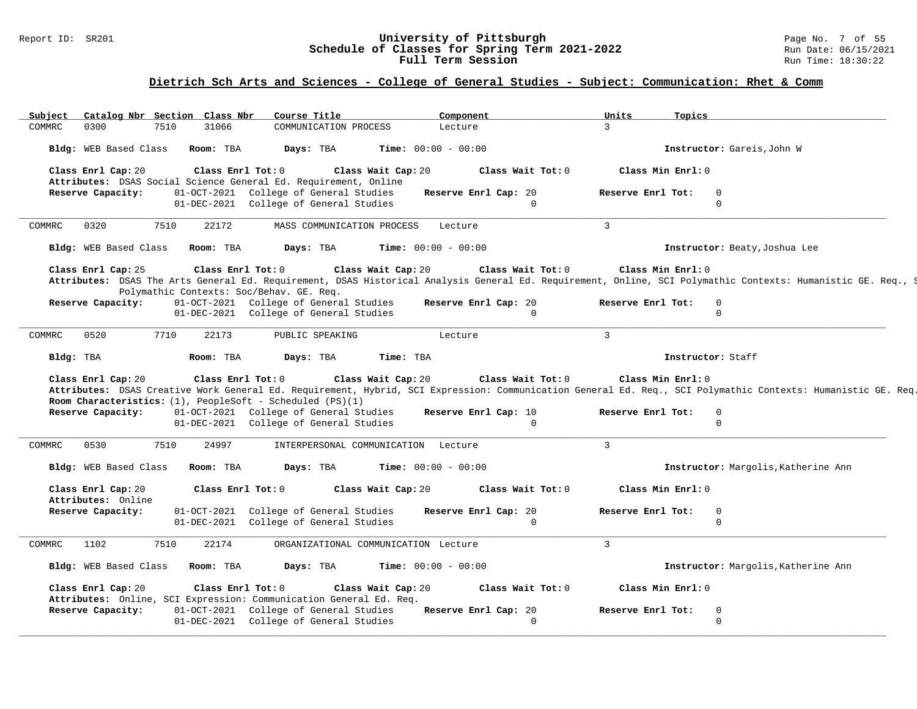## Dietrich Sch Arts and Sciences - College of General Studies - Subject: Communication: Rhet & Comm

| Subject | Catalog Nbr | Section | Class Nbr | Course Title | Component | Units | Topics |
|---|---|---|---|---|---|---|---|
| COMMRC | 0300 | 7510 | 31066 | COMMUNICATION PROCESS | Lecture | 3 | |

**Bldg:** WEB Based Class **Room:** TBA **Days:** TBA **Time:** 00:00 - 00:00 **Instructor:** Gareis,John W

**Class Enrl Cap:** 20 **Class Enrl Tot:** 0 **Class Wait Cap:** 20 **Class Wait Tot:** 0 **Class Min Enrl:** 0

**Attributes:** DSAS Social Science General Ed. Requirement, Online

| Reserve Capacity: | | | Reserve Enrl Cap | Reserve Enrl Tot |
|---|---|---|---|---|
| | 01-OCT-2021 | College of General Studies | 20 | 0 |
| | 01-DEC-2021 | College of General Studies | 0 | 0 |

---

| Subject | Catalog Nbr | Section | Class Nbr | Course Title | Component | Units | Topics |
|---|---|---|---|---|---|---|---|
| COMMRC | 0320 | 7510 | 22172 | MASS COMMUNICATION PROCESS | Lecture | 3 | |

**Bldg:** WEB Based Class **Room:** TBA **Days:** TBA **Time:** 00:00 - 00:00 **Instructor:** Beaty,Joshua Lee

**Class Enrl Cap:** 25 **Class Enrl Tot:** 0 **Class Wait Cap:** 20 **Class Wait Tot:** 0 **Class Min Enrl:** 0

**Attributes:** DSAS The Arts General Ed. Requirement, DSAS Historical Analysis General Ed. Requirement, Online, SCI Polymathic Contexts: Humanistic GE. Req., S Polymathic Contexts: Soc/Behav. GE. Req.

| Reserve Capacity: | | | Reserve Enrl Cap | Reserve Enrl Tot |
|---|---|---|---|---|
| | 01-OCT-2021 | College of General Studies | 20 | 0 |
| | 01-DEC-2021 | College of General Studies | 0 | 0 |

---

| Subject | Catalog Nbr | Section | Class Nbr | Course Title | Component | Units | Topics |
|---|---|---|---|---|---|---|---|
| COMMRC | 0520 | 7710 | 22173 | PUBLIC SPEAKING | Lecture | 3 | |

**Bldg:** TBA **Room:** TBA **Days:** TBA **Time:** TBA **Instructor:** Staff

**Class Enrl Cap:** 20 **Class Enrl Tot:** 0 **Class Wait Cap:** 20 **Class Wait Tot:** 0 **Class Min Enrl:** 0

**Attributes:** DSAS Creative Work General Ed. Requirement, Hybrid, SCI Expression: Communication General Ed. Req., SCI Polymathic Contexts: Humanistic GE. Req.

**Room Characteristics:** (1), PeopleSoft - Scheduled (PS)(1)

| Reserve Capacity: | | | Reserve Enrl Cap | Reserve Enrl Tot |
|---|---|---|---|---|
| | 01-OCT-2021 | College of General Studies | 10 | 0 |
| | 01-DEC-2021 | College of General Studies | 0 | 0 |

---

| Subject | Catalog Nbr | Section | Class Nbr | Course Title | Component | Units | Topics |
|---|---|---|---|---|---|---|---|
| COMMRC | 0530 | 7510 | 24997 | INTERPERSONAL COMMUNICATION | Lecture | 3 | |

**Bldg:** WEB Based Class **Room:** TBA **Days:** TBA **Time:** 00:00 - 00:00 **Instructor:** Margolis,Katherine Ann

**Class Enrl Cap:** 20 **Class Enrl Tot:** 0 **Class Wait Cap:** 20 **Class Wait Tot:** 0 **Class Min Enrl:** 0

**Attributes:** Online

| Reserve Capacity: | | | Reserve Enrl Cap | Reserve Enrl Tot |
|---|---|---|---|---|
| | 01-OCT-2021 | College of General Studies | 20 | 0 |
| | 01-DEC-2021 | College of General Studies | 0 | 0 |

---

| Subject | Catalog Nbr | Section | Class Nbr | Course Title | Component | Units | Topics |
|---|---|---|---|---|---|---|---|
| COMMRC | 1102 | 7510 | 22174 | ORGANIZATIONAL COMMUNICATION | Lecture | 3 | |

**Bldg:** WEB Based Class **Room:** TBA **Days:** TBA **Time:** 00:00 - 00:00 **Instructor:** Margolis,Katherine Ann

**Class Enrl Cap:** 20 **Class Enrl Tot:** 0 **Class Wait Cap:** 20 **Class Wait Tot:** 0 **Class Min Enrl:** 0

**Attributes:** Online, SCI Expression: Communication General Ed. Req.

| Reserve Capacity: | | | Reserve Enrl Cap | Reserve Enrl Tot |
|---|---|---|---|---|
| | 01-OCT-2021 | College of General Studies | 20 | 0 |
| | 01-DEC-2021 | College of General Studies | 0 | 0 |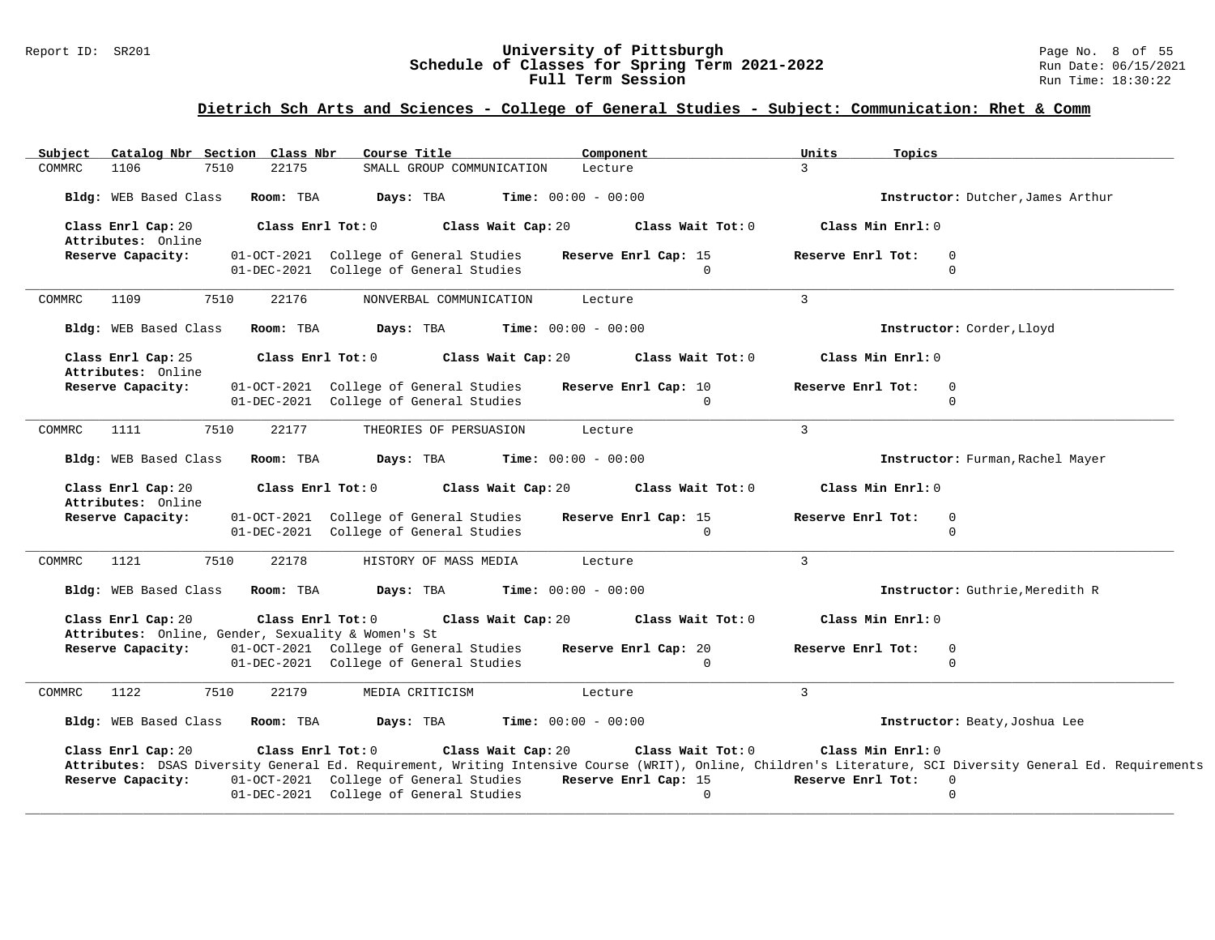## Dietrich Sch Arts and Sciences - College of General Studies - Subject: Communication: Rhet & Comm

| Subject | Catalog Nbr | Section | Class Nbr | Course Title | Component | Units | Topics |
|---|---|---|---|---|---|---|---|
| COMMRC | 1106 | 7510 | 22175 | SMALL GROUP COMMUNICATION | Lecture | 3 | |

**Bldg:** WEB Based Class **Room:** TBA **Days:** TBA **Time:** 00:00 - 00:00 **Instructor:** Dutcher,James Arthur

**Class Enrl Cap:** 20 **Class Enrl Tot:** 0 **Class Wait Cap:** 20 **Class Wait Tot:** 0 **Class Min Enrl:** 0

**Attributes:** Online

| Reserve Capacity: | | Reserve Enrl Cap | Reserve Enrl Tot |
|---|---|---|---|
| 01-OCT-2021 | College of General Studies | 15 | 0 |
| 01-DEC-2021 | College of General Studies | 0 | 0 |

---

| Subject | Catalog Nbr | Section | Class Nbr | Course Title | Component | Units | Topics |
|---|---|---|---|---|---|---|---|
| COMMRC | 1109 | 7510 | 22176 | NONVERBAL COMMUNICATION | Lecture | 3 | |

**Bldg:** WEB Based Class **Room:** TBA **Days:** TBA **Time:** 00:00 - 00:00 **Instructor:** Corder,Lloyd

**Class Enrl Cap:** 25 **Class Enrl Tot:** 0 **Class Wait Cap:** 20 **Class Wait Tot:** 0 **Class Min Enrl:** 0

**Attributes:** Online

| Reserve Capacity: | | Reserve Enrl Cap | Reserve Enrl Tot |
|---|---|---|---|
| 01-OCT-2021 | College of General Studies | 10 | 0 |
| 01-DEC-2021 | College of General Studies | 0 | 0 |

---

| Subject | Catalog Nbr | Section | Class Nbr | Course Title | Component | Units | Topics |
|---|---|---|---|---|---|---|---|
| COMMRC | 1111 | 7510 | 22177 | THEORIES OF PERSUASION | Lecture | 3 | |

**Bldg:** WEB Based Class **Room:** TBA **Days:** TBA **Time:** 00:00 - 00:00 **Instructor:** Furman,Rachel Mayer

**Class Enrl Cap:** 20 **Class Enrl Tot:** 0 **Class Wait Cap:** 20 **Class Wait Tot:** 0 **Class Min Enrl:** 0

**Attributes:** Online

| Reserve Capacity: | | Reserve Enrl Cap | Reserve Enrl Tot |
|---|---|---|---|
| 01-OCT-2021 | College of General Studies | 15 | 0 |
| 01-DEC-2021 | College of General Studies | 0 | 0 |

---

| Subject | Catalog Nbr | Section | Class Nbr | Course Title | Component | Units | Topics |
|---|---|---|---|---|---|---|---|
| COMMRC | 1121 | 7510 | 22178 | HISTORY OF MASS MEDIA | Lecture | 3 | |

**Bldg:** WEB Based Class **Room:** TBA **Days:** TBA **Time:** 00:00 - 00:00 **Instructor:** Guthrie,Meredith R

**Class Enrl Cap:** 20 **Class Enrl Tot:** 0 **Class Wait Cap:** 20 **Class Wait Tot:** 0 **Class Min Enrl:** 0

**Attributes:** Online, Gender, Sexuality & Women's St

| Reserve Capacity: | | Reserve Enrl Cap | Reserve Enrl Tot |
|---|---|---|---|
| 01-OCT-2021 | College of General Studies | 20 | 0 |
| 01-DEC-2021 | College of General Studies | 0 | 0 |

---

| Subject | Catalog Nbr | Section | Class Nbr | Course Title | Component | Units | Topics |
|---|---|---|---|---|---|---|---|
| COMMRC | 1122 | 7510 | 22179 | MEDIA CRITICISM | Lecture | 3 | |

**Bldg:** WEB Based Class **Room:** TBA **Days:** TBA **Time:** 00:00 - 00:00 **Instructor:** Beaty,Joshua Lee

**Class Enrl Cap:** 20 **Class Enrl Tot:** 0 **Class Wait Cap:** 20 **Class Wait Tot:** 0 **Class Min Enrl:** 0

**Attributes:** DSAS Diversity General Ed. Requirement, Writing Intensive Course (WRIT), Online, Children's Literature, SCI Diversity General Ed. Requirements

| Reserve Capacity: | | Reserve Enrl Cap | Reserve Enrl Tot |
|---|---|---|---|
| 01-OCT-2021 | College of General Studies | 15 | 0 |
| 01-DEC-2021 | College of General Studies | 0 | 0 |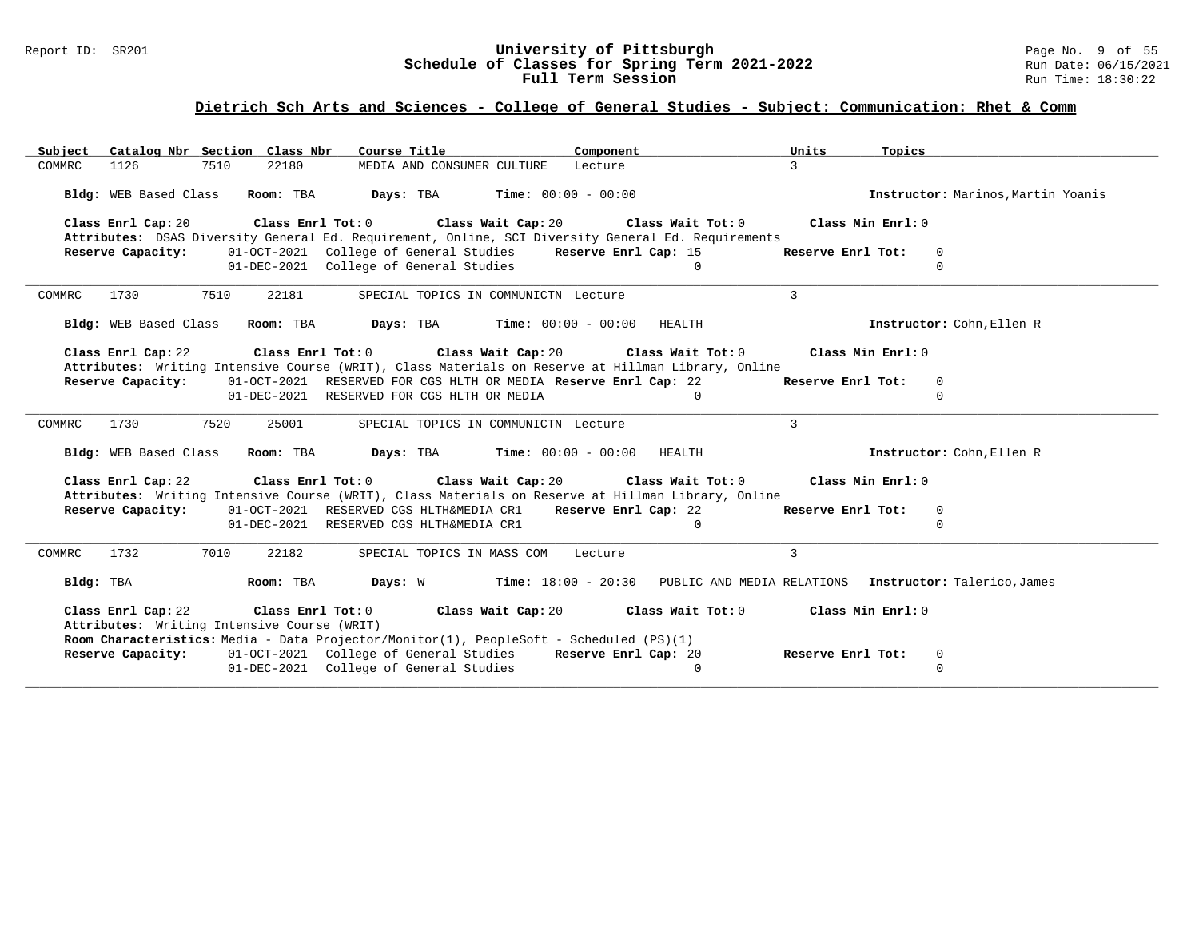## Dietrich Sch Arts and Sciences - College of General Studies - Subject: Communication: Rhet & Comm

| Subject | Catalog Nbr | Section | Class Nbr | Course Title | Component | Units | Topics |
|---|---|---|---|---|---|---|---|
| COMMRC | 1126 | 7510 | 22180 | MEDIA AND CONSUMER CULTURE | Lecture | 3 | |

**Bldg:** WEB Based Class **Room:** TBA **Days:** TBA **Time:** 00:00 - 00:00 **Instructor:** Marinos,Martin Yoanis

**Class Enrl Cap:** 20 **Class Enrl Tot:** 0 **Class Wait Cap:** 20 **Class Wait Tot:** 0 **Class Min Enrl:** 0

**Attributes:** DSAS Diversity General Ed. Requirement, Online, SCI Diversity General Ed. Requirements

**Reserve Capacity:** 01-OCT-2021 College of General Studies **Reserve Enrl Cap:** 15 **Reserve Enrl Tot:** 0
01-DEC-2021 College of General Studies 0 0

---

| Subject | Catalog Nbr | Section | Class Nbr | Course Title | Component | Units | Topics |
|---|---|---|---|---|---|---|---|
| COMMRC | 1730 | 7510 | 22181 | SPECIAL TOPICS IN COMMUNICTN | Lecture | 3 | |

**Bldg:** WEB Based Class **Room:** TBA **Days:** TBA **Time:** 00:00 - 00:00 HEALTH **Instructor:** Cohn,Ellen R

**Class Enrl Cap:** 22 **Class Enrl Tot:** 0 **Class Wait Cap:** 20 **Class Wait Tot:** 0 **Class Min Enrl:** 0

**Attributes:** Writing Intensive Course (WRIT), Class Materials on Reserve at Hillman Library, Online

**Reserve Capacity:** 01-OCT-2021 RESERVED FOR CGS HLTH OR MEDIA **Reserve Enrl Cap:** 22 **Reserve Enrl Tot:** 0
01-DEC-2021 RESERVED FOR CGS HLTH OR MEDIA 0 0

---

| Subject | Catalog Nbr | Section | Class Nbr | Course Title | Component | Units | Topics |
|---|---|---|---|---|---|---|---|
| COMMRC | 1730 | 7520 | 25001 | SPECIAL TOPICS IN COMMUNICTN | Lecture | 3 | |

**Bldg:** WEB Based Class **Room:** TBA **Days:** TBA **Time:** 00:00 - 00:00 HEALTH **Instructor:** Cohn,Ellen R

**Class Enrl Cap:** 22 **Class Enrl Tot:** 0 **Class Wait Cap:** 20 **Class Wait Tot:** 0 **Class Min Enrl:** 0

**Attributes:** Writing Intensive Course (WRIT), Class Materials on Reserve at Hillman Library, Online

**Reserve Capacity:** 01-OCT-2021 RESERVED CGS HLTH&MEDIA CR1 **Reserve Enrl Cap:** 22 **Reserve Enrl Tot:** 0
01-DEC-2021 RESERVED CGS HLTH&MEDIA CR1 0 0

---

| Subject | Catalog Nbr | Section | Class Nbr | Course Title | Component | Units | Topics |
|---|---|---|---|---|---|---|---|
| COMMRC | 1732 | 7010 | 22182 | SPECIAL TOPICS IN MASS COM | Lecture | 3 | |

**Bldg:** TBA **Room:** TBA **Days:** W **Time:** 18:00 - 20:30 PUBLIC AND MEDIA RELATIONS **Instructor:** Talerico,James

**Class Enrl Cap:** 22 **Class Enrl Tot:** 0 **Class Wait Cap:** 20 **Class Wait Tot:** 0 **Class Min Enrl:** 0

**Attributes:** Writing Intensive Course (WRIT)

**Room Characteristics:** Media - Data Projector/Monitor(1), PeopleSoft - Scheduled (PS)(1)

**Reserve Capacity:** 01-OCT-2021 College of General Studies **Reserve Enrl Cap:** 20 **Reserve Enrl Tot:** 0
01-DEC-2021 College of General Studies 0 0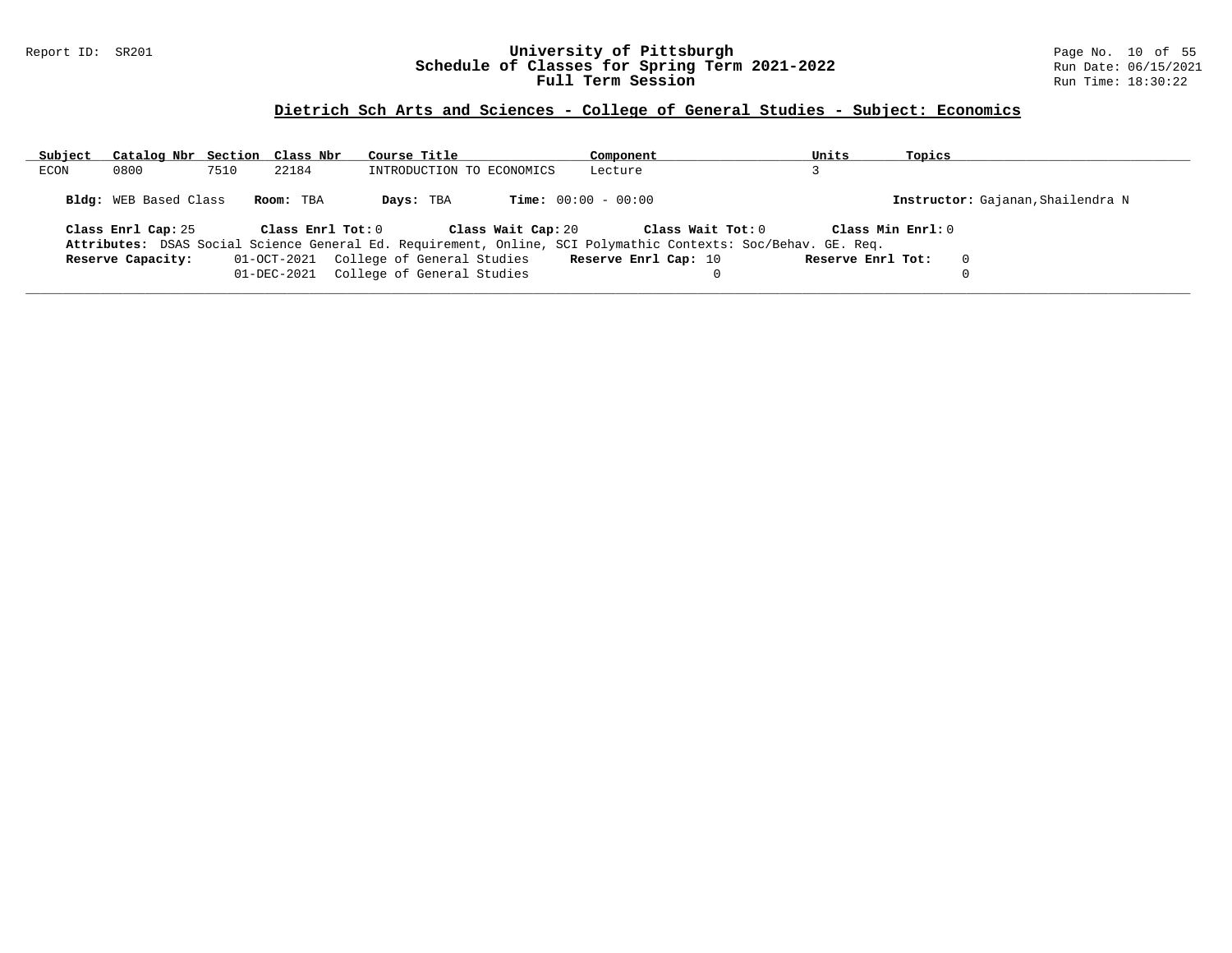# University of Pittsburgh
## Schedule of Classes for Spring Term 2021-2022
### Full Term Session

Report ID: SR201

Run Date: 06/15/2021
Run Time: 18:30:22

**Dietrich Sch Arts and Sciences - College of General Studies - Subject: Economics**

| Subject | Catalog Nbr | Section | Class Nbr | Course Title | Component | Units | Topics |
|---|---|---|---|---|---|---|---|
| ECON | 0800 | 7510 | 22184 | INTRODUCTION TO ECONOMICS | Lecture | 3 | |

**Bldg:** WEB Based Class **Room:** TBA **Days:** TBA **Time:** 00:00 - 00:00 **Instructor:** Gajanan,Shailendra N

**Class Enrl Cap:** 25 **Class Enrl Tot:** 0 **Class Wait Cap:** 20 **Class Wait Tot:** 0 **Class Min Enrl:** 0

**Attributes:** DSAS Social Science General Ed. Requirement, Online, SCI Polymathic Contexts: Soc/Behav. GE. Req.

| Reserve Capacity: | | Reserve Enrl Cap: | Reserve Enrl Tot: |
|---|---|---|---|
| 01-OCT-2021 | College of General Studies | 10 | 0 |
| 01-DEC-2021 | College of General Studies | 0 | 0 |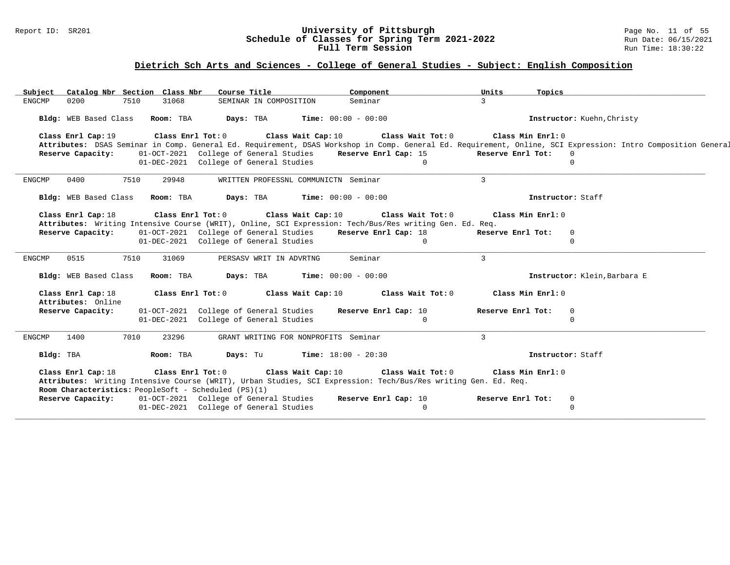## Dietrich Sch Arts and Sciences - College of General Studies - Subject: English Composition

| Subject | Catalog Nbr | Section | Class Nbr | Course Title | Component | Units | Topics |
|---|---|---|---|---|---|---|---|
| ENGCMP | 0200 | 7510 | 31068 | SEMINAR IN COMPOSITION | Seminar | 3 | |

**Bldg:** WEB Based Class **Room:** TBA **Days:** TBA **Time:** 00:00 - 00:00 **Instructor:** Kuehn,Christy

**Class Enrl Cap:** 19 **Class Enrl Tot:** 0 **Class Wait Cap:** 10 **Class Wait Tot:** 0 **Class Min Enrl:** 0

**Attributes:** DSAS Seminar in Comp. General Ed. Requirement, DSAS Workshop in Comp. General Ed. Requirement, Online, SCI Expression: Intro Composition General

| Reserve Capacity: | | Reserve Enrl Cap: | Reserve Enrl Tot: |
|---|---|---|---|
| 01-OCT-2021 | College of General Studies | 15 | 0 |
| 01-DEC-2021 | College of General Studies | 0 | 0 |

---

| Subject | Catalog Nbr | Section | Class Nbr | Course Title | Component | Units | Topics |
|---|---|---|---|---|---|---|---|
| ENGCMP | 0400 | 7510 | 29948 | WRITTEN PROFESSNL COMMUNICTN | Seminar | 3 | |

**Bldg:** WEB Based Class **Room:** TBA **Days:** TBA **Time:** 00:00 - 00:00 **Instructor:** Staff

**Class Enrl Cap:** 18 **Class Enrl Tot:** 0 **Class Wait Cap:** 10 **Class Wait Tot:** 0 **Class Min Enrl:** 0

**Attributes:** Writing Intensive Course (WRIT), Online, SCI Expression: Tech/Bus/Res writing Gen. Ed. Req.

| Reserve Capacity: | | Reserve Enrl Cap: | Reserve Enrl Tot: |
|---|---|---|---|
| 01-OCT-2021 | College of General Studies | 18 | 0 |
| 01-DEC-2021 | College of General Studies | 0 | 0 |

---

| Subject | Catalog Nbr | Section | Class Nbr | Course Title | Component | Units | Topics |
|---|---|---|---|---|---|---|---|
| ENGCMP | 0515 | 7510 | 31069 | PERSASV WRIT IN ADVRTNG | Seminar | 3 | |

**Bldg:** WEB Based Class **Room:** TBA **Days:** TBA **Time:** 00:00 - 00:00 **Instructor:** Klein,Barbara E

**Class Enrl Cap:** 18 **Class Enrl Tot:** 0 **Class Wait Cap:** 10 **Class Wait Tot:** 0 **Class Min Enrl:** 0

**Attributes:** Online

| Reserve Capacity: | | Reserve Enrl Cap: | Reserve Enrl Tot: |
|---|---|---|---|
| 01-OCT-2021 | College of General Studies | 10 | 0 |
| 01-DEC-2021 | College of General Studies | 0 | 0 |

---

| Subject | Catalog Nbr | Section | Class Nbr | Course Title | Component | Units | Topics |
|---|---|---|---|---|---|---|---|
| ENGCMP | 1400 | 7010 | 23296 | GRANT WRITING FOR NONPROFITS | Seminar | 3 | |

**Bldg:** TBA **Room:** TBA **Days:** Tu **Time:** 18:00 - 20:30 **Instructor:** Staff

**Class Enrl Cap:** 18 **Class Enrl Tot:** 0 **Class Wait Cap:** 10 **Class Wait Tot:** 0 **Class Min Enrl:** 0

**Attributes:** Writing Intensive Course (WRIT), Urban Studies, SCI Expression: Tech/Bus/Res writing Gen. Ed. Req.

**Room Characteristics:** PeopleSoft - Scheduled (PS)(1)

| Reserve Capacity: | | Reserve Enrl Cap: | Reserve Enrl Tot: |
|---|---|---|---|
| 01-OCT-2021 | College of General Studies | 10 | 0 |
| 01-DEC-2021 | College of General Studies | 0 | 0 |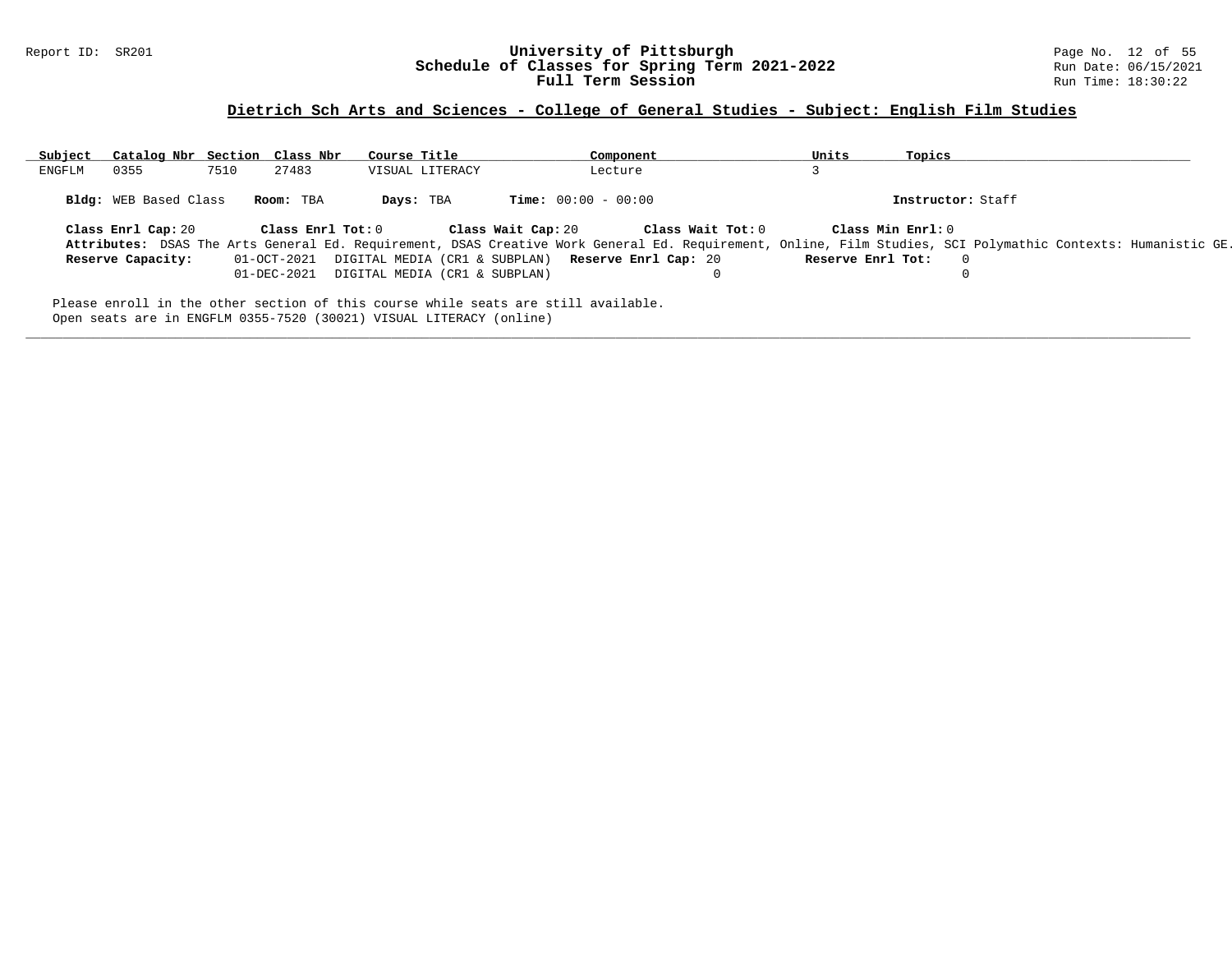## Dietrich Sch Arts and Sciences - College of General Studies - Subject: English Film Studies

| Subject | Catalog Nbr | Section | Class Nbr | Course Title | Component | Units | Topics |
|---|---|---|---|---|---|---|---|
| ENGFLM | 0355 | 7510 | 27483 | VISUAL LITERACY | Lecture | 3 | |

**Bldg:** WEB Based Class **Room:** TBA **Days:** TBA **Time:** 00:00 - 00:00 **Instructor:** Staff

**Class Enrl Cap:** 20 **Class Enrl Tot:** 0 **Class Wait Cap:** 20 **Class Wait Tot:** 0 **Class Min Enrl:** 0

**Attributes:** DSAS The Arts General Ed. Requirement, DSAS Creative Work General Ed. Requirement, Online, Film Studies, SCI Polymathic Contexts: Humanistic GE.

| Reserve Capacity: | | Reserve Enrl Cap: | Reserve Enrl Tot: |
|---|---|---|---|
| 01-OCT-2021 | DIGITAL MEDIA (CR1 & SUBPLAN) | 20 | 0 |
| 01-DEC-2021 | DIGITAL MEDIA (CR1 & SUBPLAN) | 0 | 0 |

Please enroll in the other section of this course while seats are still available.
Open seats are in ENGFLM 0355-7520 (30021) VISUAL LITERACY (online)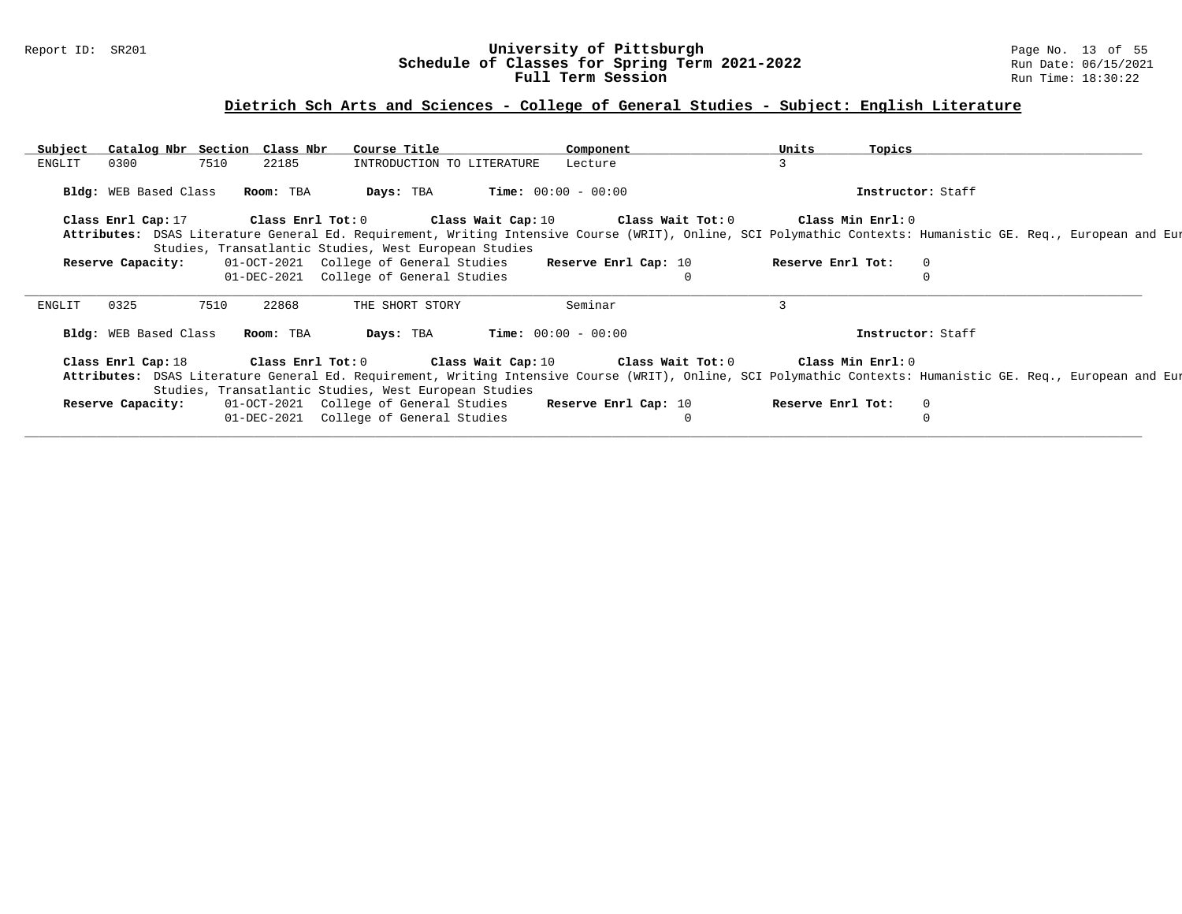## Dietrich Sch Arts and Sciences - College of General Studies - Subject: English Literature

| Subject | Catalog Nbr | Section | Class Nbr | Course Title | Component | Units | Topics |
|---|---|---|---|---|---|---|---|
| ENGLIT | 0300 | 7510 | 22185 | INTRODUCTION TO LITERATURE | Lecture | 3 | |

**Bldg:** WEB Based Class **Room:** TBA **Days:** TBA **Time:** 00:00 - 00:00 **Instructor:** Staff

**Class Enrl Cap:** 17 **Class Enrl Tot:** 0 **Class Wait Cap:** 10 **Class Wait Tot:** 0 **Class Min Enrl:** 0

**Attributes:** DSAS Literature General Ed. Requirement, Writing Intensive Course (WRIT), Online, SCI Polymathic Contexts: Humanistic GE. Req., European and Eur Studies, Transatlantic Studies, West European Studies

| Reserve Capacity: | | Reserve Enrl Cap: | Reserve Enrl Tot: |
|---|---|---|---|
| 01-OCT-2021 | College of General Studies | 10 | 0 |
| 01-DEC-2021 | College of General Studies | 0 | 0 |

---

| Subject | Catalog Nbr | Section | Class Nbr | Course Title | Component | Units | Topics |
|---|---|---|---|---|---|---|---|
| ENGLIT | 0325 | 7510 | 22868 | THE SHORT STORY | Seminar | 3 | |

**Bldg:** WEB Based Class **Room:** TBA **Days:** TBA **Time:** 00:00 - 00:00 **Instructor:** Staff

**Class Enrl Cap:** 18 **Class Enrl Tot:** 0 **Class Wait Cap:** 10 **Class Wait Tot:** 0 **Class Min Enrl:** 0

**Attributes:** DSAS Literature General Ed. Requirement, Writing Intensive Course (WRIT), Online, SCI Polymathic Contexts: Humanistic GE. Req., European and Eur Studies, Transatlantic Studies, West European Studies

| Reserve Capacity: | | Reserve Enrl Cap: | Reserve Enrl Tot: |
|---|---|---|---|
| 01-OCT-2021 | College of General Studies | 10 | 0 |
| 01-DEC-2021 | College of General Studies | 0 | 0 |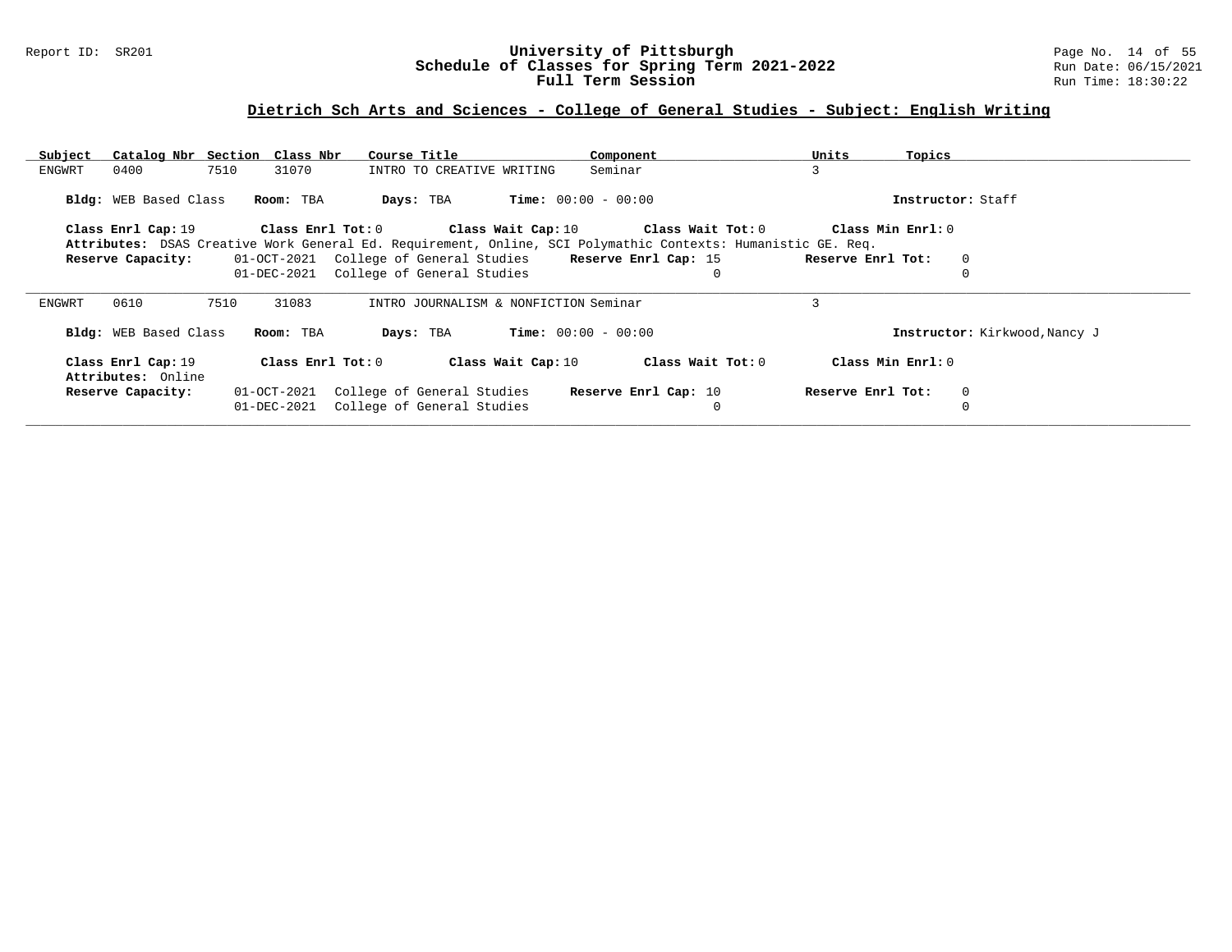## Dietrich Sch Arts and Sciences - College of General Studies - Subject: English Writing

| Subject | Catalog Nbr | Section | Class Nbr | Course Title | Component | Units | Topics |
|---|---|---|---|---|---|---|---|
| ENGWRT | 0400 | 7510 | 31070 | INTRO TO CREATIVE WRITING | Seminar | 3 | |

**Bldg:** WEB Based Class **Room:** TBA **Days:** TBA **Time:** 00:00 - 00:00 **Instructor:** Staff

**Class Enrl Cap:** 19 **Class Enrl Tot:** 0 **Class Wait Cap:** 10 **Class Wait Tot:** 0 **Class Min Enrl:** 0

**Attributes:** DSAS Creative Work General Ed. Requirement, Online, SCI Polymathic Contexts: Humanistic GE. Req.

| Reserve Capacity: | | Reserve Enrl Cap: | Reserve Enrl Tot: |
|---|---|---|---|
| 01-OCT-2021 | College of General Studies | 15 | 0 |
| 01-DEC-2021 | College of General Studies | 0 | 0 |

---

| Subject | Catalog Nbr | Section | Class Nbr | Course Title | Component | Units | Topics |
|---|---|---|---|---|---|---|---|
| ENGWRT | 0610 | 7510 | 31083 | INTRO JOURNALISM & NONFICTION | Seminar | 3 | |

**Bldg:** WEB Based Class **Room:** TBA **Days:** TBA **Time:** 00:00 - 00:00 **Instructor:** Kirkwood,Nancy J

**Class Enrl Cap:** 19 **Class Enrl Tot:** 0 **Class Wait Cap:** 10 **Class Wait Tot:** 0 **Class Min Enrl:** 0

**Attributes:** Online

| Reserve Capacity: | | Reserve Enrl Cap: | Reserve Enrl Tot: |
|---|---|---|---|
| 01-OCT-2021 | College of General Studies | 10 | 0 |
| 01-DEC-2021 | College of General Studies | 0 | 0 |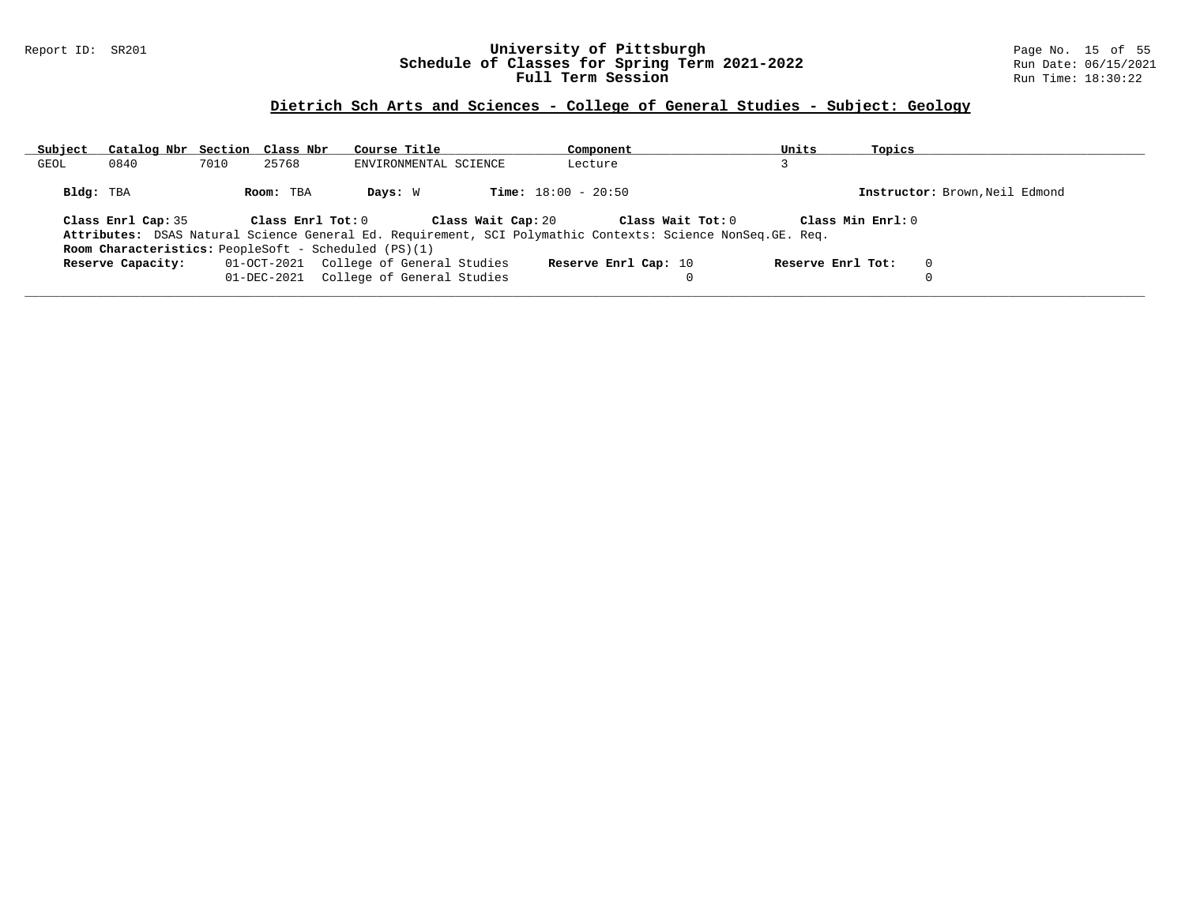## Dietrich Sch Arts and Sciences - College of General Studies - Subject: Geology

| Subject | Catalog Nbr | Section | Class Nbr | Course Title | Component | Units | Topics |
| --- | --- | --- | --- | --- | --- | --- | --- |
| GEOL | 0840 | 7010 | 25768 | ENVIRONMENTAL SCIENCE | Lecture | 3 | |

**Bldg:** TBA **Room:** TBA **Days:** W **Time:** 18:00 - 20:50 **Instructor:** Brown,Neil Edmond

**Class Enrl Cap:** 35 **Class Enrl Tot:** 0 **Class Wait Cap:** 20 **Class Wait Tot:** 0 **Class Min Enrl:** 0

**Attributes:** DSAS Natural Science General Ed. Requirement, SCI Polymathic Contexts: Science NonSeq.GE. Req.

**Room Characteristics:** PeopleSoft - Scheduled (PS)(1)

| Reserve Capacity: | Date | Group | Reserve Enrl Cap | Reserve Enrl Tot |
| --- | --- | --- | --- | --- |
| | 01-OCT-2021 | College of General Studies | 10 | 0 |
| | 01-DEC-2021 | College of General Studies | 0 | 0 |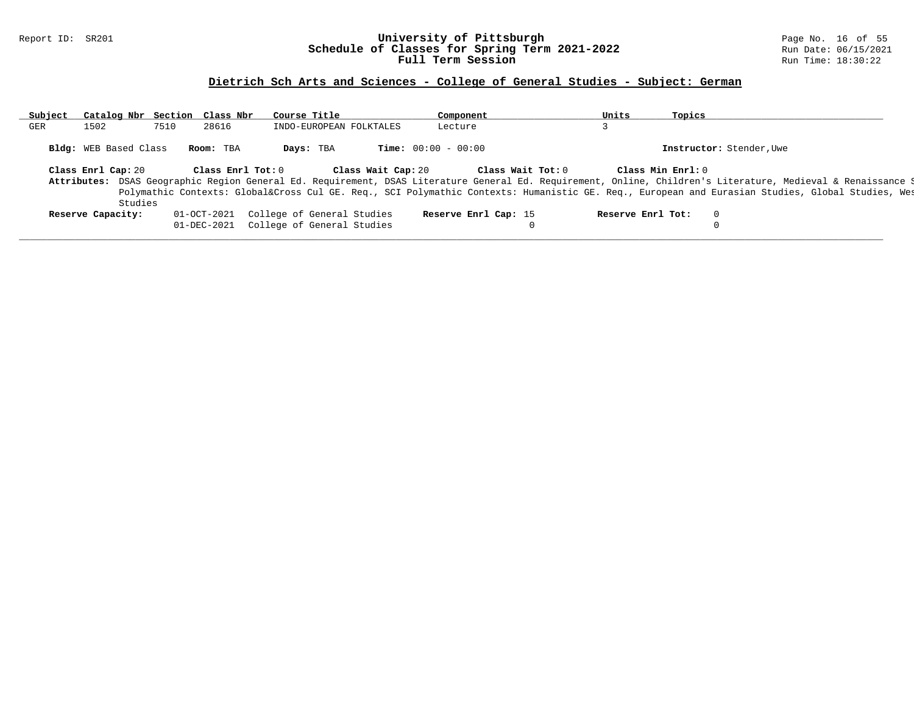## Dietrich Sch Arts and Sciences - College of General Studies - Subject: German

| Subject | Catalog Nbr | Section | Class Nbr | Course Title | Component | Units | Topics |
|---|---|---|---|---|---|---|---|
| GER | 1502 | 7510 | 28616 | INDO-EUROPEAN FOLKTALES | Lecture | 3 | |

**Bldg:** WEB Based Class **Room:** TBA **Days:** TBA **Time:** 00:00 - 00:00 **Instructor:** Stender,Uwe

**Class Enrl Cap:** 20 **Class Enrl Tot:** 0 **Class Wait Cap:** 20 **Class Wait Tot:** 0 **Class Min Enrl:** 0

**Attributes:** DSAS Geographic Region General Ed. Requirement, DSAS Literature General Ed. Requirement, Online, Children's Literature, Medieval & Renaissance S Polymathic Contexts: Global&Cross Cul GE. Req., SCI Polymathic Contexts: Humanistic GE. Req., European and Eurasian Studies, Global Studies, Wes Studies

| Reserve Capacity: | | | Reserve Enrl Cap: | Reserve Enrl Tot: |
|---|---|---|---|---|
| | 01-OCT-2021 | College of General Studies | 15 | 0 |
| | 01-DEC-2021 | College of General Studies | 0 | 0 |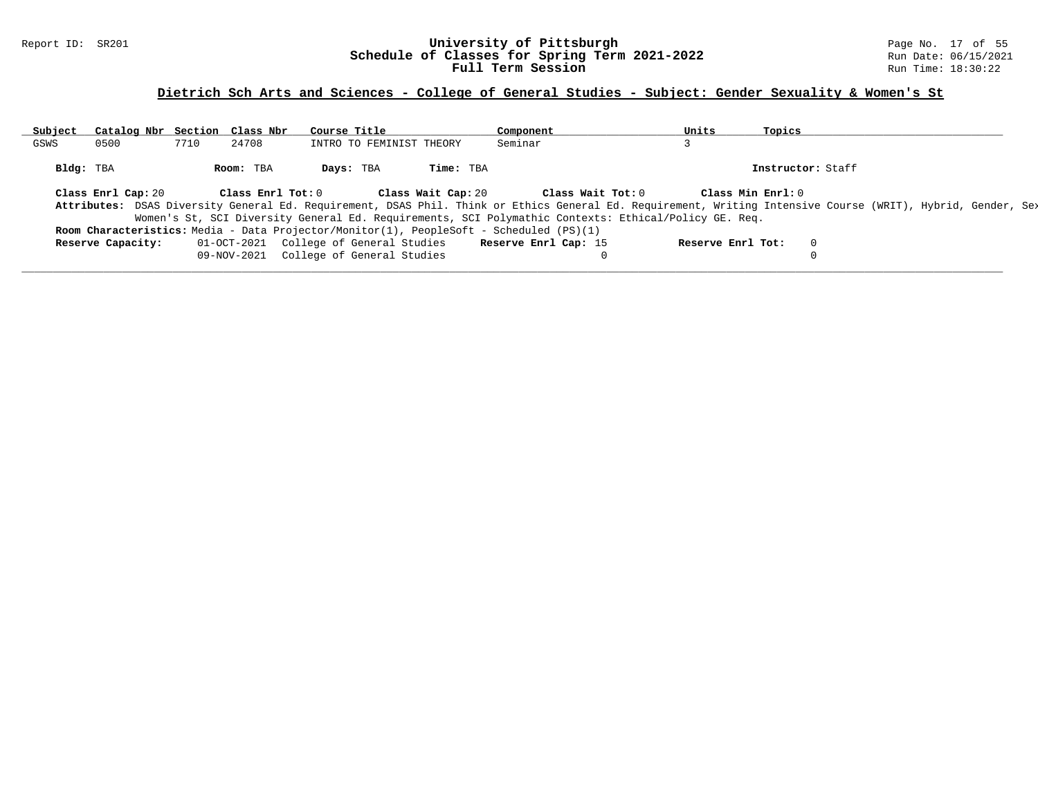## Dietrich Sch Arts and Sciences - College of General Studies - Subject: Gender Sexuality & Women's St

| Subject | Catalog Nbr | Section | Class Nbr | Course Title | Component | Units | Topics |
|---|---|---|---|---|---|---|---|
| GSWS | 0500 | 7710 | 24708 | INTRO TO FEMINIST THEORY | Seminar | 3 | |

**Bldg:** TBA **Room:** TBA **Days:** TBA **Time:** TBA **Instructor:** Staff

**Class Enrl Cap:** 20 **Class Enrl Tot:** 0 **Class Wait Cap:** 20 **Class Wait Tot:** 0 **Class Min Enrl:** 0

**Attributes:** DSAS Diversity General Ed. Requirement, DSAS Phil. Think or Ethics General Ed. Requirement, Writing Intensive Course (WRIT), Hybrid, Gender, Sex Women's St, SCI Diversity General Ed. Requirements, SCI Polymathic Contexts: Ethical/Policy GE. Req.

**Room Characteristics:** Media - Data Projector/Monitor(1), PeopleSoft - Scheduled (PS)(1)

| Reserve Capacity: | | | Reserve Enrl Cap: | Reserve Enrl Tot: |
|---|---|---|---|---|
| | 01-OCT-2021 | College of General Studies | 15 | 0 |
| | 09-NOV-2021 | College of General Studies | 0 | 0 |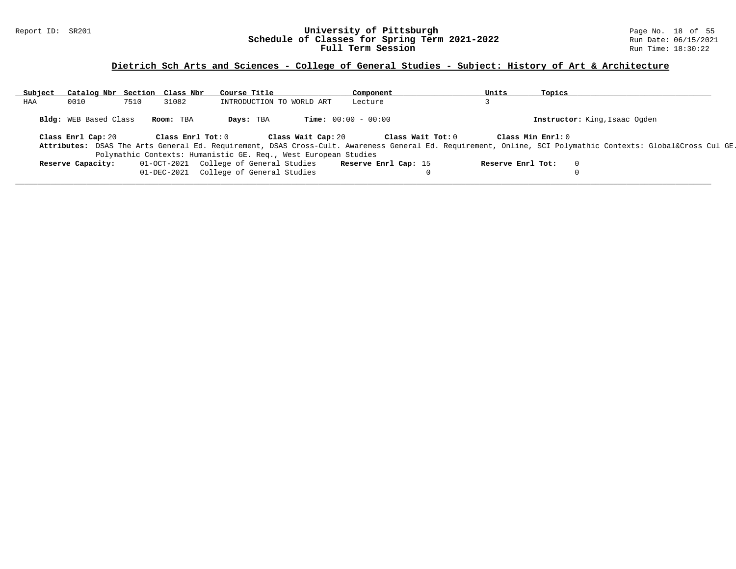## Dietrich Sch Arts and Sciences - College of General Studies - Subject: History of Art & Architecture

| Subject | Catalog Nbr | Section | Class Nbr | Course Title | Component | Units | Topics |
|---|---|---|---|---|---|---|---|
| HAA | 0010 | 7510 | 31082 | INTRODUCTION TO WORLD ART | Lecture | 3 | |

**Bldg:** WEB Based Class **Room:** TBA **Days:** TBA **Time:** 00:00 - 00:00 **Instructor:** King,Isaac Ogden

**Class Enrl Cap:** 20 **Class Enrl Tot:** 0 **Class Wait Cap:** 20 **Class Wait Tot:** 0 **Class Min Enrl:** 0

**Attributes:** DSAS The Arts General Ed. Requirement, DSAS Cross-Cult. Awareness General Ed. Requirement, Online, SCI Polymathic Contexts: Global&Cross Cul GE. Polymathic Contexts: Humanistic GE. Req., West European Studies

| Reserve Capacity: | | Reserve Enrl Cap: | Reserve Enrl Tot: |
|---|---|---|---|
| 01-OCT-2021 | College of General Studies | 15 | 0 |
| 01-DEC-2021 | College of General Studies | 0 | 0 |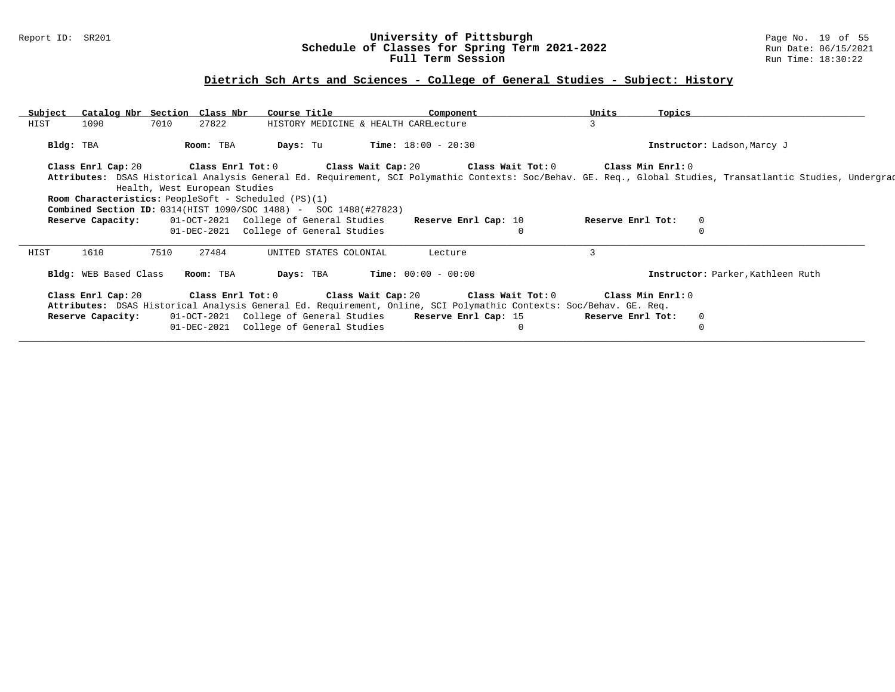## Dietrich Sch Arts and Sciences - College of General Studies - Subject: History

| Subject | Catalog Nbr | Section | Class Nbr | Course Title | Component | Units | Topics |
|---|---|---|---|---|---|---|---|
| HIST | 1090 | 7010 | 27822 | HISTORY MEDICINE & HEALTH CARE | Lecture | 3 | |

**Bldg:** TBA **Room:** TBA **Days:** Tu **Time:** 18:00 - 20:30 **Instructor:** Ladson,Marcy J

**Class Enrl Cap:** 20 **Class Enrl Tot:** 0 **Class Wait Cap:** 20 **Class Wait Tot:** 0 **Class Min Enrl:** 0

**Attributes:** DSAS Historical Analysis General Ed. Requirement, SCI Polymathic Contexts: Soc/Behav. GE. Req., Global Studies, Transatlantic Studies, Undergrad Health, West European Studies

**Room Characteristics:** PeopleSoft - Scheduled (PS)(1)

**Combined Section ID:** 0314(HIST 1090/SOC 1488) - SOC 1488(#27823)

| Reserve Capacity: | Date | Group | Reserve Enrl Cap | Reserve Enrl Tot |
|---|---|---|---|---|
| | 01-OCT-2021 | College of General Studies | 10 | 0 |
| | 01-DEC-2021 | College of General Studies | 0 | 0 |

---

| Subject | Catalog Nbr | Section | Class Nbr | Course Title | Component | Units | Topics |
|---|---|---|---|---|---|---|---|
| HIST | 1610 | 7510 | 27484 | UNITED STATES COLONIAL | Lecture | 3 | |

**Bldg:** WEB Based Class **Room:** TBA **Days:** TBA **Time:** 00:00 - 00:00 **Instructor:** Parker,Kathleen Ruth

**Class Enrl Cap:** 20 **Class Enrl Tot:** 0 **Class Wait Cap:** 20 **Class Wait Tot:** 0 **Class Min Enrl:** 0

**Attributes:** DSAS Historical Analysis General Ed. Requirement, Online, SCI Polymathic Contexts: Soc/Behav. GE. Req.

| Reserve Capacity: | Date | Group | Reserve Enrl Cap | Reserve Enrl Tot |
|---|---|---|---|---|
| | 01-OCT-2021 | College of General Studies | 15 | 0 |
| | 01-DEC-2021 | College of General Studies | 0 | 0 |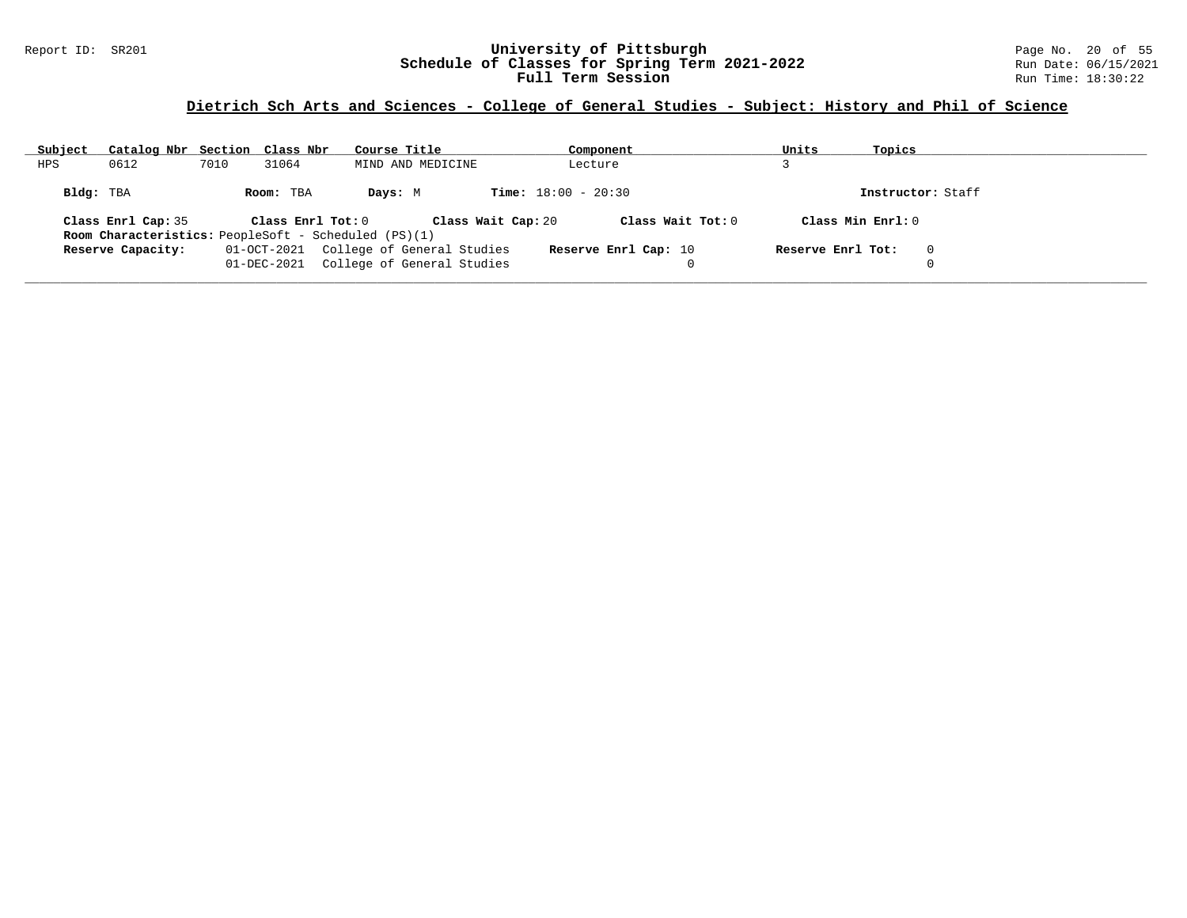# University of Pittsburgh
## Schedule of Classes for Spring Term 2021-2022
### Full Term Session

Report ID: SR201

Run Date: 06/15/2021

Run Time: 18:30:22

**Dietrich Sch Arts and Sciences - College of General Studies - Subject: History and Phil of Science**

| Subject | Catalog Nbr | Section | Class Nbr | Course Title | Component | Units | Topics |
|---|---|---|---|---|---|---|---|
| HPS | 0612 | 7010 | 31064 | MIND AND MEDICINE | Lecture | 3 | |

**Bldg:** TBA **Room:** TBA **Days:** M **Time:** 18:00 - 20:30 **Instructor:** Staff

**Class Enrl Cap:** 35 **Class Enrl Tot:** 0 **Class Wait Cap:** 20 **Class Wait Tot:** 0 **Class Min Enrl:** 0

**Room Characteristics:** PeopleSoft - Scheduled (PS)(1)

| **Reserve Capacity:** | | **Reserve Enrl Cap:** | **Reserve Enrl Tot:** |
|---|---|---|---|
| 01-OCT-2021 | College of General Studies | 10 | 0 |
| 01-DEC-2021 | College of General Studies | 0 | 0 |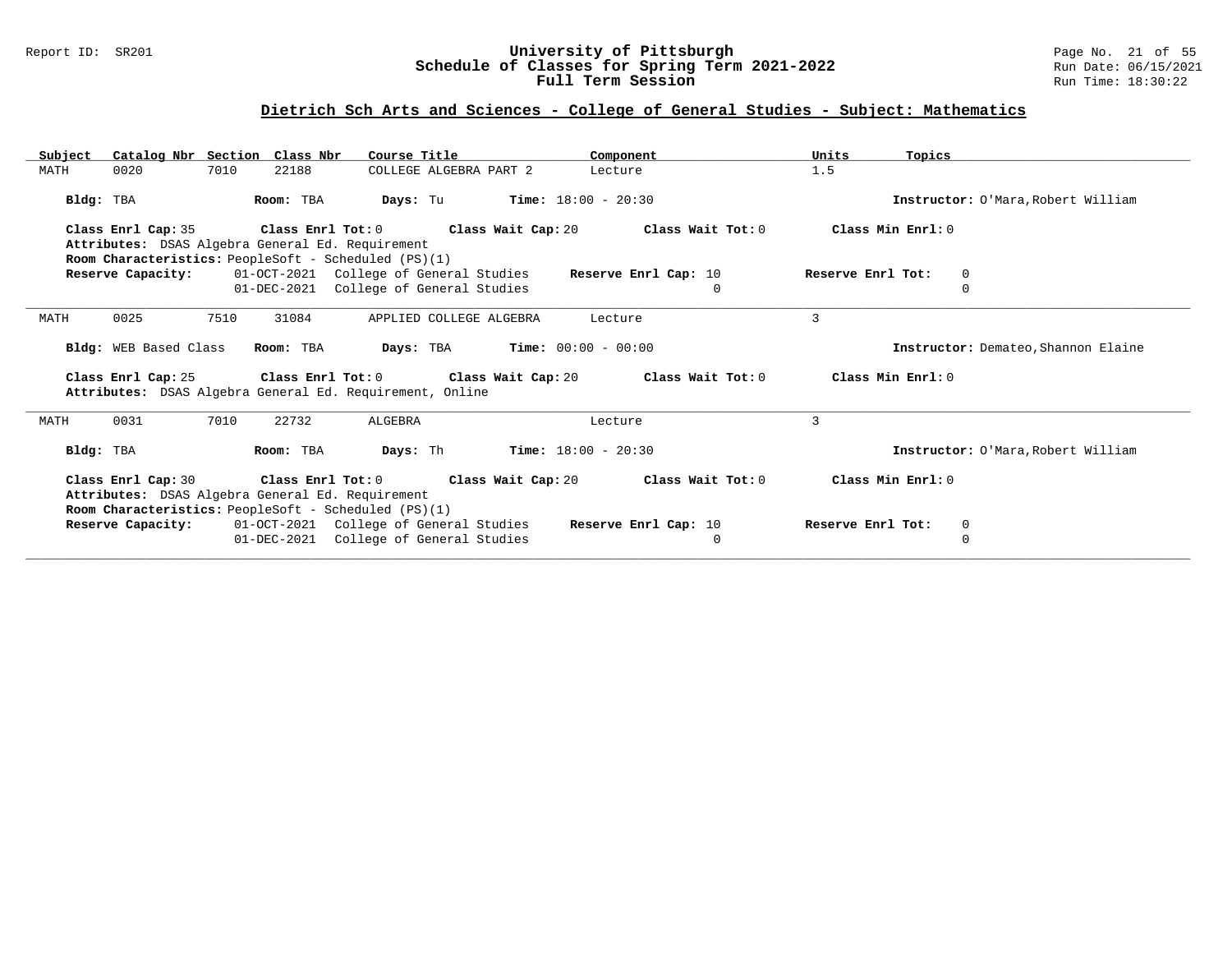## Dietrich Sch Arts and Sciences - College of General Studies - Subject: Mathematics

| Subject | Catalog Nbr | Section | Class Nbr | Course Title | Component | Units | Topics |
|---|---|---|---|---|---|---|---|
| MATH | 0020 | 7010 | 22188 | COLLEGE ALGEBRA PART 2 | Lecture | 1.5 | |

**Bldg:** TBA **Room:** TBA **Days:** Tu **Time:** 18:00 - 20:30 **Instructor:** O'Mara,Robert William

**Class Enrl Cap:** 35 **Class Enrl Tot:** 0 **Class Wait Cap:** 20 **Class Wait Tot:** 0 **Class Min Enrl:** 0

**Attributes:** DSAS Algebra General Ed. Requirement

**Room Characteristics:** PeopleSoft - Scheduled (PS)(1)

**Reserve Capacity:**

| Date | Group | Reserve Enrl Cap | Reserve Enrl Tot |
|---|---|---|---|
| 01-OCT-2021 | College of General Studies | 10 | 0 |
| 01-DEC-2021 | College of General Studies | 0 | 0 |

---

| Subject | Catalog Nbr | Section | Class Nbr | Course Title | Component | Units | Topics |
|---|---|---|---|---|---|---|---|
| MATH | 0025 | 7510 | 31084 | APPLIED COLLEGE ALGEBRA | Lecture | 3 | |

**Bldg:** WEB Based Class **Room:** TBA **Days:** TBA **Time:** 00:00 - 00:00 **Instructor:** Demateo,Shannon Elaine

**Class Enrl Cap:** 25 **Class Enrl Tot:** 0 **Class Wait Cap:** 20 **Class Wait Tot:** 0 **Class Min Enrl:** 0

**Attributes:** DSAS Algebra General Ed. Requirement, Online

---

| Subject | Catalog Nbr | Section | Class Nbr | Course Title | Component | Units | Topics |
|---|---|---|---|---|---|---|---|
| MATH | 0031 | 7010 | 22732 | ALGEBRA | Lecture | 3 | |

**Bldg:** TBA **Room:** TBA **Days:** Th **Time:** 18:00 - 20:30 **Instructor:** O'Mara,Robert William

**Class Enrl Cap:** 30 **Class Enrl Tot:** 0 **Class Wait Cap:** 20 **Class Wait Tot:** 0 **Class Min Enrl:** 0

**Attributes:** DSAS Algebra General Ed. Requirement

**Room Characteristics:** PeopleSoft - Scheduled (PS)(1)

**Reserve Capacity:**

| Date | Group | Reserve Enrl Cap | Reserve Enrl Tot |
|---|---|---|---|
| 01-OCT-2021 | College of General Studies | 10 | 0 |
| 01-DEC-2021 | College of General Studies | 0 | 0 |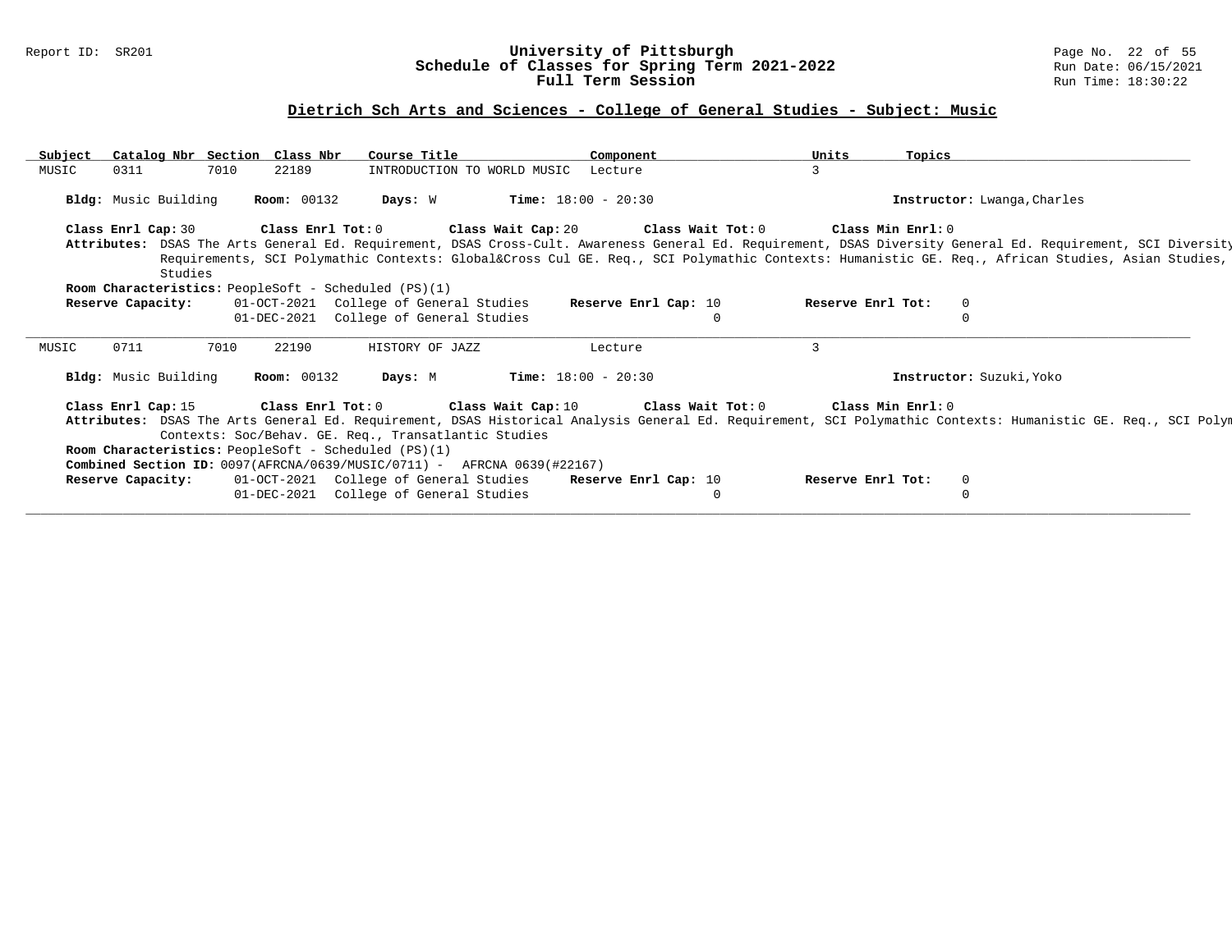## Dietrich Sch Arts and Sciences - College of General Studies - Subject: Music

| Subject | Catalog Nbr | Section | Class Nbr | Course Title | Component | Units | Topics |
|---|---|---|---|---|---|---|---|
| MUSIC | 0311 | 7010 | 22189 | INTRODUCTION TO WORLD MUSIC | Lecture | 3 | |

**Bldg:** Music Building **Room:** 00132 **Days:** W **Time:** 18:00 - 20:30 **Instructor:** Lwanga,Charles

**Class Enrl Cap:** 30 **Class Enrl Tot:** 0 **Class Wait Cap:** 20 **Class Wait Tot:** 0 **Class Min Enrl:** 0

**Attributes:** DSAS The Arts General Ed. Requirement, DSAS Cross-Cult. Awareness General Ed. Requirement, DSAS Diversity General Ed. Requirement, SCI Diversity Requirements, SCI Polymathic Contexts: Global&Cross Cul GE. Req., SCI Polymathic Contexts: Humanistic GE. Req., African Studies, Asian Studies, Studies

**Room Characteristics:** PeopleSoft - Scheduled (PS)(1)

| Reserve Capacity: | | Reserve Enrl Cap: | Reserve Enrl Tot: |
|---|---|---|---|
| 01-OCT-2021 | College of General Studies | 10 | 0 |
| 01-DEC-2021 | College of General Studies | 0 | 0 |

---

| Subject | Catalog Nbr | Section | Class Nbr | Course Title | Component | Units | Topics |
|---|---|---|---|---|---|---|---|
| MUSIC | 0711 | 7010 | 22190 | HISTORY OF JAZZ | Lecture | 3 | |

**Bldg:** Music Building **Room:** 00132 **Days:** M **Time:** 18:00 - 20:30 **Instructor:** Suzuki,Yoko

**Class Enrl Cap:** 15 **Class Enrl Tot:** 0 **Class Wait Cap:** 10 **Class Wait Tot:** 0 **Class Min Enrl:** 0

**Attributes:** DSAS The Arts General Ed. Requirement, DSAS Historical Analysis General Ed. Requirement, SCI Polymathic Contexts: Humanistic GE. Req., SCI Polym Contexts: Soc/Behav. GE. Req., Transatlantic Studies

**Room Characteristics:** PeopleSoft - Scheduled (PS)(1)

**Combined Section ID:** 0097(AFRCNA/0639/MUSIC/0711) - AFRCNA 0639(#22167)

| Reserve Capacity: | | Reserve Enrl Cap: | Reserve Enrl Tot: |
|---|---|---|---|
| 01-OCT-2021 | College of General Studies | 10 | 0 |
| 01-DEC-2021 | College of General Studies | 0 | 0 |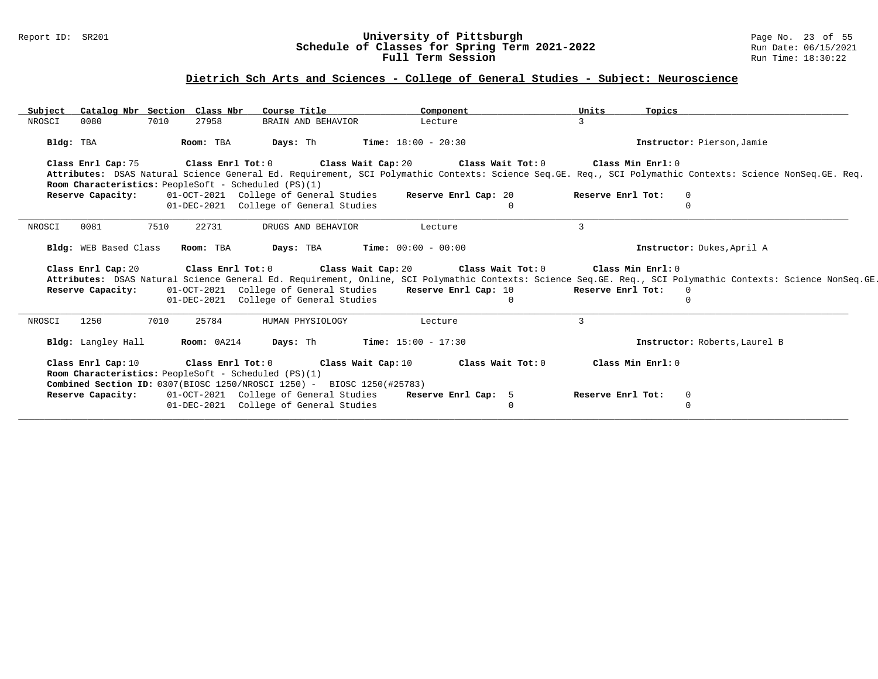## Dietrich Sch Arts and Sciences - College of General Studies - Subject: Neuroscience

| Subject | Catalog Nbr | Section | Class Nbr | Course Title | Component | Units | Topics |
|---|---|---|---|---|---|---|---|
| NROSCI | 0080 | 7010 | 27958 | BRAIN AND BEHAVIOR | Lecture | 3 | |

**Bldg:** TBA **Room:** TBA **Days:** Th **Time:** 18:00 - 20:30 **Instructor:** Pierson,Jamie

**Class Enrl Cap:** 75 **Class Enrl Tot:** 0 **Class Wait Cap:** 20 **Class Wait Tot:** 0 **Class Min Enrl:** 0

**Attributes:** DSAS Natural Science General Ed. Requirement, SCI Polymathic Contexts: Science Seq.GE. Req., SCI Polymathic Contexts: Science NonSeq.GE. Req.

**Room Characteristics:** PeopleSoft - Scheduled (PS)(1)

| Reserve Capacity: | | Reserve Enrl Cap | Reserve Enrl Tot |
|---|---|---|---|
| 01-OCT-2021 | College of General Studies | 20 | 0 |
| 01-DEC-2021 | College of General Studies | 0 | 0 |

---

| Subject | Catalog Nbr | Section | Class Nbr | Course Title | Component | Units | Topics |
|---|---|---|---|---|---|---|---|
| NROSCI | 0081 | 7510 | 22731 | DRUGS AND BEHAVIOR | Lecture | 3 | |

**Bldg:** WEB Based Class **Room:** TBA **Days:** TBA **Time:** 00:00 - 00:00 **Instructor:** Dukes,April A

**Class Enrl Cap:** 20 **Class Enrl Tot:** 0 **Class Wait Cap:** 20 **Class Wait Tot:** 0 **Class Min Enrl:** 0

**Attributes:** DSAS Natural Science General Ed. Requirement, Online, SCI Polymathic Contexts: Science Seq.GE. Req., SCI Polymathic Contexts: Science NonSeq.GE.

| Reserve Capacity: | | Reserve Enrl Cap | Reserve Enrl Tot |
|---|---|---|---|
| 01-OCT-2021 | College of General Studies | 10 | 0 |
| 01-DEC-2021 | College of General Studies | 0 | 0 |

---

| Subject | Catalog Nbr | Section | Class Nbr | Course Title | Component | Units | Topics |
|---|---|---|---|---|---|---|---|
| NROSCI | 1250 | 7010 | 25784 | HUMAN PHYSIOLOGY | Lecture | 3 | |

**Bldg:** Langley Hall **Room:** 0A214 **Days:** Th **Time:** 15:00 - 17:30 **Instructor:** Roberts,Laurel B

**Class Enrl Cap:** 10 **Class Enrl Tot:** 0 **Class Wait Cap:** 10 **Class Wait Tot:** 0 **Class Min Enrl:** 0

**Room Characteristics:** PeopleSoft - Scheduled (PS)(1)

**Combined Section ID:** 0307(BIOSC 1250/NROSCI 1250) - BIOSC 1250(#25783)

| Reserve Capacity: | | Reserve Enrl Cap | Reserve Enrl Tot |
|---|---|---|---|
| 01-OCT-2021 | College of General Studies | 5 | 0 |
| 01-DEC-2021 | College of General Studies | 0 | 0 |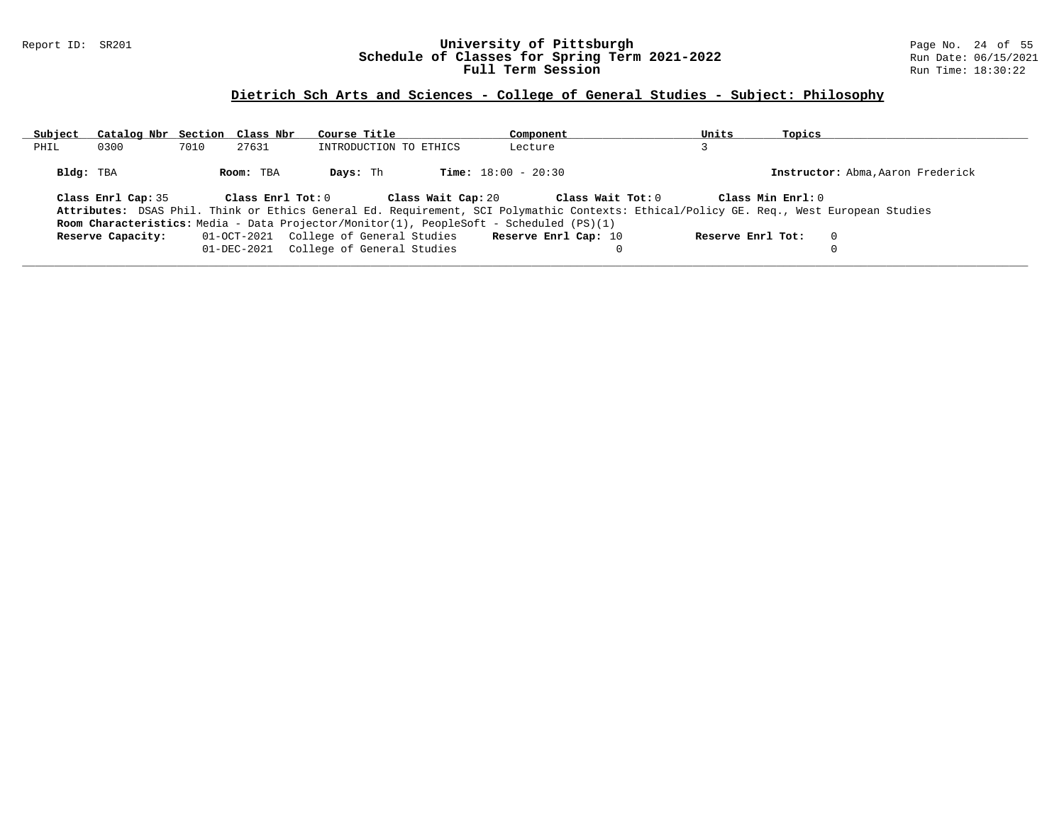## Dietrich Sch Arts and Sciences - College of General Studies - Subject: Philosophy

| Subject | Catalog Nbr | Section | Class Nbr | Course Title | Component | Units | Topics |
|---|---|---|---|---|---|---|---|
| PHIL | 0300 | 7010 | 27631 | INTRODUCTION TO ETHICS | Lecture | 3 | |

**Bldg:** TBA **Room:** TBA **Days:** Th **Time:** 18:00 - 20:30 **Instructor:** Abma,Aaron Frederick

**Class Enrl Cap:** 35 **Class Enrl Tot:** 0 **Class Wait Cap:** 20 **Class Wait Tot:** 0 **Class Min Enrl:** 0

**Attributes:** DSAS Phil. Think or Ethics General Ed. Requirement, SCI Polymathic Contexts: Ethical/Policy GE. Req., West European Studies

**Room Characteristics:** Media - Data Projector/Monitor(1), PeopleSoft - Scheduled (PS)(1)

| Reserve Capacity: | | Reserve Enrl Cap: | Reserve Enrl Tot: |
|---|---|---|---|
| 01-OCT-2021 | College of General Studies | 10 | 0 |
| 01-DEC-2021 | College of General Studies | 0 | 0 |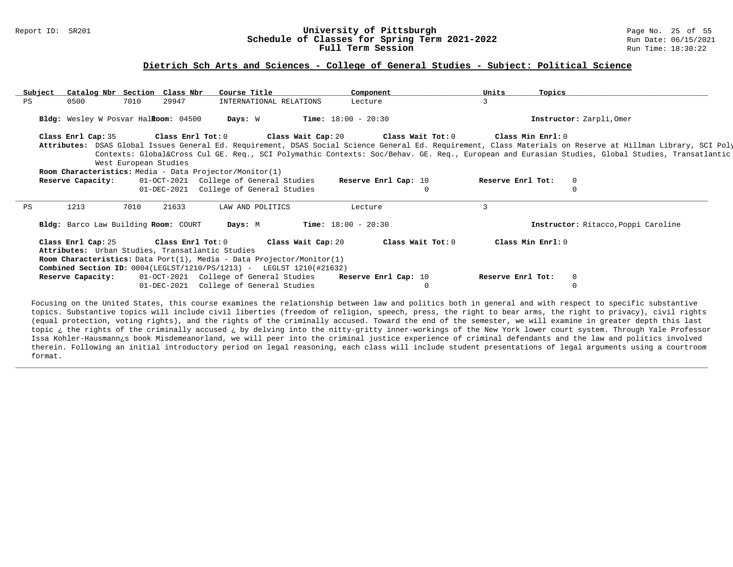## Dietrich Sch Arts and Sciences - College of General Studies - Subject: Political Science

| Subject | Catalog Nbr | Section | Class Nbr | Course Title | Component | Units | Topics |
|---|---|---|---|---|---|---|---|
| PS | 0500 | 7010 | 29947 | INTERNATIONAL RELATIONS | Lecture | 3 | |

**Bldg:** Wesley W Posvar Hall **Room:** 04500 **Days:** W **Time:** 18:00 - 20:30 **Instructor:** Zarpli,Omer

**Class Enrl Cap:** 35 **Class Enrl Tot:** 0 **Class Wait Cap:** 20 **Class Wait Tot:** 0 **Class Min Enrl:** 0

**Attributes:** DSAS Global Issues General Ed. Requirement, DSAS Social Science General Ed. Requirement, Class Materials on Reserve at Hillman Library, SCI Poly Contexts: Global&Cross Cul GE. Req., SCI Polymathic Contexts: Soc/Behav. GE. Req., European and Eurasian Studies, Global Studies, Transatlantic West European Studies

**Room Characteristics:** Media - Data Projector/Monitor(1)

| Reserve Capacity: | | Reserve Enrl Cap: | Reserve Enrl Tot: |
|---|---|---|---|
| 01-OCT-2021 | College of General Studies | 10 | 0 |
| 01-DEC-2021 | College of General Studies | 0 | 0 |

---

| Subject | Catalog Nbr | Section | Class Nbr | Course Title | Component | Units | Topics |
|---|---|---|---|---|---|---|---|
| PS | 1213 | 7010 | 21633 | LAW AND POLITICS | Lecture | 3 | |

**Bldg:** Barco Law Building **Room:** COURT **Days:** M **Time:** 18:00 - 20:30 **Instructor:** Ritacco,Poppi Caroline

**Class Enrl Cap:** 25 **Class Enrl Tot:** 0 **Class Wait Cap:** 20 **Class Wait Tot:** 0 **Class Min Enrl:** 0

**Attributes:** Urban Studies, Transatlantic Studies

**Room Characteristics:** Data Port(1), Media - Data Projector/Monitor(1)

**Combined Section ID:** 0004(LEGLST/1210/PS/1213) - LEGLST 1210(#21632)

| Reserve Capacity: | | Reserve Enrl Cap: | Reserve Enrl Tot: |
|---|---|---|---|
| 01-OCT-2021 | College of General Studies | 10 | 0 |
| 01-DEC-2021 | College of General Studies | 0 | 0 |

Focusing on the United States, this course examines the relationship between law and politics both in general and with respect to specific substantive topics. Substantive topics will include civil liberties (freedom of religion, speech, press, the right to bear arms, the right to privacy), civil rights (equal protection, voting rights), and the rights of the criminally accused. Toward the end of the semester, we will examine in greater depth this last topic ¿ the rights of the criminally accused ¿ by delving into the nitty-gritty inner-workings of the New York lower court system. Through Yale Professor Issa Kohler-Hausmann¿s book Misdemeanorland, we will peer into the criminal justice experience of criminal defendants and the law and politics involved therein. Following an initial introductory period on legal reasoning, each class will include student presentations of legal arguments using a courtroom format.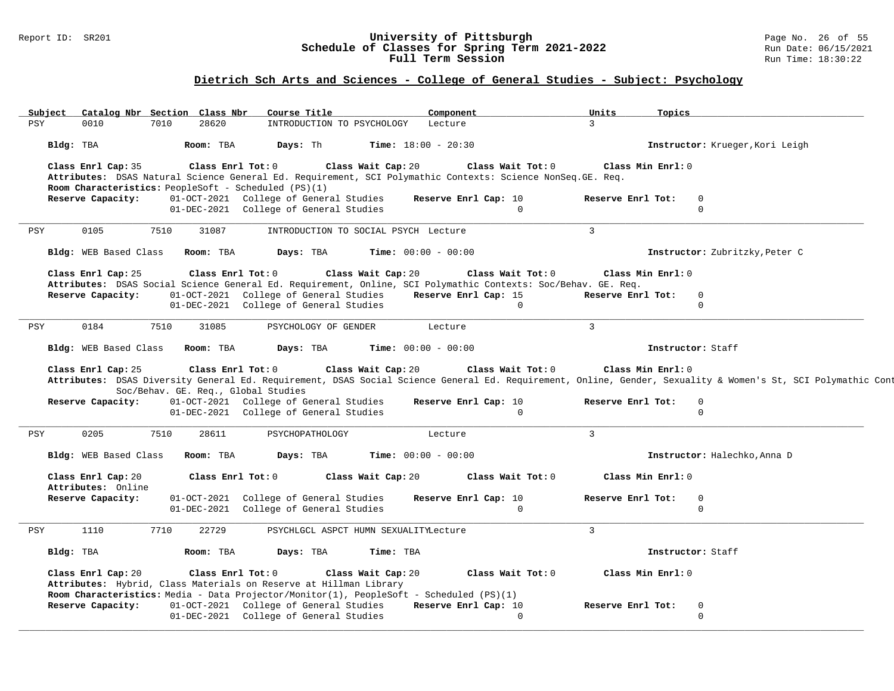## Dietrich Sch Arts and Sciences - College of General Studies - Subject: Psychology

| Subject | Catalog Nbr | Section | Class Nbr | Course Title | Component | Units | Topics |
|---|---|---|---|---|---|---|---|
| PSY | 0010 | 7010 | 28620 | INTRODUCTION TO PSYCHOLOGY | Lecture | 3 | |

**Bldg:** TBA **Room:** TBA **Days:** Th **Time:** 18:00 - 20:30 **Instructor:** Krueger,Kori Leigh

**Class Enrl Cap:** 35 **Class Enrl Tot:** 0 **Class Wait Cap:** 20 **Class Wait Tot:** 0 **Class Min Enrl:** 0

**Attributes:** DSAS Natural Science General Ed. Requirement, SCI Polymathic Contexts: Science NonSeq.GE. Req.

**Room Characteristics:** PeopleSoft - Scheduled (PS)(1)

| Reserve Capacity: | Date | Group | Reserve Enrl Cap | Reserve Enrl Tot |
|---|---|---|---|---|
| | 01-OCT-2021 | College of General Studies | 10 | 0 |
| | 01-DEC-2021 | College of General Studies | 0 | 0 |

---

| Subject | Catalog Nbr | Section | Class Nbr | Course Title | Component | Units | Topics |
|---|---|---|---|---|---|---|---|
| PSY | 0105 | 7510 | 31087 | INTRODUCTION TO SOCIAL PSYCH | Lecture | 3 | |

**Bldg:** WEB Based Class **Room:** TBA **Days:** TBA **Time:** 00:00 - 00:00 **Instructor:** Zubritzky,Peter C

**Class Enrl Cap:** 25 **Class Enrl Tot:** 0 **Class Wait Cap:** 20 **Class Wait Tot:** 0 **Class Min Enrl:** 0

**Attributes:** DSAS Social Science General Ed. Requirement, Online, SCI Polymathic Contexts: Soc/Behav. GE. Req.

| Reserve Capacity: | Date | Group | Reserve Enrl Cap | Reserve Enrl Tot |
|---|---|---|---|---|
| | 01-OCT-2021 | College of General Studies | 15 | 0 |
| | 01-DEC-2021 | College of General Studies | 0 | 0 |

---

| Subject | Catalog Nbr | Section | Class Nbr | Course Title | Component | Units | Topics |
|---|---|---|---|---|---|---|---|
| PSY | 0184 | 7510 | 31085 | PSYCHOLOGY OF GENDER | Lecture | 3 | |

**Bldg:** WEB Based Class **Room:** TBA **Days:** TBA **Time:** 00:00 - 00:00 **Instructor:** Staff

**Class Enrl Cap:** 25 **Class Enrl Tot:** 0 **Class Wait Cap:** 20 **Class Wait Tot:** 0 **Class Min Enrl:** 0

**Attributes:** DSAS Diversity General Ed. Requirement, DSAS Social Science General Ed. Requirement, Online, Gender, Sexuality & Women's St, SCI Polymathic Cont Soc/Behav. GE. Req., Global Studies

| Reserve Capacity: | Date | Group | Reserve Enrl Cap | Reserve Enrl Tot |
|---|---|---|---|---|
| | 01-OCT-2021 | College of General Studies | 10 | 0 |
| | 01-DEC-2021 | College of General Studies | 0 | 0 |

---

| Subject | Catalog Nbr | Section | Class Nbr | Course Title | Component | Units | Topics |
|---|---|---|---|---|---|---|---|
| PSY | 0205 | 7510 | 28611 | PSYCHOPATHOLOGY | Lecture | 3 | |

**Bldg:** WEB Based Class **Room:** TBA **Days:** TBA **Time:** 00:00 - 00:00 **Instructor:** Halechko,Anna D

**Class Enrl Cap:** 20 **Class Enrl Tot:** 0 **Class Wait Cap:** 20 **Class Wait Tot:** 0 **Class Min Enrl:** 0

**Attributes:** Online

| Reserve Capacity: | Date | Group | Reserve Enrl Cap | Reserve Enrl Tot |
|---|---|---|---|---|
| | 01-OCT-2021 | College of General Studies | 10 | 0 |
| | 01-DEC-2021 | College of General Studies | 0 | 0 |

---

| Subject | Catalog Nbr | Section | Class Nbr | Course Title | Component | Units | Topics |
|---|---|---|---|---|---|---|---|
| PSY | 1110 | 7710 | 22729 | PSYCHLGCL ASPCT HUMN SEXUALITY | Lecture | 3 | |

**Bldg:** TBA **Room:** TBA **Days:** TBA **Time:** TBA **Instructor:** Staff

**Class Enrl Cap:** 20 **Class Enrl Tot:** 0 **Class Wait Cap:** 20 **Class Wait Tot:** 0 **Class Min Enrl:** 0

**Attributes:** Hybrid, Class Materials on Reserve at Hillman Library

**Room Characteristics:** Media - Data Projector/Monitor(1), PeopleSoft - Scheduled (PS)(1)

| Reserve Capacity: | Date | Group | Reserve Enrl Cap | Reserve Enrl Tot |
|---|---|---|---|---|
| | 01-OCT-2021 | College of General Studies | 10 | 0 |
| | 01-DEC-2021 | College of General Studies | 0 | 0 |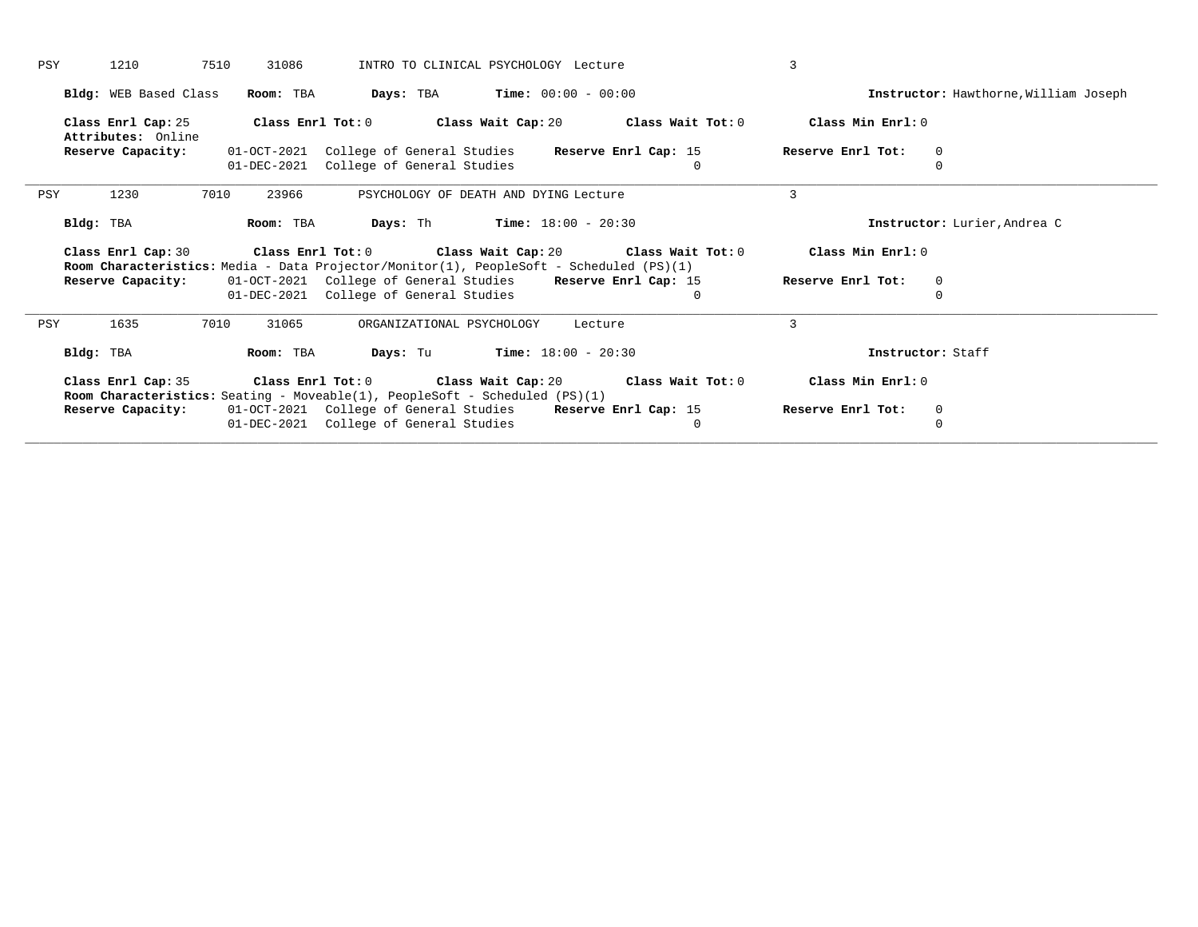PSY 1210 7510 31086 INTRO TO CLINICAL PSYCHOLOGY Lecture 3

**Bldg:** WEB Based Class **Room:** TBA **Days:** TBA **Time:** 00:00 - 00:00 **Instructor:** Hawthorne,William Joseph

**Class Enrl Cap:** 25 **Class Enrl Tot:** 0 **Class Wait Cap:** 20 **Class Wait Tot:** 0 **Class Min Enrl:** 0
**Attributes:** Online

| **Reserve Capacity:** | | | **Reserve Enrl Cap:** | **Reserve Enrl Tot:** |
|---|---|---|---|---|
| | 01-OCT-2021 | College of General Studies | 15 | 0 |
| | 01-DEC-2021 | College of General Studies | 0 | 0 |

---

PSY 1230 7010 23966 PSYCHOLOGY OF DEATH AND DYING Lecture 3

**Bldg:** TBA **Room:** TBA **Days:** Th **Time:** 18:00 - 20:30 **Instructor:** Lurier,Andrea C

**Class Enrl Cap:** 30 **Class Enrl Tot:** 0 **Class Wait Cap:** 20 **Class Wait Tot:** 0 **Class Min Enrl:** 0
**Room Characteristics:** Media - Data Projector/Monitor(1), PeopleSoft - Scheduled (PS)(1)

| **Reserve Capacity:** | | | **Reserve Enrl Cap:** | **Reserve Enrl Tot:** |
|---|---|---|---|---|
| | 01-OCT-2021 | College of General Studies | 15 | 0 |
| | 01-DEC-2021 | College of General Studies | 0 | 0 |

---

PSY 1635 7010 31065 ORGANIZATIONAL PSYCHOLOGY Lecture 3

**Bldg:** TBA **Room:** TBA **Days:** Tu **Time:** 18:00 - 20:30 **Instructor:** Staff

**Class Enrl Cap:** 35 **Class Enrl Tot:** 0 **Class Wait Cap:** 20 **Class Wait Tot:** 0 **Class Min Enrl:** 0
**Room Characteristics:** Seating - Moveable(1), PeopleSoft - Scheduled (PS)(1)

| **Reserve Capacity:** | | | **Reserve Enrl Cap:** | **Reserve Enrl Tot:** |
|---|---|---|---|---|
| | 01-OCT-2021 | College of General Studies | 15 | 0 |
| | 01-DEC-2021 | College of General Studies | 0 | 0 |

---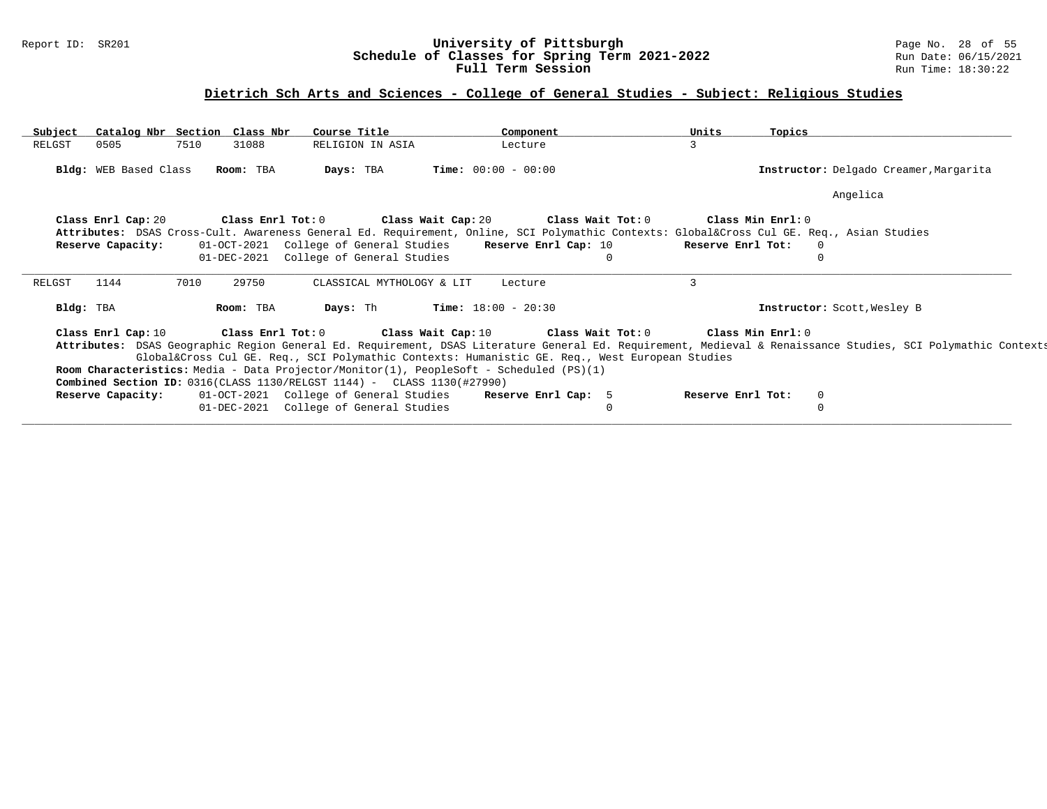## Dietrich Sch Arts and Sciences - College of General Studies - Subject: Religious Studies

| Subject | Catalog Nbr | Section | Class Nbr | Course Title | Component | Units | Topics |
|---|---|---|---|---|---|---|---|
| RELGST | 0505 | 7510 | 31088 | RELIGION IN ASIA | Lecture | 3 | |

**Bldg:** WEB Based Class **Room:** TBA **Days:** TBA **Time:** 00:00 - 00:00 **Instructor:** Delgado Creamer,Margarita Angelica

**Class Enrl Cap:** 20 **Class Enrl Tot:** 0 **Class Wait Cap:** 20 **Class Wait Tot:** 0 **Class Min Enrl:** 0

**Attributes:** DSAS Cross-Cult. Awareness General Ed. Requirement, Online, SCI Polymathic Contexts: Global&Cross Cul GE. Req., Asian Studies

| Reserve Capacity: | | Reserve Enrl Cap: | Reserve Enrl Tot: |
|---|---|---|---|
| 01-OCT-2021 | College of General Studies | 10 | 0 |
| 01-DEC-2021 | College of General Studies | 0 | 0 |

---

| Subject | Catalog Nbr | Section | Class Nbr | Course Title | Component | Units | Topics |
|---|---|---|---|---|---|---|---|
| RELGST | 1144 | 7010 | 29750 | CLASSICAL MYTHOLOGY & LIT | Lecture | 3 | |

**Bldg:** TBA **Room:** TBA **Days:** Th **Time:** 18:00 - 20:30 **Instructor:** Scott,Wesley B

**Class Enrl Cap:** 10 **Class Enrl Tot:** 0 **Class Wait Cap:** 10 **Class Wait Tot:** 0 **Class Min Enrl:** 0

**Attributes:** DSAS Geographic Region General Ed. Requirement, DSAS Literature General Ed. Requirement, Medieval & Renaissance Studies, SCI Polymathic Contexts: Global&Cross Cul GE. Req., SCI Polymathic Contexts: Humanistic GE. Req., West European Studies

**Room Characteristics:** Media - Data Projector/Monitor(1), PeopleSoft - Scheduled (PS)(1)

**Combined Section ID:** 0316(CLASS 1130/RELGST 1144) - CLASS 1130(#27990)

| Reserve Capacity: | | Reserve Enrl Cap: | Reserve Enrl Tot: |
|---|---|---|---|
| 01-OCT-2021 | College of General Studies | 5 | 0 |
| 01-DEC-2021 | College of General Studies | 0 | 0 |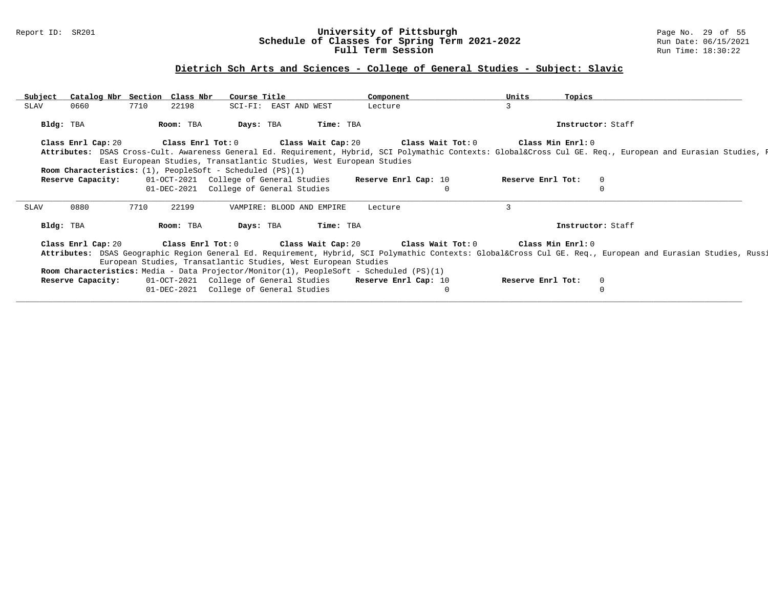## Dietrich Sch Arts and Sciences - College of General Studies - Subject: Slavic

| Subject | Catalog Nbr | Section | Class Nbr | Course Title | Component | Units | Topics |
|---|---|---|---|---|---|---|---|
| SLAV | 0660 | 7710 | 22198 | SCI-FI: EAST AND WEST | Lecture | 3 | |

**Bldg:** TBA **Room:** TBA **Days:** TBA **Time:** TBA **Instructor:** Staff

**Class Enrl Cap:** 20 **Class Enrl Tot:** 0 **Class Wait Cap:** 20 **Class Wait Tot:** 0 **Class Min Enrl:** 0

**Attributes:** DSAS Cross-Cult. Awareness General Ed. Requirement, Hybrid, SCI Polymathic Contexts: Global&Cross Cul GE. Req., European and Eurasian Studies, R East European Studies, Transatlantic Studies, West European Studies

**Room Characteristics:** (1), PeopleSoft - Scheduled (PS)(1)

| Reserve Capacity: | | Reserve Enrl Cap: | Reserve Enrl Tot: |
|---|---|---|---|
| 01-OCT-2021 | College of General Studies | 10 | 0 |
| 01-DEC-2021 | College of General Studies | 0 | 0 |

---

| Subject | Catalog Nbr | Section | Class Nbr | Course Title | Component | Units | Topics |
|---|---|---|---|---|---|---|---|
| SLAV | 0880 | 7710 | 22199 | VAMPIRE: BLOOD AND EMPIRE | Lecture | 3 | |

**Bldg:** TBA **Room:** TBA **Days:** TBA **Time:** TBA **Instructor:** Staff

**Class Enrl Cap:** 20 **Class Enrl Tot:** 0 **Class Wait Cap:** 20 **Class Wait Tot:** 0 **Class Min Enrl:** 0

**Attributes:** DSAS Geographic Region General Ed. Requirement, Hybrid, SCI Polymathic Contexts: Global&Cross Cul GE. Req., European and Eurasian Studies, Russi European Studies, Transatlantic Studies, West European Studies

**Room Characteristics:** Media - Data Projector/Monitor(1), PeopleSoft - Scheduled (PS)(1)

| Reserve Capacity: | | Reserve Enrl Cap: | Reserve Enrl Tot: |
|---|---|---|---|
| 01-OCT-2021 | College of General Studies | 10 | 0 |
| 01-DEC-2021 | College of General Studies | 0 | 0 |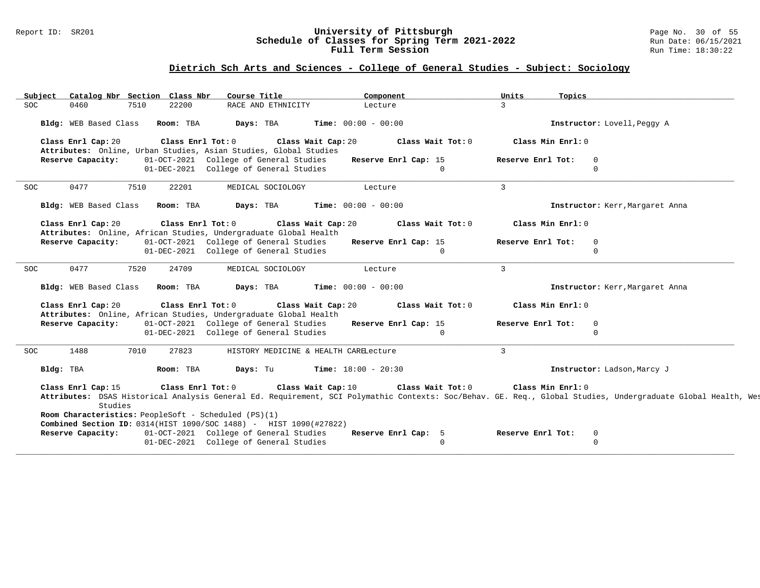## Dietrich Sch Arts and Sciences - College of General Studies - Subject: Sociology

| Subject | Catalog Nbr | Section | Class Nbr | Course Title | Component | Units | Topics |
|---|---|---|---|---|---|---|---|
| SOC | 0460 | 7510 | 22200 | RACE AND ETHNICITY | Lecture | 3 | |

**Bldg:** WEB Based Class  **Room:** TBA  **Days:** TBA  **Time:** 00:00 - 00:00  **Instructor:** Lovell,Peggy A

**Class Enrl Cap:** 20  **Class Enrl Tot:** 0  **Class Wait Cap:** 20  **Class Wait Tot:** 0  **Class Min Enrl:** 0

**Attributes:** Online, Urban Studies, Asian Studies, Global Studies

| Reserve Capacity: | | Reserve Enrl Cap: | Reserve Enrl Tot: |
|---|---|---|---|
| 01-OCT-2021 | College of General Studies | 15 | 0 |
| 01-DEC-2021 | College of General Studies | 0 | 0 |

---

| Subject | Catalog Nbr | Section | Class Nbr | Course Title | Component | Units | Topics |
|---|---|---|---|---|---|---|---|
| SOC | 0477 | 7510 | 22201 | MEDICAL SOCIOLOGY | Lecture | 3 | |

**Bldg:** WEB Based Class  **Room:** TBA  **Days:** TBA  **Time:** 00:00 - 00:00  **Instructor:** Kerr,Margaret Anna

**Class Enrl Cap:** 20  **Class Enrl Tot:** 0  **Class Wait Cap:** 20  **Class Wait Tot:** 0  **Class Min Enrl:** 0

**Attributes:** Online, African Studies, Undergraduate Global Health

| Reserve Capacity: | | Reserve Enrl Cap: | Reserve Enrl Tot: |
|---|---|---|---|
| 01-OCT-2021 | College of General Studies | 15 | 0 |
| 01-DEC-2021 | College of General Studies | 0 | 0 |

---

| Subject | Catalog Nbr | Section | Class Nbr | Course Title | Component | Units | Topics |
|---|---|---|---|---|---|---|---|
| SOC | 0477 | 7520 | 24709 | MEDICAL SOCIOLOGY | Lecture | 3 | |

**Bldg:** WEB Based Class  **Room:** TBA  **Days:** TBA  **Time:** 00:00 - 00:00  **Instructor:** Kerr,Margaret Anna

**Class Enrl Cap:** 20  **Class Enrl Tot:** 0  **Class Wait Cap:** 20  **Class Wait Tot:** 0  **Class Min Enrl:** 0

**Attributes:** Online, African Studies, Undergraduate Global Health

| Reserve Capacity: | | Reserve Enrl Cap: | Reserve Enrl Tot: |
|---|---|---|---|
| 01-OCT-2021 | College of General Studies | 15 | 0 |
| 01-DEC-2021 | College of General Studies | 0 | 0 |

---

| Subject | Catalog Nbr | Section | Class Nbr | Course Title | Component | Units | Topics |
|---|---|---|---|---|---|---|---|
| SOC | 1488 | 7010 | 27823 | HISTORY MEDICINE & HEALTH CARE | Lecture | 3 | |

**Bldg:** TBA  **Room:** TBA  **Days:** Tu  **Time:** 18:00 - 20:30  **Instructor:** Ladson,Marcy J

**Class Enrl Cap:** 15  **Class Enrl Tot:** 0  **Class Wait Cap:** 10  **Class Wait Tot:** 0  **Class Min Enrl:** 0

**Attributes:** DSAS Historical Analysis General Ed. Requirement, SCI Polymathic Contexts: Soc/Behav. GE. Req., Global Studies, Undergraduate Global Health, Wes Studies

**Room Characteristics:** PeopleSoft - Scheduled (PS)(1)

**Combined Section ID:** 0314(HIST 1090/SOC 1488) - HIST 1090(#27822)

| Reserve Capacity: | | Reserve Enrl Cap: | Reserve Enrl Tot: |
|---|---|---|---|
| 01-OCT-2021 | College of General Studies | 5 | 0 |
| 01-DEC-2021 | College of General Studies | 0 | 0 |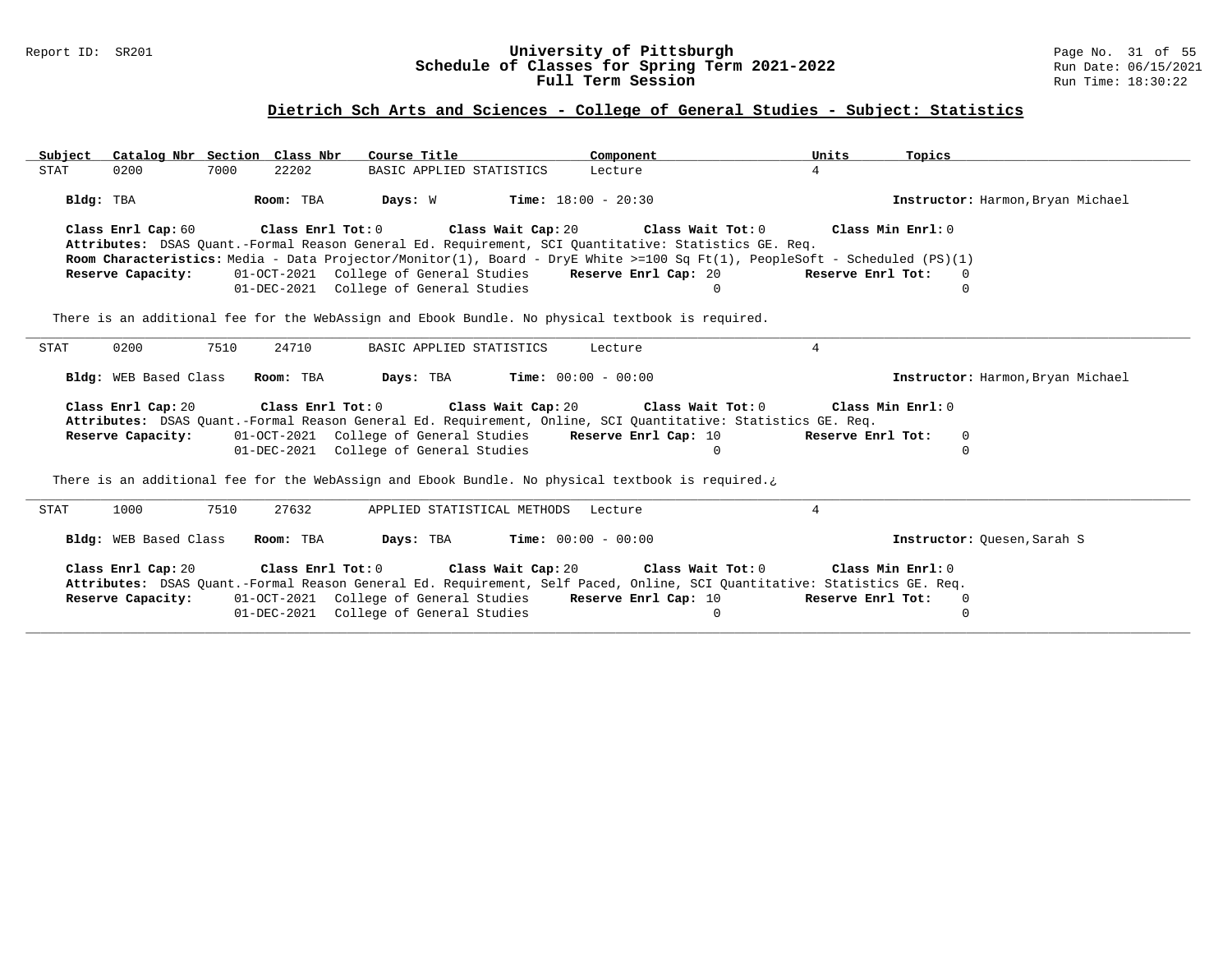## Dietrich Sch Arts and Sciences - College of General Studies - Subject: Statistics

| Subject | Catalog Nbr | Section | Class Nbr | Course Title | Component | Units | Topics |
|---|---|---|---|---|---|---|---|
| STAT | 0200 | 7000 | 22202 | BASIC APPLIED STATISTICS | Lecture | 4 | |

**Bldg:** TBA **Room:** TBA **Days:** W **Time:** 18:00 - 20:30 **Instructor:** Harmon,Bryan Michael

**Class Enrl Cap:** 60 **Class Enrl Tot:** 0 **Class Wait Cap:** 20 **Class Wait Tot:** 0 **Class Min Enrl:** 0

**Attributes:** DSAS Quant.-Formal Reason General Ed. Requirement, SCI Quantitative: Statistics GE. Req.

**Room Characteristics:** Media - Data Projector/Monitor(1), Board - DryE White >=100 Sq Ft(1), PeopleSoft - Scheduled (PS)(1)

**Reserve Capacity:**

| Date | Reserve | Reserve Enrl Cap | Reserve Enrl Tot |
|---|---|---|---|
| 01-OCT-2021 | College of General Studies | 20 | 0 |
| 01-DEC-2021 | College of General Studies | 0 | 0 |

There is an additional fee for the WebAssign and Ebook Bundle. No physical textbook is required.

---

| Subject | Catalog Nbr | Section | Class Nbr | Course Title | Component | Units | Topics |
|---|---|---|---|---|---|---|---|
| STAT | 0200 | 7510 | 24710 | BASIC APPLIED STATISTICS | Lecture | 4 | |

**Bldg:** WEB Based Class **Room:** TBA **Days:** TBA **Time:** 00:00 - 00:00 **Instructor:** Harmon,Bryan Michael

**Class Enrl Cap:** 20 **Class Enrl Tot:** 0 **Class Wait Cap:** 20 **Class Wait Tot:** 0 **Class Min Enrl:** 0

**Attributes:** DSAS Quant.-Formal Reason General Ed. Requirement, Online, SCI Quantitative: Statistics GE. Req.

**Reserve Capacity:**

| Date | Reserve | Reserve Enrl Cap | Reserve Enrl Tot |
|---|---|---|---|
| 01-OCT-2021 | College of General Studies | 10 | 0 |
| 01-DEC-2021 | College of General Studies | 0 | 0 |

There is an additional fee for the WebAssign and Ebook Bundle. No physical textbook is required.¿

---

| Subject | Catalog Nbr | Section | Class Nbr | Course Title | Component | Units | Topics |
|---|---|---|---|---|---|---|---|
| STAT | 1000 | 7510 | 27632 | APPLIED STATISTICAL METHODS | Lecture | 4 | |

**Bldg:** WEB Based Class **Room:** TBA **Days:** TBA **Time:** 00:00 - 00:00 **Instructor:** Quesen,Sarah S

**Class Enrl Cap:** 20 **Class Enrl Tot:** 0 **Class Wait Cap:** 20 **Class Wait Tot:** 0 **Class Min Enrl:** 0

**Attributes:** DSAS Quant.-Formal Reason General Ed. Requirement, Self Paced, Online, SCI Quantitative: Statistics GE. Req.

**Reserve Capacity:**

| Date | Reserve | Reserve Enrl Cap | Reserve Enrl Tot |
|---|---|---|---|
| 01-OCT-2021 | College of General Studies | 10 | 0 |
| 01-DEC-2021 | College of General Studies | 0 | 0 |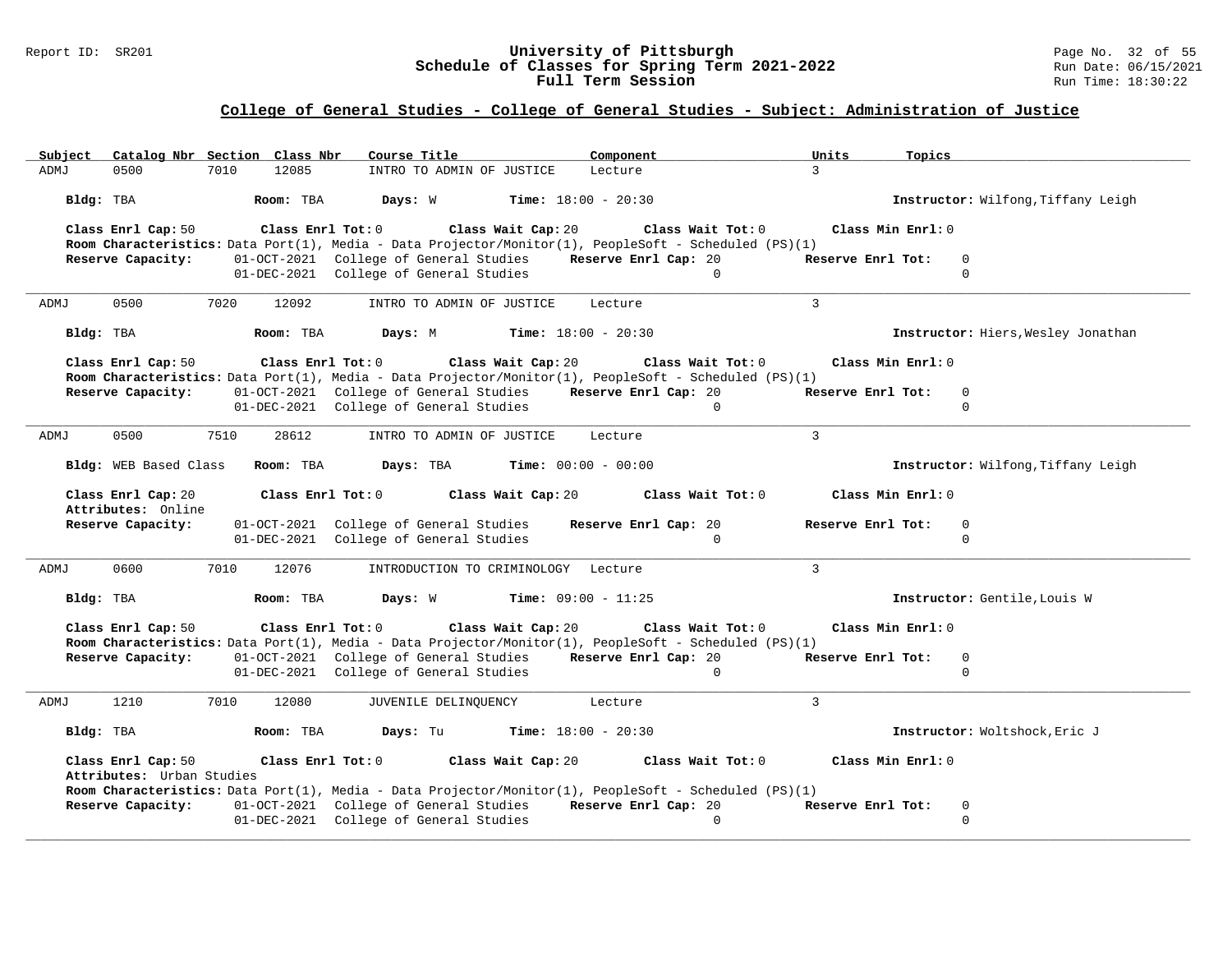## College of General Studies - College of General Studies - Subject: Administration of Justice

| Subject | Catalog Nbr | Section | Class Nbr | Course Title | Component | Units | Topics |
|---|---|---|---|---|---|---|---|
| ADMJ | 0500 | 7010 | 12085 | INTRO TO ADMIN OF JUSTICE | Lecture | 3 | |

**Bldg:** TBA **Room:** TBA **Days:** W **Time:** 18:00 - 20:30 **Instructor:** Wilfong,Tiffany Leigh

**Class Enrl Cap:** 50 **Class Enrl Tot:** 0 **Class Wait Cap:** 20 **Class Wait Tot:** 0 **Class Min Enrl:** 0

**Room Characteristics:** Data Port(1), Media - Data Projector/Monitor(1), PeopleSoft - Scheduled (PS)(1)

**Reserve Capacity:** 01-OCT-2021 College of General Studies **Reserve Enrl Cap:** 20 **Reserve Enrl Tot:** 0
01-DEC-2021 College of General Studies 0 0

---

| Subject | Catalog Nbr | Section | Class Nbr | Course Title | Component | Units | Topics |
|---|---|---|---|---|---|---|---|
| ADMJ | 0500 | 7020 | 12092 | INTRO TO ADMIN OF JUSTICE | Lecture | 3 | |

**Bldg:** TBA **Room:** TBA **Days:** M **Time:** 18:00 - 20:30 **Instructor:** Hiers,Wesley Jonathan

**Class Enrl Cap:** 50 **Class Enrl Tot:** 0 **Class Wait Cap:** 20 **Class Wait Tot:** 0 **Class Min Enrl:** 0

**Room Characteristics:** Data Port(1), Media - Data Projector/Monitor(1), PeopleSoft - Scheduled (PS)(1)

**Reserve Capacity:** 01-OCT-2021 College of General Studies **Reserve Enrl Cap:** 20 **Reserve Enrl Tot:** 0
01-DEC-2021 College of General Studies 0 0

---

| Subject | Catalog Nbr | Section | Class Nbr | Course Title | Component | Units | Topics |
|---|---|---|---|---|---|---|---|
| ADMJ | 0500 | 7510 | 28612 | INTRO TO ADMIN OF JUSTICE | Lecture | 3 | |

**Bldg:** WEB Based Class **Room:** TBA **Days:** TBA **Time:** 00:00 - 00:00 **Instructor:** Wilfong,Tiffany Leigh

**Class Enrl Cap:** 20 **Class Enrl Tot:** 0 **Class Wait Cap:** 20 **Class Wait Tot:** 0 **Class Min Enrl:** 0

**Attributes:** Online

**Reserve Capacity:** 01-OCT-2021 College of General Studies **Reserve Enrl Cap:** 20 **Reserve Enrl Tot:** 0
01-DEC-2021 College of General Studies 0 0

---

| Subject | Catalog Nbr | Section | Class Nbr | Course Title | Component | Units | Topics |
|---|---|---|---|---|---|---|---|
| ADMJ | 0600 | 7010 | 12076 | INTRODUCTION TO CRIMINOLOGY | Lecture | 3 | |

**Bldg:** TBA **Room:** TBA **Days:** W **Time:** 09:00 - 11:25 **Instructor:** Gentile,Louis W

**Class Enrl Cap:** 50 **Class Enrl Tot:** 0 **Class Wait Cap:** 20 **Class Wait Tot:** 0 **Class Min Enrl:** 0

**Room Characteristics:** Data Port(1), Media - Data Projector/Monitor(1), PeopleSoft - Scheduled (PS)(1)

**Reserve Capacity:** 01-OCT-2021 College of General Studies **Reserve Enrl Cap:** 20 **Reserve Enrl Tot:** 0
01-DEC-2021 College of General Studies 0 0

---

| Subject | Catalog Nbr | Section | Class Nbr | Course Title | Component | Units | Topics |
|---|---|---|---|---|---|---|---|
| ADMJ | 1210 | 7010 | 12080 | JUVENILE DELINQUENCY | Lecture | 3 | |

**Bldg:** TBA **Room:** TBA **Days:** Tu **Time:** 18:00 - 20:30 **Instructor:** Woltshock,Eric J

**Class Enrl Cap:** 50 **Class Enrl Tot:** 0 **Class Wait Cap:** 20 **Class Wait Tot:** 0 **Class Min Enrl:** 0

**Attributes:** Urban Studies

**Room Characteristics:** Data Port(1), Media - Data Projector/Monitor(1), PeopleSoft - Scheduled (PS)(1)

**Reserve Capacity:** 01-OCT-2021 College of General Studies **Reserve Enrl Cap:** 20 **Reserve Enrl Tot:** 0
01-DEC-2021 College of General Studies 0 0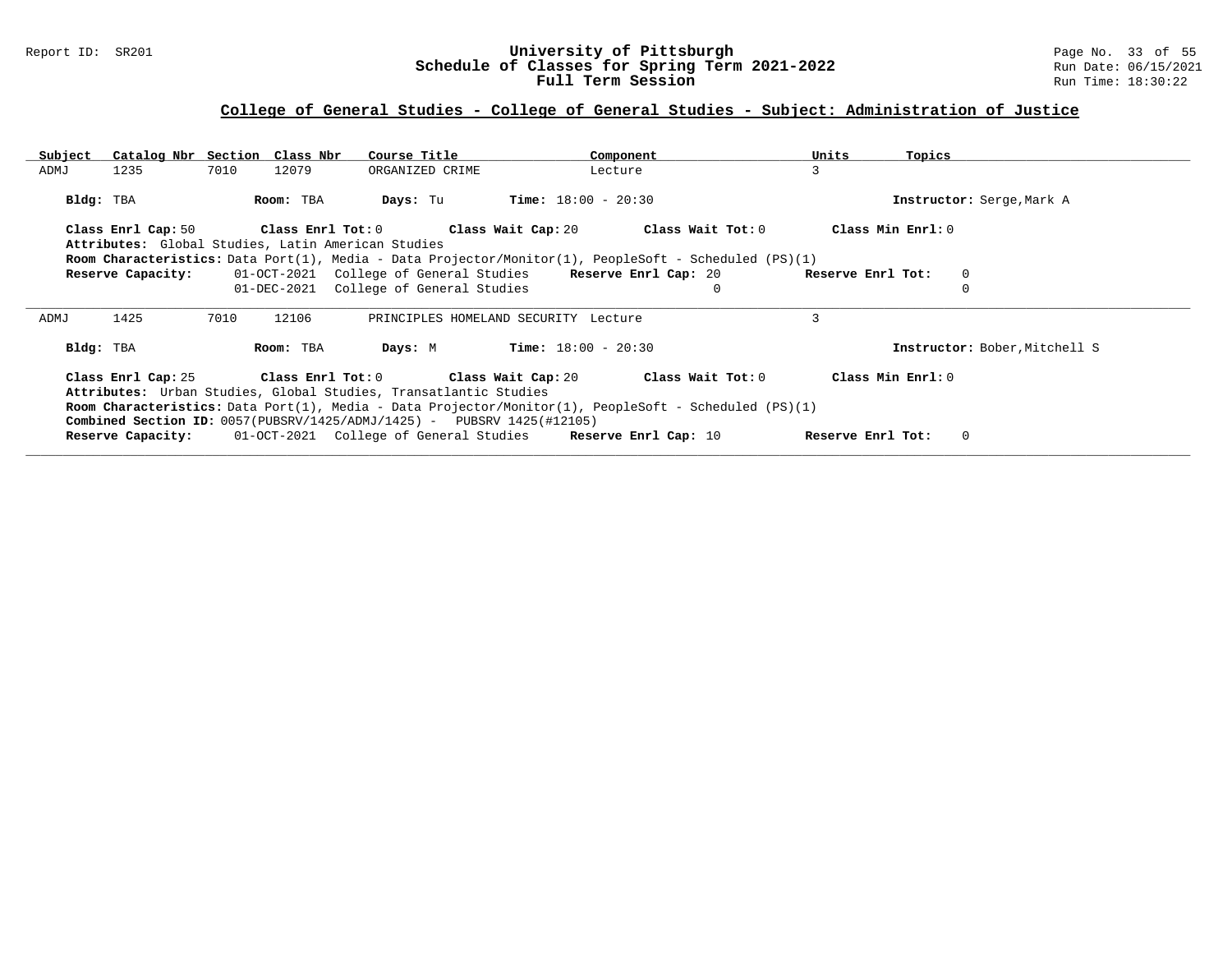## College of General Studies - College of General Studies - Subject: Administration of Justice

| Subject | Catalog Nbr | Section | Class Nbr | Course Title | Component | Units | Topics |
|---|---|---|---|---|---|---|---|
| ADMJ | 1235 | 7010 | 12079 | ORGANIZED CRIME | Lecture | 3 | |

**Bldg:** TBA **Room:** TBA **Days:** Tu **Time:** 18:00 - 20:30 **Instructor:** Serge,Mark A

**Class Enrl Cap:** 50 **Class Enrl Tot:** 0 **Class Wait Cap:** 20 **Class Wait Tot:** 0 **Class Min Enrl:** 0

**Attributes:** Global Studies, Latin American Studies

**Room Characteristics:** Data Port(1), Media - Data Projector/Monitor(1), PeopleSoft - Scheduled (PS)(1)

| Reserve Capacity: | Date | Group | Reserve Enrl Cap | Reserve Enrl Tot |
|---|---|---|---|---|
| | 01-OCT-2021 | College of General Studies | 20 | 0 |
| | 01-DEC-2021 | College of General Studies | 0 | 0 |

---

| Subject | Catalog Nbr | Section | Class Nbr | Course Title | Component | Units | Topics |
|---|---|---|---|---|---|---|---|
| ADMJ | 1425 | 7010 | 12106 | PRINCIPLES HOMELAND SECURITY | Lecture | 3 | |

**Bldg:** TBA **Room:** TBA **Days:** M **Time:** 18:00 - 20:30 **Instructor:** Bober,Mitchell S

**Class Enrl Cap:** 25 **Class Enrl Tot:** 0 **Class Wait Cap:** 20 **Class Wait Tot:** 0 **Class Min Enrl:** 0

**Attributes:** Urban Studies, Global Studies, Transatlantic Studies

**Room Characteristics:** Data Port(1), Media - Data Projector/Monitor(1), PeopleSoft - Scheduled (PS)(1)

**Combined Section ID:** 0057(PUBSRV/1425/ADMJ/1425) - PUBSRV 1425(#12105)

| Reserve Capacity: | Date | Group | Reserve Enrl Cap | Reserve Enrl Tot |
|---|---|---|---|---|
| | 01-OCT-2021 | College of General Studies | 10 | 0 |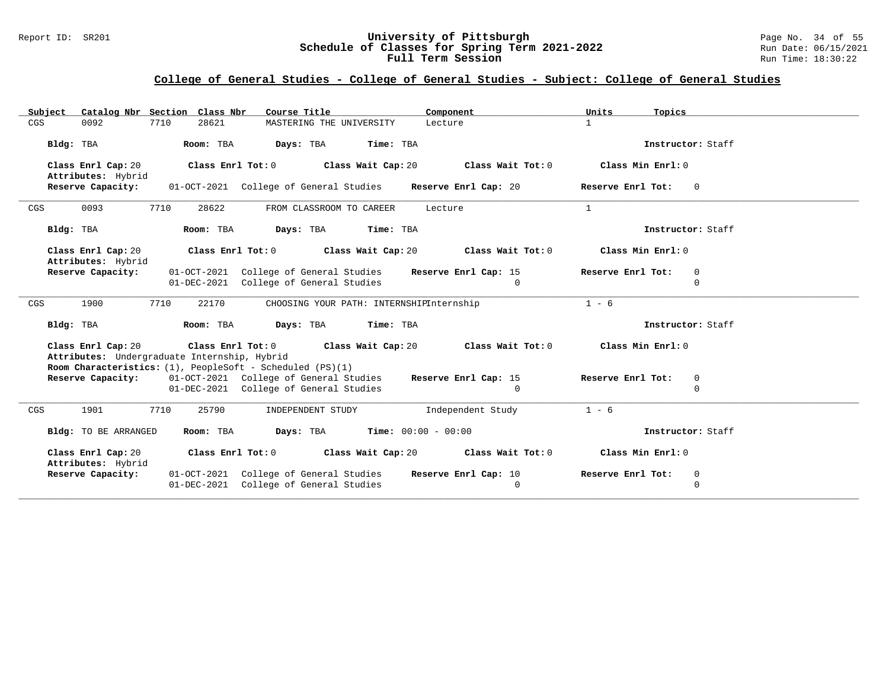## College of General Studies - College of General Studies - Subject: College of General Studies

| Subject | Catalog Nbr | Section | Class Nbr | Course Title | Component | Units | Topics |
|---|---|---|---|---|---|---|---|
| CGS | 0092 | 7710 | 28621 | MASTERING THE UNIVERSITY | Lecture | 1 | |

**Bldg:** TBA **Room:** TBA **Days:** TBA **Time:** TBA **Instructor:** Staff

**Class Enrl Cap:** 20 **Class Enrl Tot:** 0 **Class Wait Cap:** 20 **Class Wait Tot:** 0 **Class Min Enrl:** 0

**Attributes:** Hybrid

**Reserve Capacity:** 01-OCT-2021 College of General Studies **Reserve Enrl Cap:** 20 **Reserve Enrl Tot:** 0

---

| Subject | Catalog Nbr | Section | Class Nbr | Course Title | Component | Units | Topics |
|---|---|---|---|---|---|---|---|
| CGS | 0093 | 7710 | 28622 | FROM CLASSROOM TO CAREER | Lecture | 1 | |

**Bldg:** TBA **Room:** TBA **Days:** TBA **Time:** TBA **Instructor:** Staff

**Class Enrl Cap:** 20 **Class Enrl Tot:** 0 **Class Wait Cap:** 20 **Class Wait Tot:** 0 **Class Min Enrl:** 0

**Attributes:** Hybrid

| Reserve Capacity | | Reserve Enrl Cap | Reserve Enrl Tot |
|---|---|---|---|
| 01-OCT-2021 | College of General Studies | 15 | 0 |
| 01-DEC-2021 | College of General Studies | 0 | 0 |

---

| Subject | Catalog Nbr | Section | Class Nbr | Course Title | Component | Units | Topics |
|---|---|---|---|---|---|---|---|
| CGS | 1900 | 7710 | 22170 | CHOOSING YOUR PATH: INTERNSHIP | Internship | 1 - 6 | |

**Bldg:** TBA **Room:** TBA **Days:** TBA **Time:** TBA **Instructor:** Staff

**Class Enrl Cap:** 20 **Class Enrl Tot:** 0 **Class Wait Cap:** 20 **Class Wait Tot:** 0 **Class Min Enrl:** 0

**Attributes:** Undergraduate Internship, Hybrid

**Room Characteristics:** (1), PeopleSoft - Scheduled (PS)(1)

| Reserve Capacity | | Reserve Enrl Cap | Reserve Enrl Tot |
|---|---|---|---|
| 01-OCT-2021 | College of General Studies | 15 | 0 |
| 01-DEC-2021 | College of General Studies | 0 | 0 |

---

| Subject | Catalog Nbr | Section | Class Nbr | Course Title | Component | Units | Topics |
|---|---|---|---|---|---|---|---|
| CGS | 1901 | 7710 | 25790 | INDEPENDENT STUDY | Independent Study | 1 - 6 | |

**Bldg:** TO BE ARRANGED **Room:** TBA **Days:** TBA **Time:** 00:00 - 00:00 **Instructor:** Staff

**Class Enrl Cap:** 20 **Class Enrl Tot:** 0 **Class Wait Cap:** 20 **Class Wait Tot:** 0 **Class Min Enrl:** 0

**Attributes:** Hybrid

| Reserve Capacity | | Reserve Enrl Cap | Reserve Enrl Tot |
|---|---|---|---|
| 01-OCT-2021 | College of General Studies | 10 | 0 |
| 01-DEC-2021 | College of General Studies | 0 | 0 |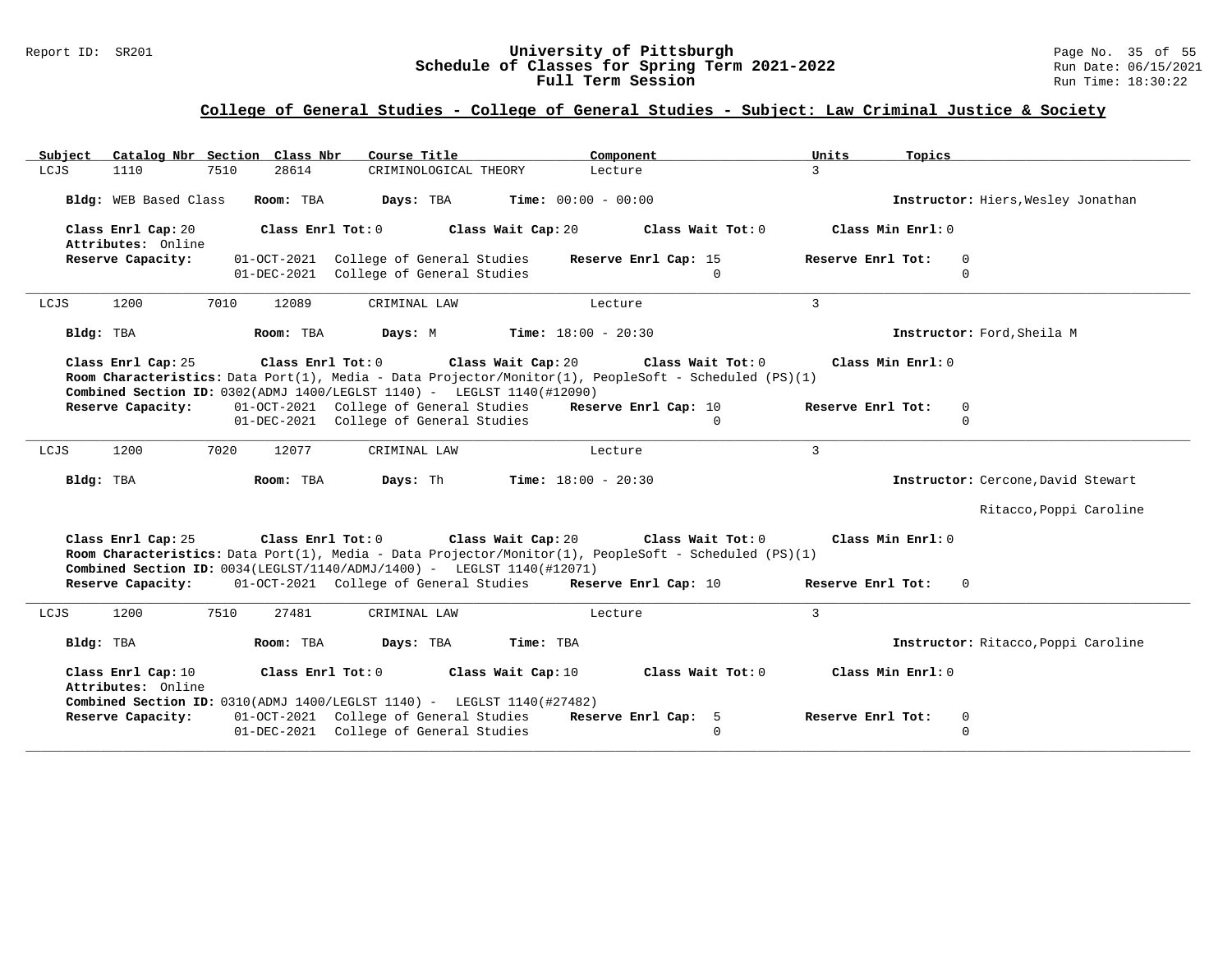## College of General Studies - College of General Studies - Subject: Law Criminal Justice & Society

| Subject | Catalog Nbr | Section | Class Nbr | Course Title | Component | Units | Topics |
|---|---|---|---|---|---|---|---|
| LCJS | 1110 | 7510 | 28614 | CRIMINOLOGICAL THEORY | Lecture | 3 | |

**Bldg:** WEB Based Class **Room:** TBA **Days:** TBA **Time:** 00:00 - 00:00 **Instructor:** Hiers,Wesley Jonathan

**Class Enrl Cap:** 20 **Class Enrl Tot:** 0 **Class Wait Cap:** 20 **Class Wait Tot:** 0 **Class Min Enrl:** 0
**Attributes:** Online

| Reserve Capacity: | Date | Group | Reserve Enrl Cap | Reserve Enrl Tot |
|---|---|---|---|---|
| | 01-OCT-2021 | College of General Studies | 15 | 0 |
| | 01-DEC-2021 | College of General Studies | 0 | 0 |

---

| Subject | Catalog Nbr | Section | Class Nbr | Course Title | Component | Units | Topics |
|---|---|---|---|---|---|---|---|
| LCJS | 1200 | 7010 | 12089 | CRIMINAL LAW | Lecture | 3 | |

**Bldg:** TBA **Room:** TBA **Days:** M **Time:** 18:00 - 20:30 **Instructor:** Ford,Sheila M

**Class Enrl Cap:** 25 **Class Enrl Tot:** 0 **Class Wait Cap:** 20 **Class Wait Tot:** 0 **Class Min Enrl:** 0
**Room Characteristics:** Data Port(1), Media - Data Projector/Monitor(1), PeopleSoft - Scheduled (PS)(1)
**Combined Section ID:** 0302(ADMJ 1400/LEGLST 1140) - LEGLST 1140(#12090)

| Reserve Capacity: | Date | Group | Reserve Enrl Cap | Reserve Enrl Tot |
|---|---|---|---|---|
| | 01-OCT-2021 | College of General Studies | 10 | 0 |
| | 01-DEC-2021 | College of General Studies | 0 | 0 |

---

| Subject | Catalog Nbr | Section | Class Nbr | Course Title | Component | Units | Topics |
|---|---|---|---|---|---|---|---|
| LCJS | 1200 | 7020 | 12077 | CRIMINAL LAW | Lecture | 3 | |

**Bldg:** TBA **Room:** TBA **Days:** Th **Time:** 18:00 - 20:30 **Instructor:** Cercone,David Stewart

Ritacco,Poppi Caroline

**Class Enrl Cap:** 25 **Class Enrl Tot:** 0 **Class Wait Cap:** 20 **Class Wait Tot:** 0 **Class Min Enrl:** 0
**Room Characteristics:** Data Port(1), Media - Data Projector/Monitor(1), PeopleSoft - Scheduled (PS)(1)
**Combined Section ID:** 0034(LEGLST/1140/ADMJ/1400) - LEGLST 1140(#12071)

| Reserve Capacity: | Date | Group | Reserve Enrl Cap | Reserve Enrl Tot |
|---|---|---|---|---|
| | 01-OCT-2021 | College of General Studies | 10 | 0 |

---

| Subject | Catalog Nbr | Section | Class Nbr | Course Title | Component | Units | Topics |
|---|---|---|---|---|---|---|---|
| LCJS | 1200 | 7510 | 27481 | CRIMINAL LAW | Lecture | 3 | |

**Bldg:** TBA **Room:** TBA **Days:** TBA **Time:** TBA **Instructor:** Ritacco,Poppi Caroline

**Class Enrl Cap:** 10 **Class Enrl Tot:** 0 **Class Wait Cap:** 10 **Class Wait Tot:** 0 **Class Min Enrl:** 0
**Attributes:** Online
**Combined Section ID:** 0310(ADMJ 1400/LEGLST 1140) - LEGLST 1140(#27482)

| Reserve Capacity: | Date | Group | Reserve Enrl Cap | Reserve Enrl Tot |
|---|---|---|---|---|
| | 01-OCT-2021 | College of General Studies | 5 | 0 |
| | 01-DEC-2021 | College of General Studies | 0 | 0 |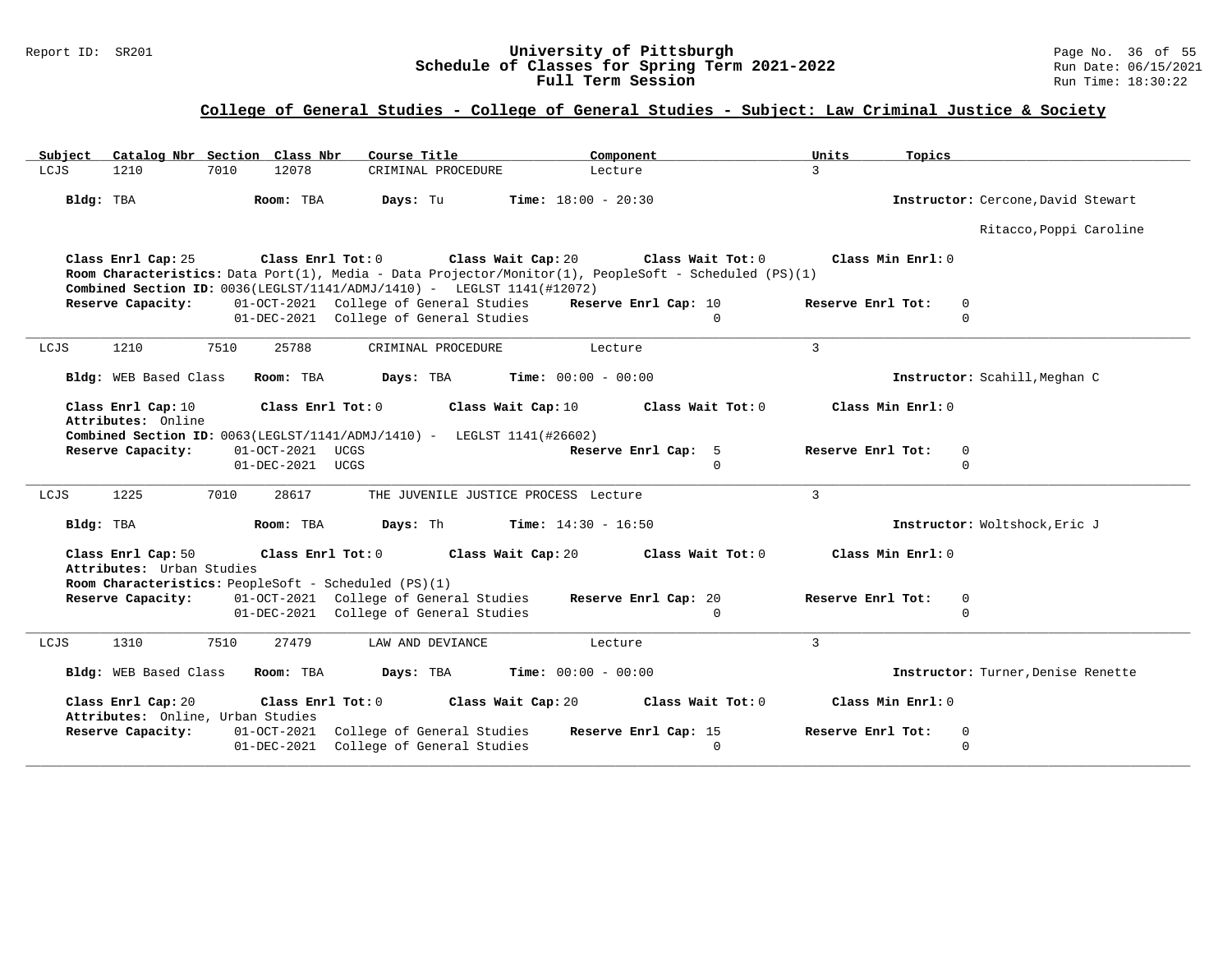## College of General Studies - College of General Studies - Subject: Law Criminal Justice & Society

| Subject | Catalog Nbr | Section | Class Nbr | Course Title | Component | Units | Topics |
|---|---|---|---|---|---|---|---|
| LCJS | 1210 | 7010 | 12078 | CRIMINAL PROCEDURE | Lecture | 3 | |

**Bldg:** TBA **Room:** TBA **Days:** Tu **Time:** 18:00 - 20:30 **Instructor:** Cercone,David Stewart; Ritacco,Poppi Caroline

**Class Enrl Cap:** 25 **Class Enrl Tot:** 0 **Class Wait Cap:** 20 **Class Wait Tot:** 0 **Class Min Enrl:** 0

**Room Characteristics:** Data Port(1), Media - Data Projector/Monitor(1), PeopleSoft - Scheduled (PS)(1)

**Combined Section ID:** 0036(LEGLST/1141/ADMJ/1410) - LEGLST 1141(#12072)

| Reserve Capacity: | | Reserve Enrl Cap: | Reserve Enrl Tot: |
|---|---|---|---|
| 01-OCT-2021 | College of General Studies | 10 | 0 |
| 01-DEC-2021 | College of General Studies | 0 | 0 |

---

| Subject | Catalog Nbr | Section | Class Nbr | Course Title | Component | Units | Topics |
|---|---|---|---|---|---|---|---|
| LCJS | 1210 | 7510 | 25788 | CRIMINAL PROCEDURE | Lecture | 3 | |

**Bldg:** WEB Based Class **Room:** TBA **Days:** TBA **Time:** 00:00 - 00:00 **Instructor:** Scahill,Meghan C

**Class Enrl Cap:** 10 **Class Enrl Tot:** 0 **Class Wait Cap:** 10 **Class Wait Tot:** 0 **Class Min Enrl:** 0

**Attributes:** Online

**Combined Section ID:** 0063(LEGLST/1141/ADMJ/1410) - LEGLST 1141(#26602)

| Reserve Capacity: | | Reserve Enrl Cap: | Reserve Enrl Tot: |
|---|---|---|---|
| 01-OCT-2021 | UCGS | 5 | 0 |
| 01-DEC-2021 | UCGS | 0 | 0 |

---

| Subject | Catalog Nbr | Section | Class Nbr | Course Title | Component | Units | Topics |
|---|---|---|---|---|---|---|---|
| LCJS | 1225 | 7010 | 28617 | THE JUVENILE JUSTICE PROCESS | Lecture | 3 | |

**Bldg:** TBA **Room:** TBA **Days:** Th **Time:** 14:30 - 16:50 **Instructor:** Woltshock,Eric J

**Class Enrl Cap:** 50 **Class Enrl Tot:** 0 **Class Wait Cap:** 20 **Class Wait Tot:** 0 **Class Min Enrl:** 0

**Attributes:** Urban Studies

**Room Characteristics:** PeopleSoft - Scheduled (PS)(1)

| Reserve Capacity: | | Reserve Enrl Cap: | Reserve Enrl Tot: |
|---|---|---|---|
| 01-OCT-2021 | College of General Studies | 20 | 0 |
| 01-DEC-2021 | College of General Studies | 0 | 0 |

---

| Subject | Catalog Nbr | Section | Class Nbr | Course Title | Component | Units | Topics |
|---|---|---|---|---|---|---|---|
| LCJS | 1310 | 7510 | 27479 | LAW AND DEVIANCE | Lecture | 3 | |

**Bldg:** WEB Based Class **Room:** TBA **Days:** TBA **Time:** 00:00 - 00:00 **Instructor:** Turner,Denise Renette

**Class Enrl Cap:** 20 **Class Enrl Tot:** 0 **Class Wait Cap:** 20 **Class Wait Tot:** 0 **Class Min Enrl:** 0

**Attributes:** Online, Urban Studies

| Reserve Capacity: | | Reserve Enrl Cap: | Reserve Enrl Tot: |
|---|---|---|---|
| 01-OCT-2021 | College of General Studies | 15 | 0 |
| 01-DEC-2021 | College of General Studies | 0 | 0 |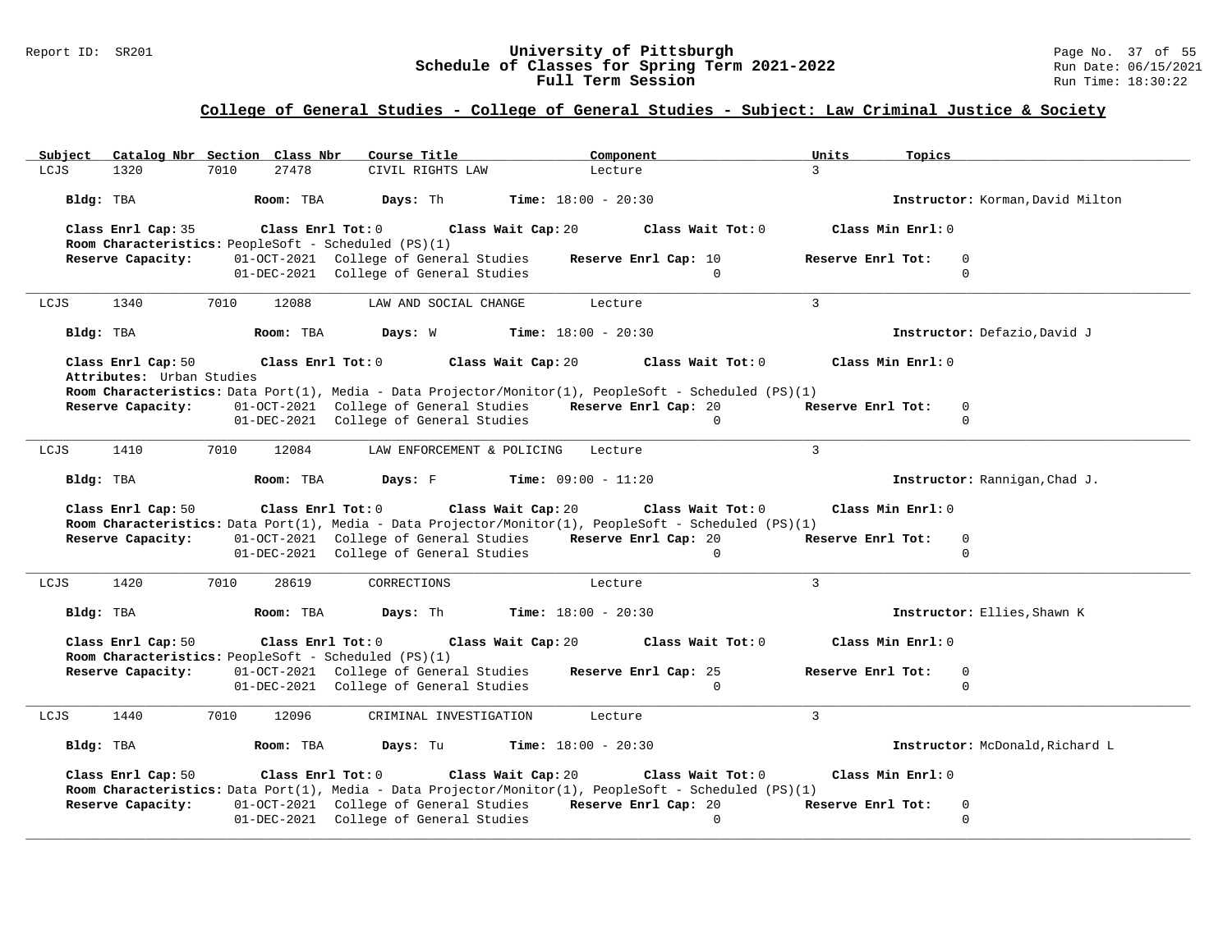## College of General Studies - College of General Studies - Subject: Law Criminal Justice & Society

| Subject | Catalog Nbr | Section | Class Nbr | Course Title | Component | Units | Topics |
|---|---|---|---|---|---|---|---|
| LCJS | 1320 | 7010 | 27478 | CIVIL RIGHTS LAW | Lecture | 3 | |

**Bldg:** TBA **Room:** TBA **Days:** Th **Time:** 18:00 - 20:30 **Instructor:** Korman,David Milton

**Class Enrl Cap:** 35 **Class Enrl Tot:** 0 **Class Wait Cap:** 20 **Class Wait Tot:** 0 **Class Min Enrl:** 0
**Room Characteristics:** PeopleSoft - Scheduled (PS)(1)

| Reserve Capacity: | Date | Group | Reserve Enrl Cap | Reserve Enrl Tot |
|---|---|---|---|---|
| | 01-OCT-2021 | College of General Studies | 10 | 0 |
| | 01-DEC-2021 | College of General Studies | 0 | 0 |

---

| Subject | Catalog Nbr | Section | Class Nbr | Course Title | Component | Units | Topics |
|---|---|---|---|---|---|---|---|
| LCJS | 1340 | 7010 | 12088 | LAW AND SOCIAL CHANGE | Lecture | 3 | |

**Bldg:** TBA **Room:** TBA **Days:** W **Time:** 18:00 - 20:30 **Instructor:** Defazio,David J

**Class Enrl Cap:** 50 **Class Enrl Tot:** 0 **Class Wait Cap:** 20 **Class Wait Tot:** 0 **Class Min Enrl:** 0
**Attributes:** Urban Studies
**Room Characteristics:** Data Port(1), Media - Data Projector/Monitor(1), PeopleSoft - Scheduled (PS)(1)

| Reserve Capacity: | Date | Group | Reserve Enrl Cap | Reserve Enrl Tot |
|---|---|---|---|---|
| | 01-OCT-2021 | College of General Studies | 20 | 0 |
| | 01-DEC-2021 | College of General Studies | 0 | 0 |

---

| Subject | Catalog Nbr | Section | Class Nbr | Course Title | Component | Units | Topics |
|---|---|---|---|---|---|---|---|
| LCJS | 1410 | 7010 | 12084 | LAW ENFORCEMENT & POLICING | Lecture | 3 | |

**Bldg:** TBA **Room:** TBA **Days:** F **Time:** 09:00 - 11:20 **Instructor:** Rannigan,Chad J.

**Class Enrl Cap:** 50 **Class Enrl Tot:** 0 **Class Wait Cap:** 20 **Class Wait Tot:** 0 **Class Min Enrl:** 0
**Room Characteristics:** Data Port(1), Media - Data Projector/Monitor(1), PeopleSoft - Scheduled (PS)(1)

| Reserve Capacity: | Date | Group | Reserve Enrl Cap | Reserve Enrl Tot |
|---|---|---|---|---|
| | 01-OCT-2021 | College of General Studies | 20 | 0 |
| | 01-DEC-2021 | College of General Studies | 0 | 0 |

---

| Subject | Catalog Nbr | Section | Class Nbr | Course Title | Component | Units | Topics |
|---|---|---|---|---|---|---|---|
| LCJS | 1420 | 7010 | 28619 | CORRECTIONS | Lecture | 3 | |

**Bldg:** TBA **Room:** TBA **Days:** Th **Time:** 18:00 - 20:30 **Instructor:** Ellies,Shawn K

**Class Enrl Cap:** 50 **Class Enrl Tot:** 0 **Class Wait Cap:** 20 **Class Wait Tot:** 0 **Class Min Enrl:** 0
**Room Characteristics:** PeopleSoft - Scheduled (PS)(1)

| Reserve Capacity: | Date | Group | Reserve Enrl Cap | Reserve Enrl Tot |
|---|---|---|---|---|
| | 01-OCT-2021 | College of General Studies | 25 | 0 |
| | 01-DEC-2021 | College of General Studies | 0 | 0 |

---

| Subject | Catalog Nbr | Section | Class Nbr | Course Title | Component | Units | Topics |
|---|---|---|---|---|---|---|---|
| LCJS | 1440 | 7010 | 12096 | CRIMINAL INVESTIGATION | Lecture | 3 | |

**Bldg:** TBA **Room:** TBA **Days:** Tu **Time:** 18:00 - 20:30 **Instructor:** McDonald,Richard L

**Class Enrl Cap:** 50 **Class Enrl Tot:** 0 **Class Wait Cap:** 20 **Class Wait Tot:** 0 **Class Min Enrl:** 0
**Room Characteristics:** Data Port(1), Media - Data Projector/Monitor(1), PeopleSoft - Scheduled (PS)(1)

| Reserve Capacity: | Date | Group | Reserve Enrl Cap | Reserve Enrl Tot |
|---|---|---|---|---|
| | 01-OCT-2021 | College of General Studies | 20 | 0 |
| | 01-DEC-2021 | College of General Studies | 0 | 0 |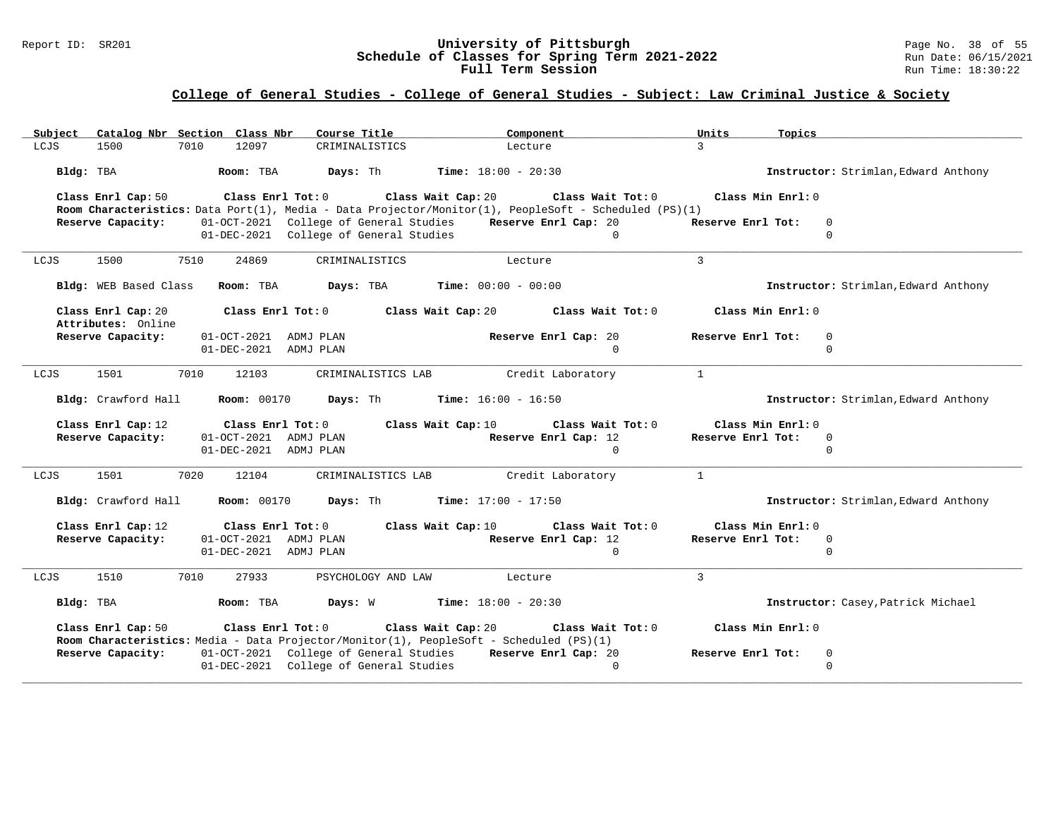## College of General Studies - College of General Studies - Subject: Law Criminal Justice & Society

| Subject | Catalog Nbr | Section | Class Nbr | Course Title | Component | Units | Topics |
|---|---|---|---|---|---|---|---|
| LCJS | 1500 | 7010 | 12097 | CRIMINALISTICS | Lecture | 3 | |

**Bldg:** TBA **Room:** TBA **Days:** Th **Time:** 18:00 - 20:30 **Instructor:** Strimlan,Edward Anthony

**Class Enrl Cap:** 50 **Class Enrl Tot:** 0 **Class Wait Cap:** 20 **Class Wait Tot:** 0 **Class Min Enrl:** 0

**Room Characteristics:** Data Port(1), Media - Data Projector/Monitor(1), PeopleSoft - Scheduled (PS)(1)

**Reserve Capacity:** 01-OCT-2021 College of General Studies **Reserve Enrl Cap:** 20 **Reserve Enrl Tot:** 0
01-DEC-2021 College of General Studies 0 0

---

| Subject | Catalog Nbr | Section | Class Nbr | Course Title | Component | Units | Topics |
|---|---|---|---|---|---|---|---|
| LCJS | 1500 | 7510 | 24869 | CRIMINALISTICS | Lecture | 3 | |

**Bldg:** WEB Based Class **Room:** TBA **Days:** TBA **Time:** 00:00 - 00:00 **Instructor:** Strimlan,Edward Anthony

**Class Enrl Cap:** 20 **Class Enrl Tot:** 0 **Class Wait Cap:** 20 **Class Wait Tot:** 0 **Class Min Enrl:** 0

**Attributes:** Online

**Reserve Capacity:** 01-OCT-2021 ADMJ PLAN **Reserve Enrl Cap:** 20 **Reserve Enrl Tot:** 0
01-DEC-2021 ADMJ PLAN 0 0

---

| Subject | Catalog Nbr | Section | Class Nbr | Course Title | Component | Units | Topics |
|---|---|---|---|---|---|---|---|
| LCJS | 1501 | 7010 | 12103 | CRIMINALISTICS LAB | Credit Laboratory | 1 | |

**Bldg:** Crawford Hall **Room:** 00170 **Days:** Th **Time:** 16:00 - 16:50 **Instructor:** Strimlan,Edward Anthony

**Class Enrl Cap:** 12 **Class Enrl Tot:** 0 **Class Wait Cap:** 10 **Class Wait Tot:** 0 **Class Min Enrl:** 0

**Reserve Capacity:** 01-OCT-2021 ADMJ PLAN **Reserve Enrl Cap:** 12 **Reserve Enrl Tot:** 0
01-DEC-2021 ADMJ PLAN 0 0

---

| Subject | Catalog Nbr | Section | Class Nbr | Course Title | Component | Units | Topics |
|---|---|---|---|---|---|---|---|
| LCJS | 1501 | 7020 | 12104 | CRIMINALISTICS LAB | Credit Laboratory | 1 | |

**Bldg:** Crawford Hall **Room:** 00170 **Days:** Th **Time:** 17:00 - 17:50 **Instructor:** Strimlan,Edward Anthony

**Class Enrl Cap:** 12 **Class Enrl Tot:** 0 **Class Wait Cap:** 10 **Class Wait Tot:** 0 **Class Min Enrl:** 0

**Reserve Capacity:** 01-OCT-2021 ADMJ PLAN **Reserve Enrl Cap:** 12 **Reserve Enrl Tot:** 0
01-DEC-2021 ADMJ PLAN 0 0

---

| Subject | Catalog Nbr | Section | Class Nbr | Course Title | Component | Units | Topics |
|---|---|---|---|---|---|---|---|
| LCJS | 1510 | 7010 | 27933 | PSYCHOLOGY AND LAW | Lecture | 3 | |

**Bldg:** TBA **Room:** TBA **Days:** W **Time:** 18:00 - 20:30 **Instructor:** Casey,Patrick Michael

**Class Enrl Cap:** 50 **Class Enrl Tot:** 0 **Class Wait Cap:** 20 **Class Wait Tot:** 0 **Class Min Enrl:** 0

**Room Characteristics:** Media - Data Projector/Monitor(1), PeopleSoft - Scheduled (PS)(1)

**Reserve Capacity:** 01-OCT-2021 College of General Studies **Reserve Enrl Cap:** 20 **Reserve Enrl Tot:** 0
01-DEC-2021 College of General Studies 0 0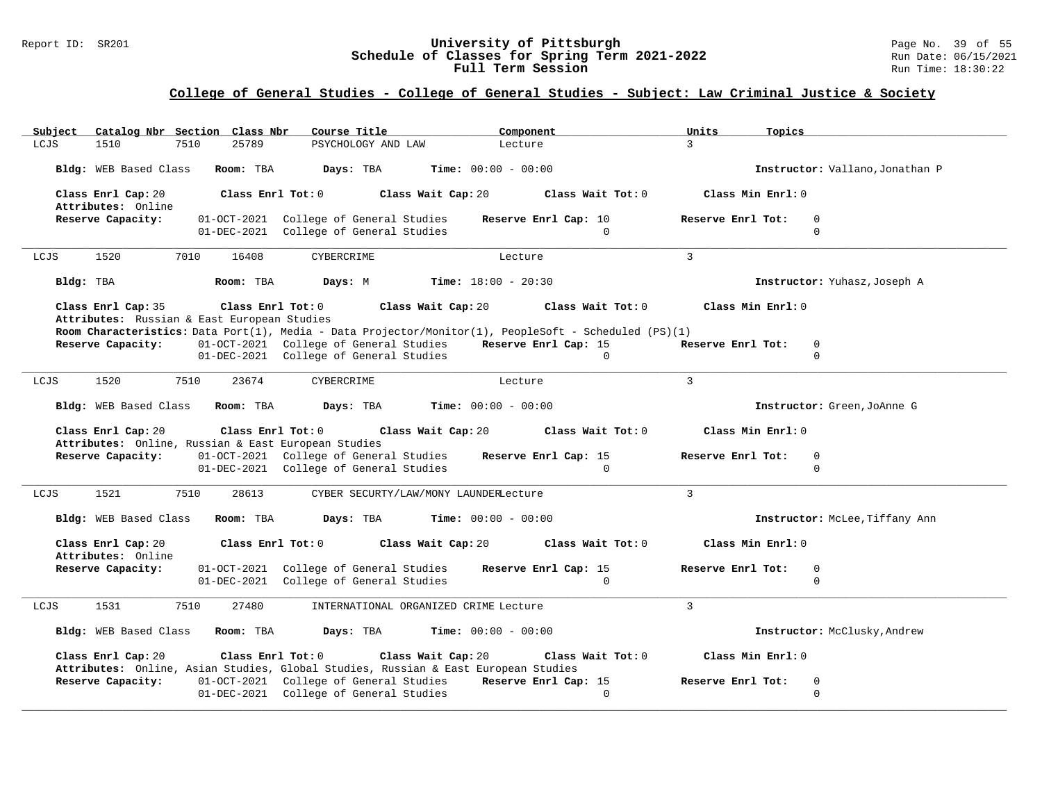## College of General Studies - College of General Studies - Subject: Law Criminal Justice & Society

| Subject | Catalog Nbr | Section | Class Nbr | Course Title | Component | Units | Topics |
|---|---|---|---|---|---|---|---|
| LCJS | 1510 | 7510 | 25789 | PSYCHOLOGY AND LAW | Lecture | 3 | |

**Bldg:** WEB Based Class **Room:** TBA **Days:** TBA **Time:** 00:00 - 00:00 **Instructor:** Vallano,Jonathan P

**Class Enrl Cap:** 20 **Class Enrl Tot:** 0 **Class Wait Cap:** 20 **Class Wait Tot:** 0 **Class Min Enrl:** 0

**Attributes:** Online

**Reserve Capacity:** 01-OCT-2021 College of General Studies **Reserve Enrl Cap:** 10 **Reserve Enrl Tot:** 0
01-DEC-2021 College of General Studies 0 0

---

| Subject | Catalog Nbr | Section | Class Nbr | Course Title | Component | Units | Topics |
|---|---|---|---|---|---|---|---|
| LCJS | 1520 | 7010 | 16408 | CYBERCRIME | Lecture | 3 | |

**Bldg:** TBA **Room:** TBA **Days:** M **Time:** 18:00 - 20:30 **Instructor:** Yuhasz,Joseph A

**Class Enrl Cap:** 35 **Class Enrl Tot:** 0 **Class Wait Cap:** 20 **Class Wait Tot:** 0 **Class Min Enrl:** 0

**Attributes:** Russian & East European Studies

**Room Characteristics:** Data Port(1), Media - Data Projector/Monitor(1), PeopleSoft - Scheduled (PS)(1)

**Reserve Capacity:** 01-OCT-2021 College of General Studies **Reserve Enrl Cap:** 15 **Reserve Enrl Tot:** 0
01-DEC-2021 College of General Studies 0 0

---

| Subject | Catalog Nbr | Section | Class Nbr | Course Title | Component | Units | Topics |
|---|---|---|---|---|---|---|---|
| LCJS | 1520 | 7510 | 23674 | CYBERCRIME | Lecture | 3 | |

**Bldg:** WEB Based Class **Room:** TBA **Days:** TBA **Time:** 00:00 - 00:00 **Instructor:** Green,JoAnne G

**Class Enrl Cap:** 20 **Class Enrl Tot:** 0 **Class Wait Cap:** 20 **Class Wait Tot:** 0 **Class Min Enrl:** 0

**Attributes:** Online, Russian & East European Studies

**Reserve Capacity:** 01-OCT-2021 College of General Studies **Reserve Enrl Cap:** 15 **Reserve Enrl Tot:** 0
01-DEC-2021 College of General Studies 0 0

---

| Subject | Catalog Nbr | Section | Class Nbr | Course Title | Component | Units | Topics |
|---|---|---|---|---|---|---|---|
| LCJS | 1521 | 7510 | 28613 | CYBER SECURTY/LAW/MONY LAUNDER | Lecture | 3 | |

**Bldg:** WEB Based Class **Room:** TBA **Days:** TBA **Time:** 00:00 - 00:00 **Instructor:** McLee,Tiffany Ann

**Class Enrl Cap:** 20 **Class Enrl Tot:** 0 **Class Wait Cap:** 20 **Class Wait Tot:** 0 **Class Min Enrl:** 0

**Attributes:** Online

**Reserve Capacity:** 01-OCT-2021 College of General Studies **Reserve Enrl Cap:** 15 **Reserve Enrl Tot:** 0
01-DEC-2021 College of General Studies 0 0

---

| Subject | Catalog Nbr | Section | Class Nbr | Course Title | Component | Units | Topics |
|---|---|---|---|---|---|---|---|
| LCJS | 1531 | 7510 | 27480 | INTERNATIONAL ORGANIZED CRIME | Lecture | 3 | |

**Bldg:** WEB Based Class **Room:** TBA **Days:** TBA **Time:** 00:00 - 00:00 **Instructor:** McClusky,Andrew

**Class Enrl Cap:** 20 **Class Enrl Tot:** 0 **Class Wait Cap:** 20 **Class Wait Tot:** 0 **Class Min Enrl:** 0

**Attributes:** Online, Asian Studies, Global Studies, Russian & East European Studies

**Reserve Capacity:** 01-OCT-2021 College of General Studies **Reserve Enrl Cap:** 15 **Reserve Enrl Tot:** 0
01-DEC-2021 College of General Studies 0 0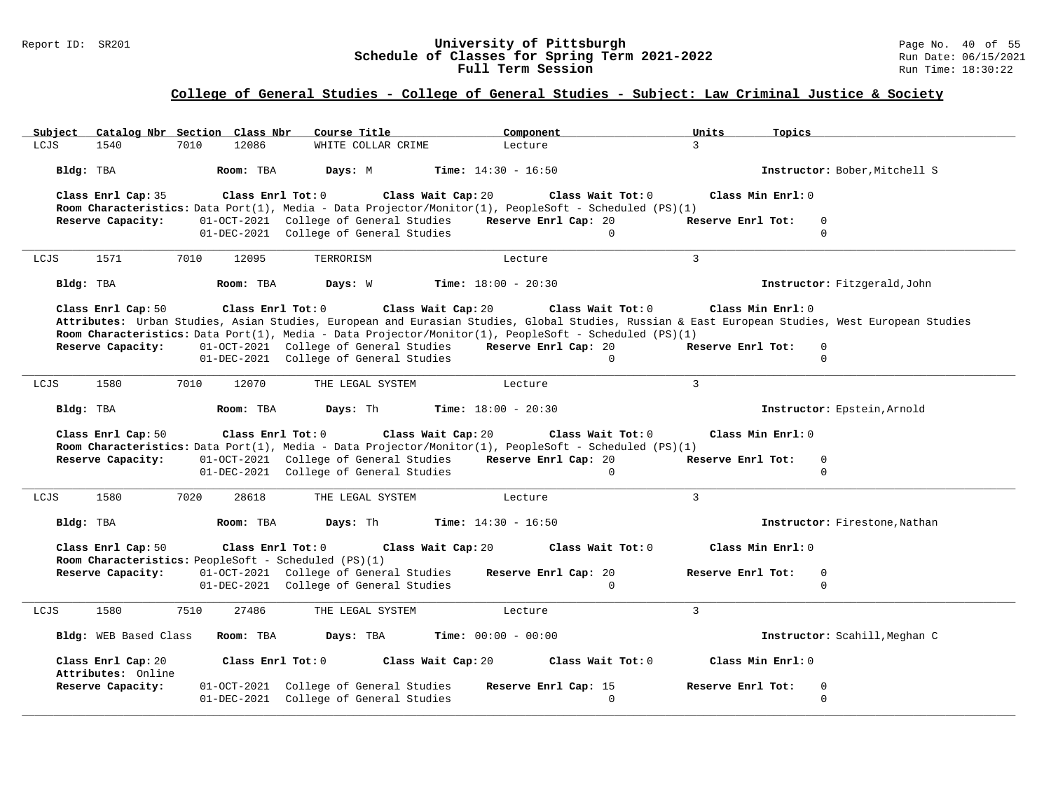## College of General Studies - College of General Studies - Subject: Law Criminal Justice & Society

| Subject | Catalog Nbr | Section | Class Nbr | Course Title | Component | Units | Topics |
|---|---|---|---|---|---|---|---|
| LCJS | 1540 | 7010 | 12086 | WHITE COLLAR CRIME | Lecture | 3 | |

**Bldg:** TBA **Room:** TBA **Days:** M **Time:** 14:30 - 16:50 **Instructor:** Bober,Mitchell S

**Class Enrl Cap:** 35 **Class Enrl Tot:** 0 **Class Wait Cap:** 20 **Class Wait Tot:** 0 **Class Min Enrl:** 0

**Room Characteristics:** Data Port(1), Media - Data Projector/Monitor(1), PeopleSoft - Scheduled (PS)(1)

**Reserve Capacity:** 01-OCT-2021 College of General Studies **Reserve Enrl Cap:** 20 **Reserve Enrl Tot:** 0
01-DEC-2021 College of General Studies 0 0

---

| Subject | Catalog Nbr | Section | Class Nbr | Course Title | Component | Units | Topics |
|---|---|---|---|---|---|---|---|
| LCJS | 1571 | 7010 | 12095 | TERRORISM | Lecture | 3 | |

**Bldg:** TBA **Room:** TBA **Days:** W **Time:** 18:00 - 20:30 **Instructor:** Fitzgerald,John

**Class Enrl Cap:** 50 **Class Enrl Tot:** 0 **Class Wait Cap:** 20 **Class Wait Tot:** 0 **Class Min Enrl:** 0

**Attributes:** Urban Studies, Asian Studies, European and Eurasian Studies, Global Studies, Russian & East European Studies, West European Studies

**Room Characteristics:** Data Port(1), Media - Data Projector/Monitor(1), PeopleSoft - Scheduled (PS)(1)

**Reserve Capacity:** 01-OCT-2021 College of General Studies **Reserve Enrl Cap:** 20 **Reserve Enrl Tot:** 0
01-DEC-2021 College of General Studies 0 0

---

| Subject | Catalog Nbr | Section | Class Nbr | Course Title | Component | Units | Topics |
|---|---|---|---|---|---|---|---|
| LCJS | 1580 | 7010 | 12070 | THE LEGAL SYSTEM | Lecture | 3 | |

**Bldg:** TBA **Room:** TBA **Days:** Th **Time:** 18:00 - 20:30 **Instructor:** Epstein,Arnold

**Class Enrl Cap:** 50 **Class Enrl Tot:** 0 **Class Wait Cap:** 20 **Class Wait Tot:** 0 **Class Min Enrl:** 0

**Room Characteristics:** Data Port(1), Media - Data Projector/Monitor(1), PeopleSoft - Scheduled (PS)(1)

**Reserve Capacity:** 01-OCT-2021 College of General Studies **Reserve Enrl Cap:** 20 **Reserve Enrl Tot:** 0
01-DEC-2021 College of General Studies 0 0

---

| Subject | Catalog Nbr | Section | Class Nbr | Course Title | Component | Units | Topics |
|---|---|---|---|---|---|---|---|
| LCJS | 1580 | 7020 | 28618 | THE LEGAL SYSTEM | Lecture | 3 | |

**Bldg:** TBA **Room:** TBA **Days:** Th **Time:** 14:30 - 16:50 **Instructor:** Firestone,Nathan

**Class Enrl Cap:** 50 **Class Enrl Tot:** 0 **Class Wait Cap:** 20 **Class Wait Tot:** 0 **Class Min Enrl:** 0

**Room Characteristics:** PeopleSoft - Scheduled (PS)(1)

**Reserve Capacity:** 01-OCT-2021 College of General Studies **Reserve Enrl Cap:** 20 **Reserve Enrl Tot:** 0
01-DEC-2021 College of General Studies 0 0

---

| Subject | Catalog Nbr | Section | Class Nbr | Course Title | Component | Units | Topics |
|---|---|---|---|---|---|---|---|
| LCJS | 1580 | 7510 | 27486 | THE LEGAL SYSTEM | Lecture | 3 | |

**Bldg:** WEB Based Class **Room:** TBA **Days:** TBA **Time:** 00:00 - 00:00 **Instructor:** Scahill,Meghan C

**Class Enrl Cap:** 20 **Class Enrl Tot:** 0 **Class Wait Cap:** 20 **Class Wait Tot:** 0 **Class Min Enrl:** 0

**Attributes:** Online

**Reserve Capacity:** 01-OCT-2021 College of General Studies **Reserve Enrl Cap:** 15 **Reserve Enrl Tot:** 0
01-DEC-2021 College of General Studies 0 0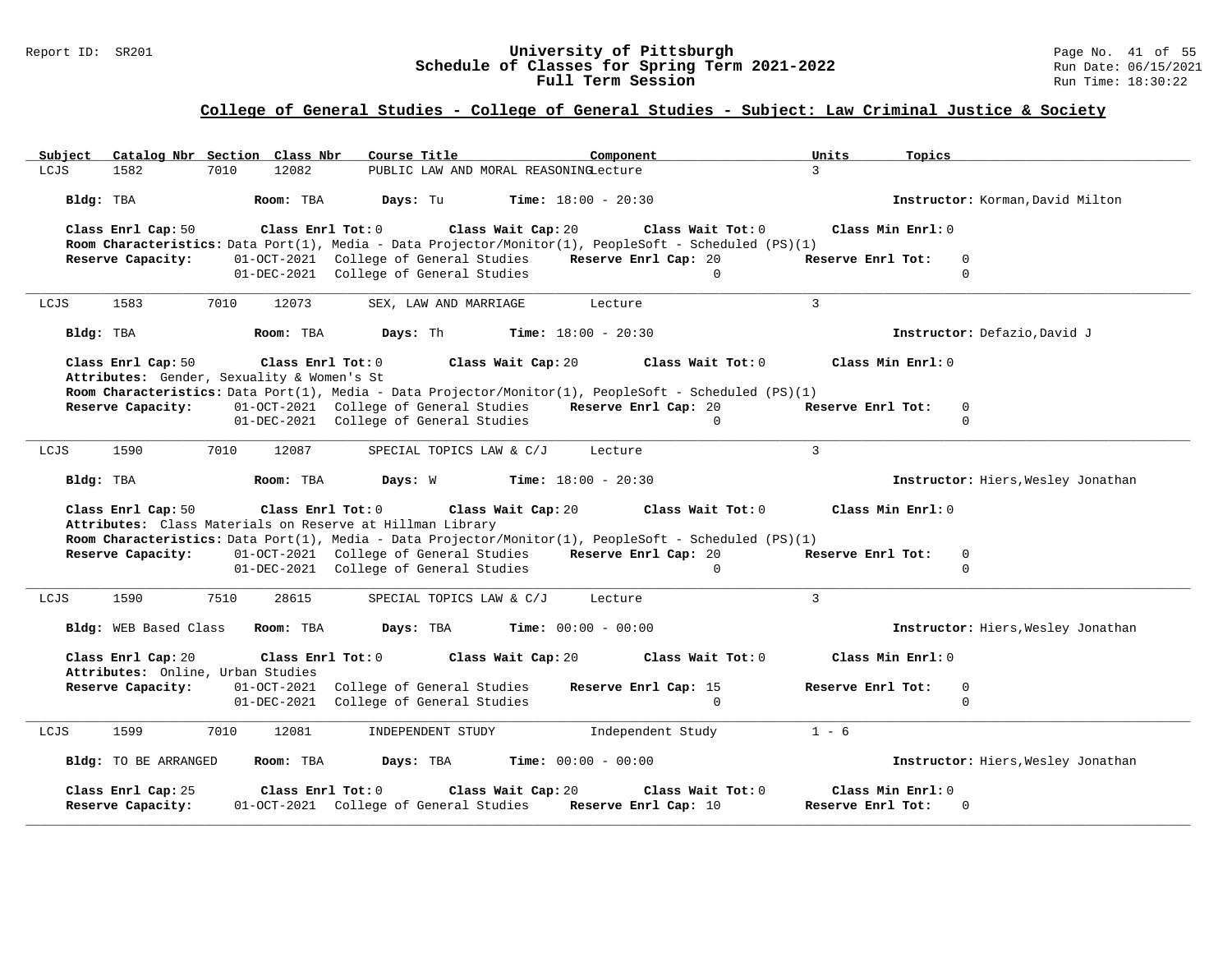## College of General Studies - College of General Studies - Subject: Law Criminal Justice & Society

| Subject | Catalog Nbr | Section | Class Nbr | Course Title | Component | Units | Topics |
|---|---|---|---|---|---|---|---|
| LCJS | 1582 | 7010 | 12082 | PUBLIC LAW AND MORAL REASONING | Lecture | 3 | |

**Bldg:** TBA **Room:** TBA **Days:** Tu **Time:** 18:00 - 20:30 **Instructor:** Korman,David Milton

**Class Enrl Cap:** 50 **Class Enrl Tot:** 0 **Class Wait Cap:** 20 **Class Wait Tot:** 0 **Class Min Enrl:** 0

**Room Characteristics:** Data Port(1), Media - Data Projector/Monitor(1), PeopleSoft - Scheduled (PS)(1)

**Reserve Capacity:** 01-OCT-2021 College of General Studies **Reserve Enrl Cap:** 20 **Reserve Enrl Tot:** 0
01-DEC-2021 College of General Studies 0 0

---

| Subject | Catalog Nbr | Section | Class Nbr | Course Title | Component | Units | Topics |
|---|---|---|---|---|---|---|---|
| LCJS | 1583 | 7010 | 12073 | SEX, LAW AND MARRIAGE | Lecture | 3 | |

**Bldg:** TBA **Room:** TBA **Days:** Th **Time:** 18:00 - 20:30 **Instructor:** Defazio,David J

**Class Enrl Cap:** 50 **Class Enrl Tot:** 0 **Class Wait Cap:** 20 **Class Wait Tot:** 0 **Class Min Enrl:** 0

**Attributes:** Gender, Sexuality & Women's St

**Room Characteristics:** Data Port(1), Media - Data Projector/Monitor(1), PeopleSoft - Scheduled (PS)(1)

**Reserve Capacity:** 01-OCT-2021 College of General Studies **Reserve Enrl Cap:** 20 **Reserve Enrl Tot:** 0
01-DEC-2021 College of General Studies 0 0

---

| Subject | Catalog Nbr | Section | Class Nbr | Course Title | Component | Units | Topics |
|---|---|---|---|---|---|---|---|
| LCJS | 1590 | 7010 | 12087 | SPECIAL TOPICS LAW & C/J | Lecture | 3 | |

**Bldg:** TBA **Room:** TBA **Days:** W **Time:** 18:00 - 20:30 **Instructor:** Hiers,Wesley Jonathan

**Class Enrl Cap:** 50 **Class Enrl Tot:** 0 **Class Wait Cap:** 20 **Class Wait Tot:** 0 **Class Min Enrl:** 0

**Attributes:** Class Materials on Reserve at Hillman Library

**Room Characteristics:** Data Port(1), Media - Data Projector/Monitor(1), PeopleSoft - Scheduled (PS)(1)

**Reserve Capacity:** 01-OCT-2021 College of General Studies **Reserve Enrl Cap:** 20 **Reserve Enrl Tot:** 0
01-DEC-2021 College of General Studies 0 0

---

| Subject | Catalog Nbr | Section | Class Nbr | Course Title | Component | Units | Topics |
|---|---|---|---|---|---|---|---|
| LCJS | 1590 | 7510 | 28615 | SPECIAL TOPICS LAW & C/J | Lecture | 3 | |

**Bldg:** WEB Based Class **Room:** TBA **Days:** TBA **Time:** 00:00 - 00:00 **Instructor:** Hiers,Wesley Jonathan

**Class Enrl Cap:** 20 **Class Enrl Tot:** 0 **Class Wait Cap:** 20 **Class Wait Tot:** 0 **Class Min Enrl:** 0

**Attributes:** Online, Urban Studies

**Reserve Capacity:** 01-OCT-2021 College of General Studies **Reserve Enrl Cap:** 15 **Reserve Enrl Tot:** 0
01-DEC-2021 College of General Studies 0 0

---

| Subject | Catalog Nbr | Section | Class Nbr | Course Title | Component | Units | Topics |
|---|---|---|---|---|---|---|---|
| LCJS | 1599 | 7010 | 12081 | INDEPENDENT STUDY | Independent Study | 1 - 6 | |

**Bldg:** TO BE ARRANGED **Room:** TBA **Days:** TBA **Time:** 00:00 - 00:00 **Instructor:** Hiers,Wesley Jonathan

**Class Enrl Cap:** 25 **Class Enrl Tot:** 0 **Class Wait Cap:** 20 **Class Wait Tot:** 0 **Class Min Enrl:** 0

**Reserve Capacity:** 01-OCT-2021 College of General Studies **Reserve Enrl Cap:** 10 **Reserve Enrl Tot:** 0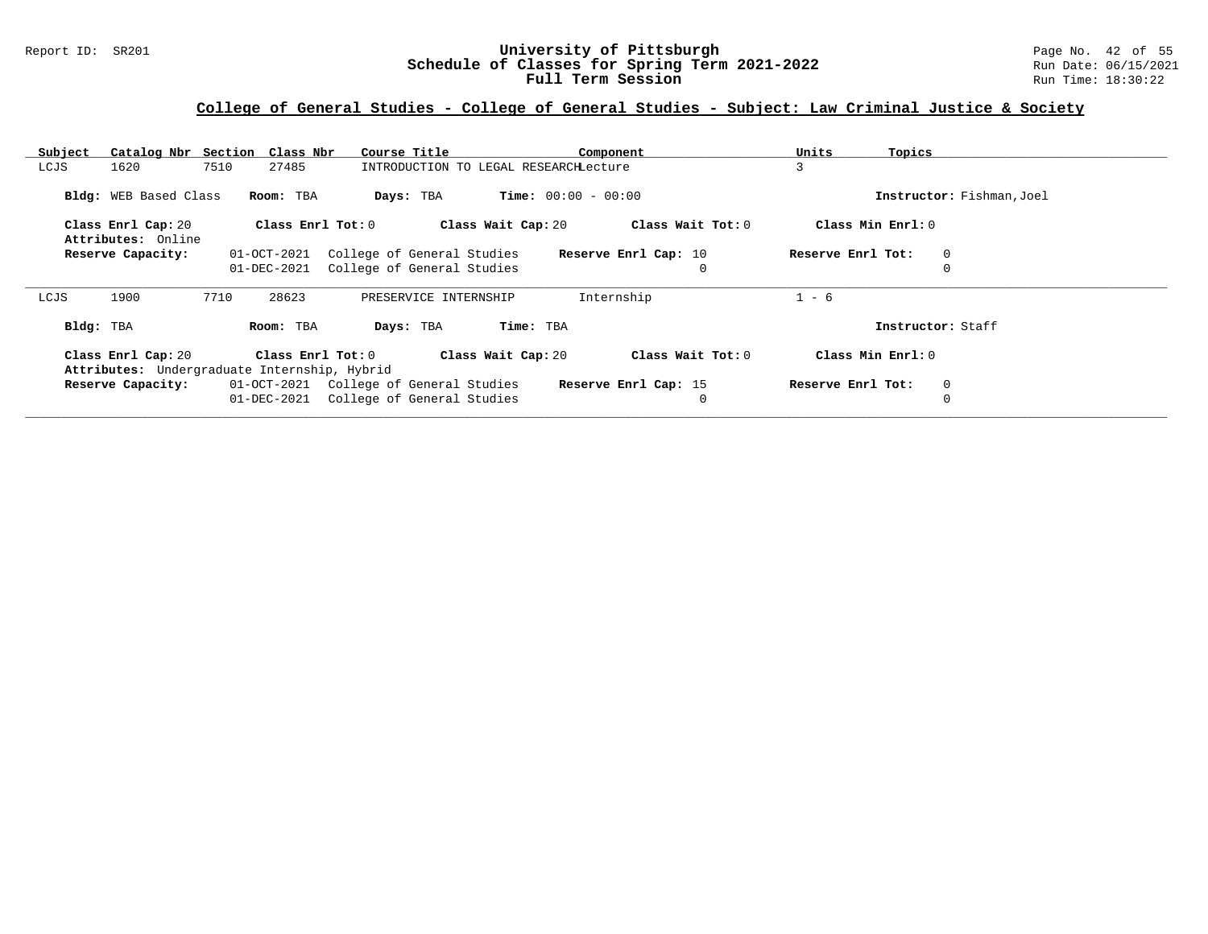## College of General Studies - College of General Studies - Subject: Law Criminal Justice & Society

| Subject | Catalog Nbr | Section | Class Nbr | Course Title | Component | Units | Topics |
|---|---|---|---|---|---|---|---|
| LCJS | 1620 | 7510 | 27485 | INTRODUCTION TO LEGAL RESEARCH | Lecture | 3 | |

**Bldg:** WEB Based Class **Room:** TBA **Days:** TBA **Time:** 00:00 - 00:00 **Instructor:** Fishman,Joel

**Class Enrl Cap:** 20 **Class Enrl Tot:** 0 **Class Wait Cap:** 20 **Class Wait Tot:** 0 **Class Min Enrl:** 0

**Attributes:** Online

| Reserve Capacity: | | | Reserve Enrl Cap: | Reserve Enrl Tot: |
|---|---|---|---|---|
| | 01-OCT-2021 | College of General Studies | 10 | 0 |
| | 01-DEC-2021 | College of General Studies | 0 | 0 |

---

| Subject | Catalog Nbr | Section | Class Nbr | Course Title | Component | Units | Topics |
|---|---|---|---|---|---|---|---|
| LCJS | 1900 | 7710 | 28623 | PRESERVICE INTERNSHIP | Internship | 1 - 6 | |

**Bldg:** TBA **Room:** TBA **Days:** TBA **Time:** TBA **Instructor:** Staff

**Class Enrl Cap:** 20 **Class Enrl Tot:** 0 **Class Wait Cap:** 20 **Class Wait Tot:** 0 **Class Min Enrl:** 0

**Attributes:** Undergraduate Internship, Hybrid

| Reserve Capacity: | | | Reserve Enrl Cap: | Reserve Enrl Tot: |
|---|---|---|---|---|
| | 01-OCT-2021 | College of General Studies | 15 | 0 |
| | 01-DEC-2021 | College of General Studies | 0 | 0 |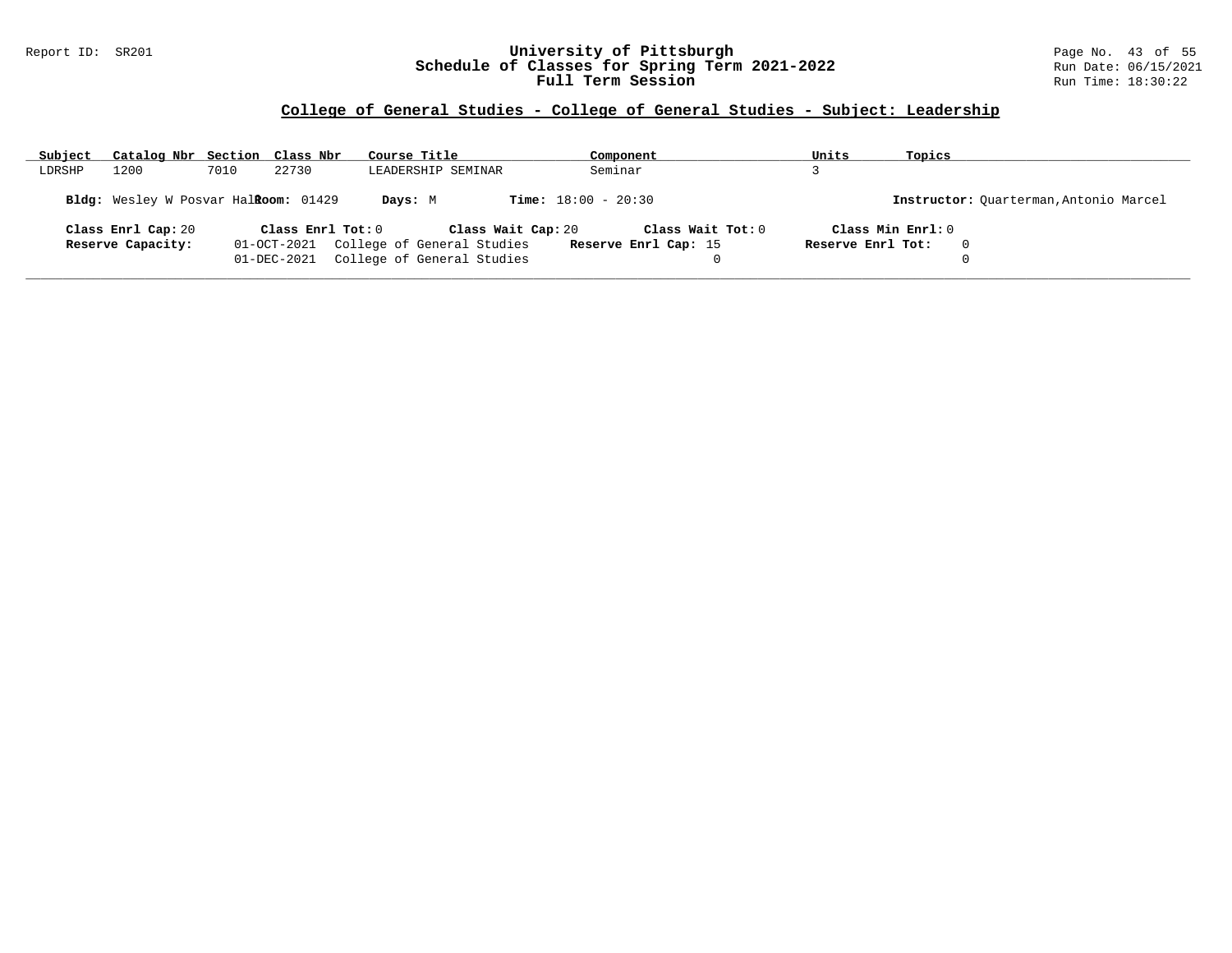## College of General Studies - College of General Studies - Subject: Leadership

| Subject | Catalog Nbr | Section | Class Nbr | Course Title | Component | Units | Topics |
|---|---|---|---|---|---|---|---|
| LDRSHP | 1200 | 7010 | 22730 | LEADERSHIP SEMINAR | Seminar | 3 | |

**Bldg:** Wesley W Posvar Hall **Room:** 01429 **Days:** M **Time:** 18:00 - 20:30 **Instructor:** Quarterman,Antonio Marcel

**Class Enrl Cap:** 20 **Class Enrl Tot:** 0 **Class Wait Cap:** 20 **Class Wait Tot:** 0 **Class Min Enrl:** 0

| Reserve Capacity: | | Reserve Enrl Cap: | Reserve Enrl Tot: |
|---|---|---|---|
| 01-OCT-2021 | College of General Studies | 15 | 0 |
| 01-DEC-2021 | College of General Studies | 0 | 0 |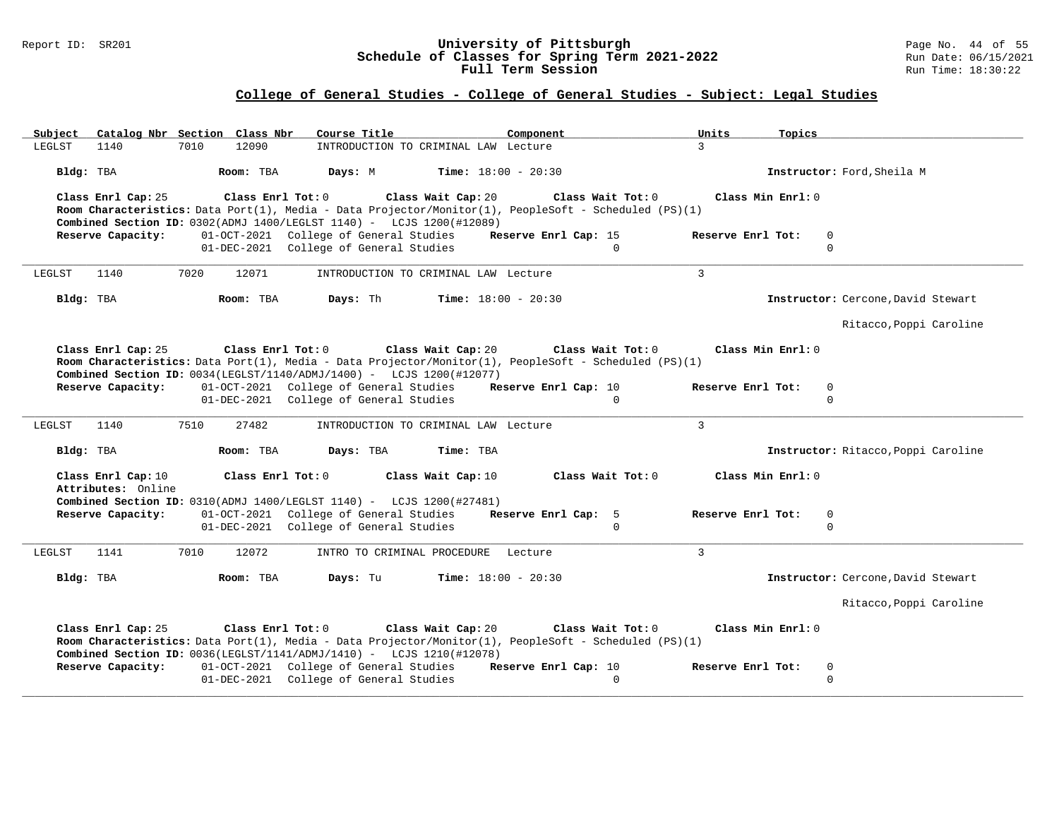## College of General Studies - College of General Studies - Subject: Legal Studies

| Subject | Catalog Nbr | Section | Class Nbr | Course Title | Component | Units | Topics |
|---|---|---|---|---|---|---|---|
| LEGLST | 1140 | 7010 | 12090 | INTRODUCTION TO CRIMINAL LAW | Lecture | 3 | |

**Bldg:** TBA **Room:** TBA **Days:** M **Time:** 18:00 - 20:30 **Instructor:** Ford,Sheila M

**Class Enrl Cap:** 25 **Class Enrl Tot:** 0 **Class Wait Cap:** 20 **Class Wait Tot:** 0 **Class Min Enrl:** 0

**Room Characteristics:** Data Port(1), Media - Data Projector/Monitor(1), PeopleSoft - Scheduled (PS)(1)

**Combined Section ID:** 0302(ADMJ 1400/LEGLST 1140) - LCJS 1200(#12089)

| Reserve Capacity: | | Reserve Enrl Cap: | Reserve Enrl Tot: |
|---|---|---|---|
| 01-OCT-2021 | College of General Studies | 15 | 0 |
| 01-DEC-2021 | College of General Studies | 0 | 0 |

---

| Subject | Catalog Nbr | Section | Class Nbr | Course Title | Component | Units | Topics |
|---|---|---|---|---|---|---|---|
| LEGLST | 1140 | 7020 | 12071 | INTRODUCTION TO CRIMINAL LAW | Lecture | 3 | |

**Bldg:** TBA **Room:** TBA **Days:** Th **Time:** 18:00 - 20:30 **Instructor:** Cercone,David Stewart; Ritacco,Poppi Caroline

**Class Enrl Cap:** 25 **Class Enrl Tot:** 0 **Class Wait Cap:** 20 **Class Wait Tot:** 0 **Class Min Enrl:** 0

**Room Characteristics:** Data Port(1), Media - Data Projector/Monitor(1), PeopleSoft - Scheduled (PS)(1)

**Combined Section ID:** 0034(LEGLST/1140/ADMJ/1400) - LCJS 1200(#12077)

| Reserve Capacity: | | Reserve Enrl Cap: | Reserve Enrl Tot: |
|---|---|---|---|
| 01-OCT-2021 | College of General Studies | 10 | 0 |
| 01-DEC-2021 | College of General Studies | 0 | 0 |

---

| Subject | Catalog Nbr | Section | Class Nbr | Course Title | Component | Units | Topics |
|---|---|---|---|---|---|---|---|
| LEGLST | 1140 | 7510 | 27482 | INTRODUCTION TO CRIMINAL LAW | Lecture | 3 | |

**Bldg:** TBA **Room:** TBA **Days:** TBA **Time:** TBA **Instructor:** Ritacco,Poppi Caroline

**Class Enrl Cap:** 10 **Class Enrl Tot:** 0 **Class Wait Cap:** 10 **Class Wait Tot:** 0 **Class Min Enrl:** 0

**Attributes:** Online

**Combined Section ID:** 0310(ADMJ 1400/LEGLST 1140) - LCJS 1200(#27481)

| Reserve Capacity: | | Reserve Enrl Cap: | Reserve Enrl Tot: |
|---|---|---|---|
| 01-OCT-2021 | College of General Studies | 5 | 0 |
| 01-DEC-2021 | College of General Studies | 0 | 0 |

---

| Subject | Catalog Nbr | Section | Class Nbr | Course Title | Component | Units | Topics |
|---|---|---|---|---|---|---|---|
| LEGLST | 1141 | 7010 | 12072 | INTRO TO CRIMINAL PROCEDURE | Lecture | 3 | |

**Bldg:** TBA **Room:** TBA **Days:** Tu **Time:** 18:00 - 20:30 **Instructor:** Cercone,David Stewart; Ritacco,Poppi Caroline

**Class Enrl Cap:** 25 **Class Enrl Tot:** 0 **Class Wait Cap:** 20 **Class Wait Tot:** 0 **Class Min Enrl:** 0

**Room Characteristics:** Data Port(1), Media - Data Projector/Monitor(1), PeopleSoft - Scheduled (PS)(1)

**Combined Section ID:** 0036(LEGLST/1141/ADMJ/1410) - LCJS 1210(#12078)

| Reserve Capacity: | | Reserve Enrl Cap: | Reserve Enrl Tot: |
|---|---|---|---|
| 01-OCT-2021 | College of General Studies | 10 | 0 |
| 01-DEC-2021 | College of General Studies | 0 | 0 |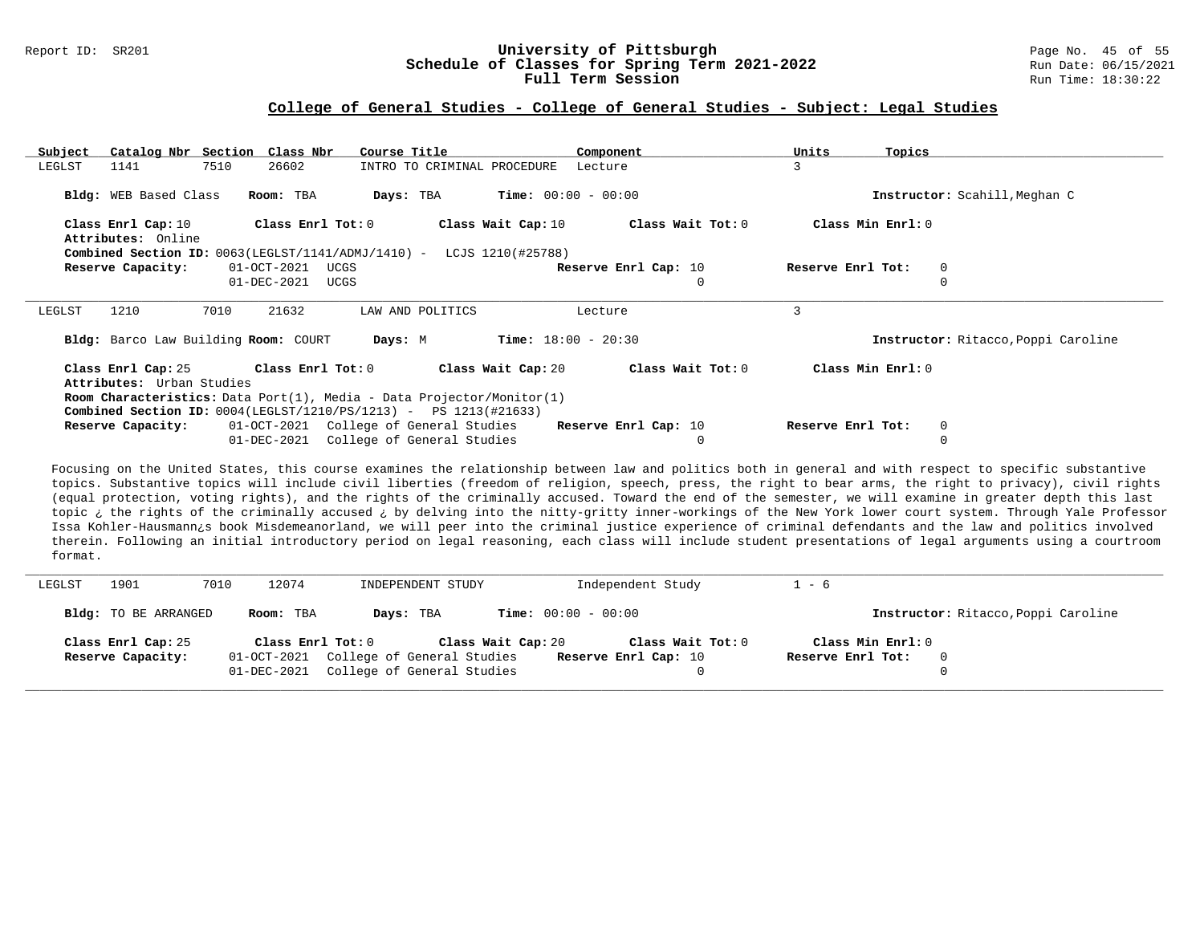## College of General Studies - College of General Studies - Subject: Legal Studies

| Subject | Catalog Nbr | Section | Class Nbr | Course Title | Component | Units | Topics |
|---|---|---|---|---|---|---|---|
| LEGLST | 1141 | 7510 | 26602 | INTRO TO CRIMINAL PROCEDURE | Lecture | 3 | |

**Bldg:** WEB Based Class **Room:** TBA **Days:** TBA **Time:** 00:00 - 00:00 **Instructor:** Scahill,Meghan C

**Class Enrl Cap:** 10 **Class Enrl Tot:** 0 **Class Wait Cap:** 10 **Class Wait Tot:** 0 **Class Min Enrl:** 0

**Attributes:** Online

**Combined Section ID:** 0063(LEGLST/1141/ADMJ/1410) - LCJS 1210(#25788)

| Reserve Capacity: | | Reserve Enrl Cap: | Reserve Enrl Tot: |
|---|---|---|---|
| 01-OCT-2021 | UCGS | 10 | 0 |
| 01-DEC-2021 | UCGS | 0 | 0 |

---

| Subject | Catalog Nbr | Section | Class Nbr | Course Title | Component | Units | Topics |
|---|---|---|---|---|---|---|---|
| LEGLST | 1210 | 7010 | 21632 | LAW AND POLITICS | Lecture | 3 | |

**Bldg:** Barco Law Building **Room:** COURT **Days:** M **Time:** 18:00 - 20:30 **Instructor:** Ritacco,Poppi Caroline

**Class Enrl Cap:** 25 **Class Enrl Tot:** 0 **Class Wait Cap:** 20 **Class Wait Tot:** 0 **Class Min Enrl:** 0

**Attributes:** Urban Studies

**Room Characteristics:** Data Port(1), Media - Data Projector/Monitor(1)

**Combined Section ID:** 0004(LEGLST/1210/PS/1213) - PS 1213(#21633)

| Reserve Capacity: | | Reserve Enrl Cap: | Reserve Enrl Tot: |
|---|---|---|---|
| 01-OCT-2021 | College of General Studies | 10 | 0 |
| 01-DEC-2021 | College of General Studies | 0 | 0 |

Focusing on the United States, this course examines the relationship between law and politics both in general and with respect to specific substantive topics. Substantive topics will include civil liberties (freedom of religion, speech, press, the right to bear arms, the right to privacy), civil rights (equal protection, voting rights), and the rights of the criminally accused. Toward the end of the semester, we will examine in greater depth this last topic ¿ the rights of the criminally accused ¿ by delving into the nitty-gritty inner-workings of the New York lower court system. Through Yale Professor Issa Kohler-Hausmann¿s book Misdemeanorland, we will peer into the criminal justice experience of criminal defendants and the law and politics involved therein. Following an initial introductory period on legal reasoning, each class will include student presentations of legal arguments using a courtroom format.

---

| Subject | Catalog Nbr | Section | Class Nbr | Course Title | Component | Units | Topics |
|---|---|---|---|---|---|---|---|
| LEGLST | 1901 | 7010 | 12074 | INDEPENDENT STUDY | Independent Study | 1 - 6 | |

**Bldg:** TO BE ARRANGED **Room:** TBA **Days:** TBA **Time:** 00:00 - 00:00 **Instructor:** Ritacco,Poppi Caroline

**Class Enrl Cap:** 25 **Class Enrl Tot:** 0 **Class Wait Cap:** 20 **Class Wait Tot:** 0 **Class Min Enrl:** 0

| Reserve Capacity: | | Reserve Enrl Cap: | Reserve Enrl Tot: |
|---|---|---|---|
| 01-OCT-2021 | College of General Studies | 10 | 0 |
| 01-DEC-2021 | College of General Studies | 0 | 0 |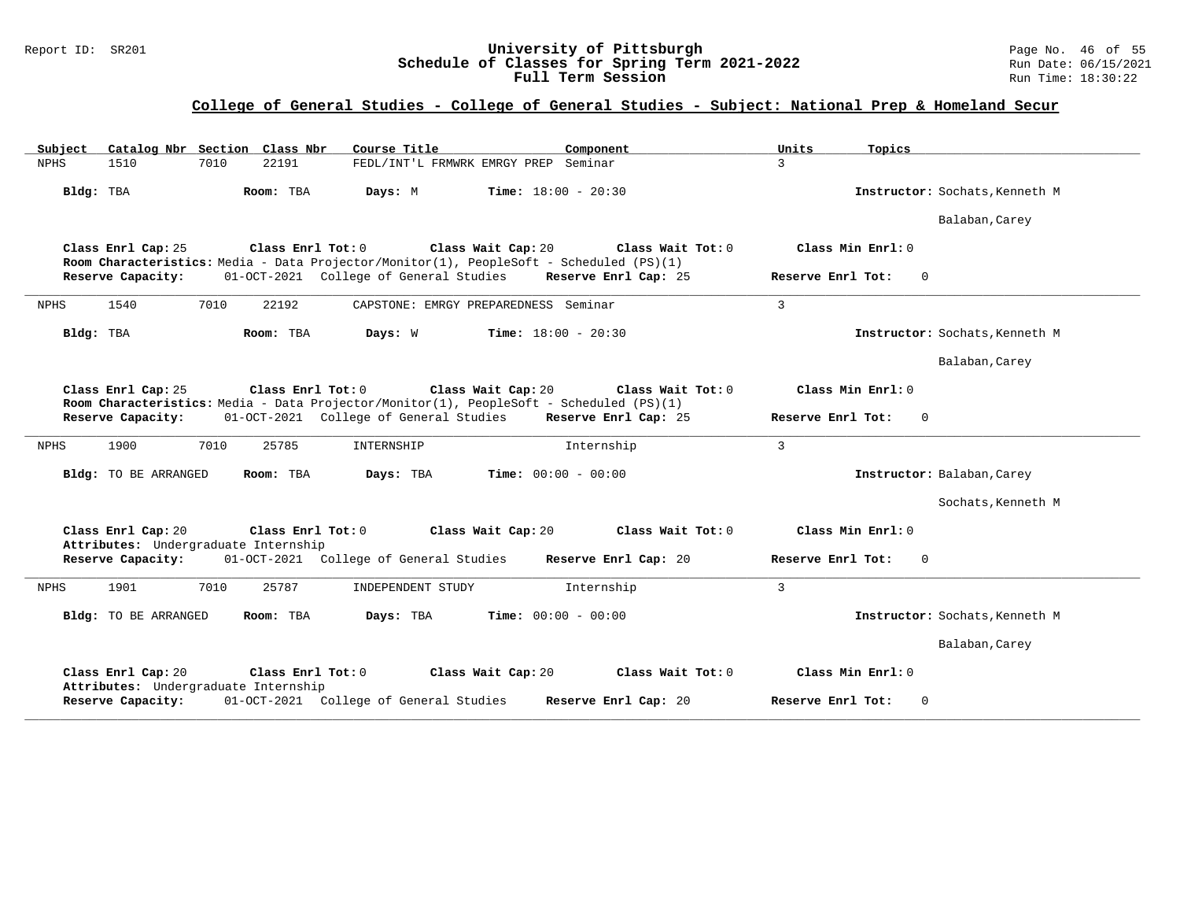## College of General Studies - College of General Studies - Subject: National Prep & Homeland Secur

| Subject | Catalog Nbr | Section | Class Nbr | Course Title | Component | Units | Topics |
|---|---|---|---|---|---|---|---|
| NPHS | 1510 | 7010 | 22191 | FEDL/INT'L FRMWRK EMRGY PREP | Seminar | 3 | |

**Bldg:** TBA **Room:** TBA **Days:** M **Time:** 18:00 - 20:30 **Instructor:** Sochats,Kenneth M; Balaban,Carey

**Class Enrl Cap:** 25 **Class Enrl Tot:** 0 **Class Wait Cap:** 20 **Class Wait Tot:** 0 **Class Min Enrl:** 0

**Room Characteristics:** Media - Data Projector/Monitor(1), PeopleSoft - Scheduled (PS)(1)

**Reserve Capacity:** 01-OCT-2021 College of General Studies **Reserve Enrl Cap:** 25 **Reserve Enrl Tot:** 0

---

| Subject | Catalog Nbr | Section | Class Nbr | Course Title | Component | Units | Topics |
|---|---|---|---|---|---|---|---|
| NPHS | 1540 | 7010 | 22192 | CAPSTONE: EMRGY PREPAREDNESS | Seminar | 3 | |

**Bldg:** TBA **Room:** TBA **Days:** W **Time:** 18:00 - 20:30 **Instructor:** Sochats,Kenneth M; Balaban,Carey

**Class Enrl Cap:** 25 **Class Enrl Tot:** 0 **Class Wait Cap:** 20 **Class Wait Tot:** 0 **Class Min Enrl:** 0

**Room Characteristics:** Media - Data Projector/Monitor(1), PeopleSoft - Scheduled (PS)(1)

**Reserve Capacity:** 01-OCT-2021 College of General Studies **Reserve Enrl Cap:** 25 **Reserve Enrl Tot:** 0

---

| Subject | Catalog Nbr | Section | Class Nbr | Course Title | Component | Units | Topics |
|---|---|---|---|---|---|---|---|
| NPHS | 1900 | 7010 | 25785 | INTERNSHIP | Internship | 3 | |

**Bldg:** TO BE ARRANGED **Room:** TBA **Days:** TBA **Time:** 00:00 - 00:00 **Instructor:** Balaban,Carey; Sochats,Kenneth M

**Class Enrl Cap:** 20 **Class Enrl Tot:** 0 **Class Wait Cap:** 20 **Class Wait Tot:** 0 **Class Min Enrl:** 0

**Attributes:** Undergraduate Internship

**Reserve Capacity:** 01-OCT-2021 College of General Studies **Reserve Enrl Cap:** 20 **Reserve Enrl Tot:** 0

---

| Subject | Catalog Nbr | Section | Class Nbr | Course Title | Component | Units | Topics |
|---|---|---|---|---|---|---|---|
| NPHS | 1901 | 7010 | 25787 | INDEPENDENT STUDY | Internship | 3 | |

**Bldg:** TO BE ARRANGED **Room:** TBA **Days:** TBA **Time:** 00:00 - 00:00 **Instructor:** Sochats,Kenneth M; Balaban,Carey

**Class Enrl Cap:** 20 **Class Enrl Tot:** 0 **Class Wait Cap:** 20 **Class Wait Tot:** 0 **Class Min Enrl:** 0

**Attributes:** Undergraduate Internship

**Reserve Capacity:** 01-OCT-2021 College of General Studies **Reserve Enrl Cap:** 20 **Reserve Enrl Tot:** 0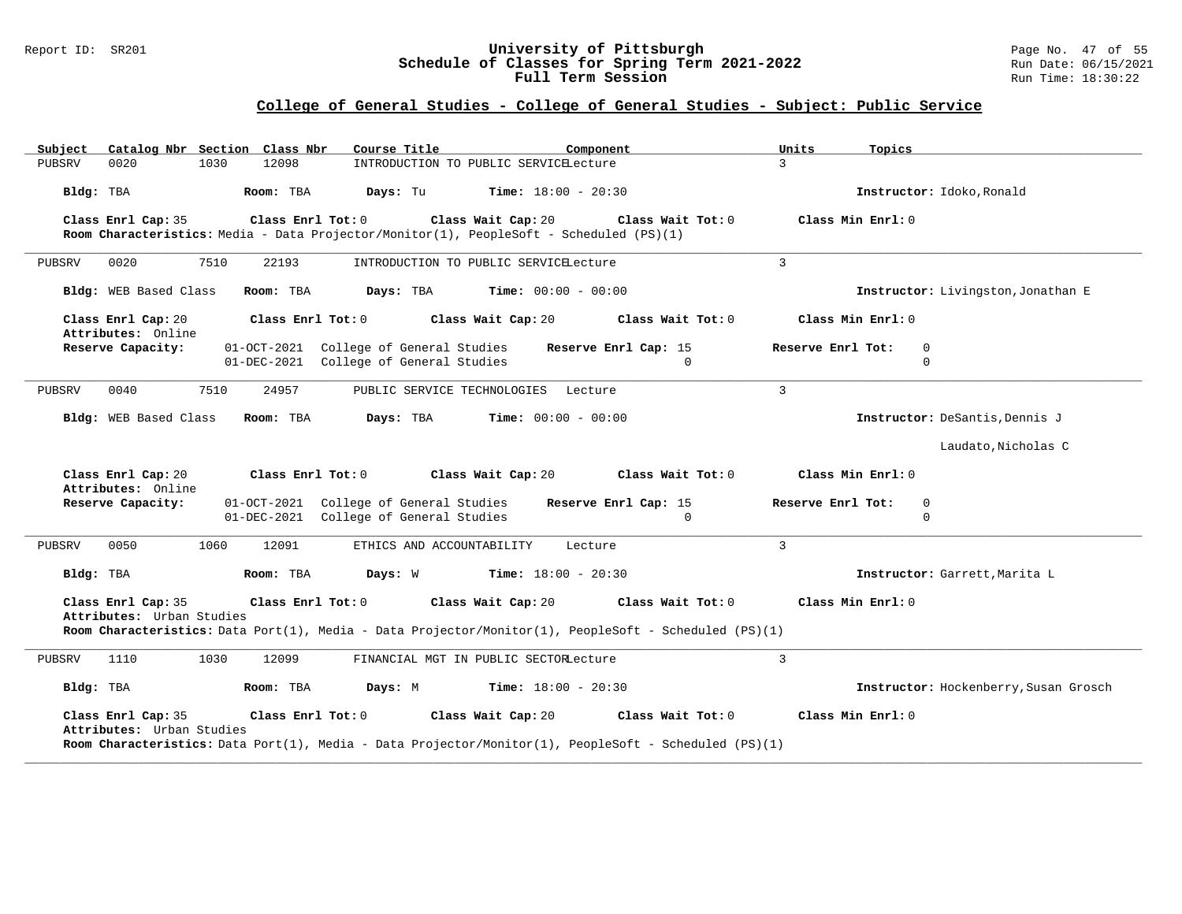## College of General Studies - College of General Studies - Subject: Public Service

| Subject | Catalog Nbr | Section | Class Nbr | Course Title | Component | Units | Topics |
|---|---|---|---|---|---|---|---|
| PUBSRV | 0020 | 1030 | 12098 | INTRODUCTION TO PUBLIC SERVICE | Lecture | 3 | |

**Bldg:** TBA **Room:** TBA **Days:** Tu **Time:** 18:00 - 20:30 **Instructor:** Idoko,Ronald

**Class Enrl Cap:** 35 **Class Enrl Tot:** 0 **Class Wait Cap:** 20 **Class Wait Tot:** 0 **Class Min Enrl:** 0

**Room Characteristics:** Media - Data Projector/Monitor(1), PeopleSoft - Scheduled (PS)(1)

---

| Subject | Catalog Nbr | Section | Class Nbr | Course Title | Component | Units | Topics |
|---|---|---|---|---|---|---|---|
| PUBSRV | 0020 | 7510 | 22193 | INTRODUCTION TO PUBLIC SERVICE | Lecture | 3 | |

**Bldg:** WEB Based Class **Room:** TBA **Days:** TBA **Time:** 00:00 - 00:00 **Instructor:** Livingston,Jonathan E

**Class Enrl Cap:** 20 **Class Enrl Tot:** 0 **Class Wait Cap:** 20 **Class Wait Tot:** 0 **Class Min Enrl:** 0

**Attributes:** Online

| Reserve Capacity: | | Reserve Enrl Cap: | Reserve Enrl Tot: |
|---|---|---|---|
| 01-OCT-2021 | College of General Studies | 15 | 0 |
| 01-DEC-2021 | College of General Studies | 0 | 0 |

---

| Subject | Catalog Nbr | Section | Class Nbr | Course Title | Component | Units | Topics |
|---|---|---|---|---|---|---|---|
| PUBSRV | 0040 | 7510 | 24957 | PUBLIC SERVICE TECHNOLOGIES | Lecture | 3 | |

**Bldg:** WEB Based Class **Room:** TBA **Days:** TBA **Time:** 00:00 - 00:00 **Instructor:** DeSantis,Dennis J; Laudato,Nicholas C

**Class Enrl Cap:** 20 **Class Enrl Tot:** 0 **Class Wait Cap:** 20 **Class Wait Tot:** 0 **Class Min Enrl:** 0

**Attributes:** Online

| Reserve Capacity: | | Reserve Enrl Cap: | Reserve Enrl Tot: |
|---|---|---|---|
| 01-OCT-2021 | College of General Studies | 15 | 0 |
| 01-DEC-2021 | College of General Studies | 0 | 0 |

---

| Subject | Catalog Nbr | Section | Class Nbr | Course Title | Component | Units | Topics |
|---|---|---|---|---|---|---|---|
| PUBSRV | 0050 | 1060 | 12091 | ETHICS AND ACCOUNTABILITY | Lecture | 3 | |

**Bldg:** TBA **Room:** TBA **Days:** W **Time:** 18:00 - 20:30 **Instructor:** Garrett,Marita L

**Class Enrl Cap:** 35 **Class Enrl Tot:** 0 **Class Wait Cap:** 20 **Class Wait Tot:** 0 **Class Min Enrl:** 0

**Attributes:** Urban Studies

**Room Characteristics:** Data Port(1), Media - Data Projector/Monitor(1), PeopleSoft - Scheduled (PS)(1)

---

| Subject | Catalog Nbr | Section | Class Nbr | Course Title | Component | Units | Topics |
|---|---|---|---|---|---|---|---|
| PUBSRV | 1110 | 1030 | 12099 | FINANCIAL MGT IN PUBLIC SECTOR | Lecture | 3 | |

**Bldg:** TBA **Room:** TBA **Days:** M **Time:** 18:00 - 20:30 **Instructor:** Hockenberry,Susan Grosch

**Class Enrl Cap:** 35 **Class Enrl Tot:** 0 **Class Wait Cap:** 20 **Class Wait Tot:** 0 **Class Min Enrl:** 0

**Attributes:** Urban Studies

**Room Characteristics:** Data Port(1), Media - Data Projector/Monitor(1), PeopleSoft - Scheduled (PS)(1)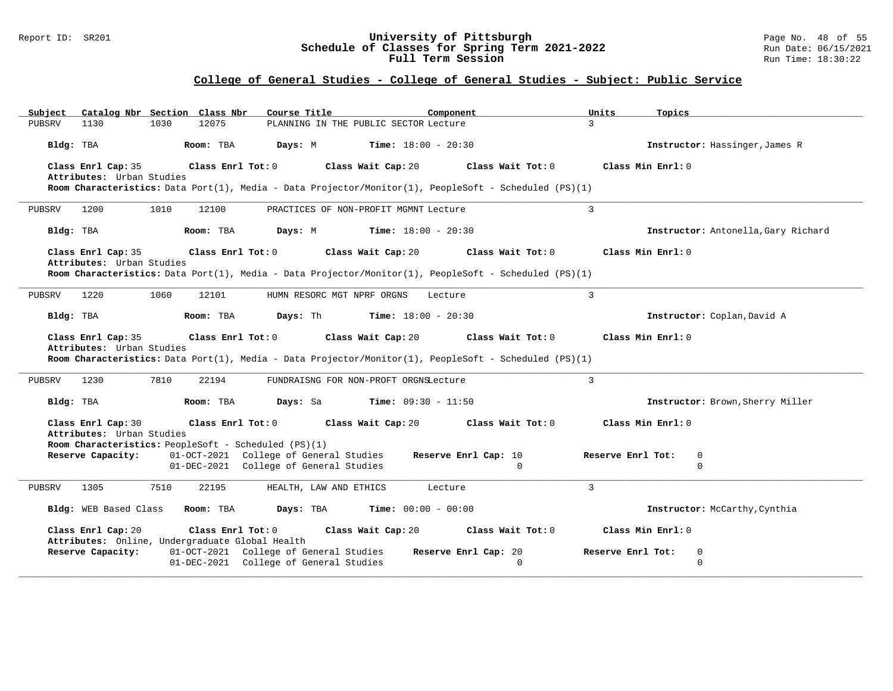## College of General Studies - College of General Studies - Subject: Public Service

| Subject | Catalog Nbr | Section | Class Nbr | Course Title | Component | Units | Topics |
|---|---|---|---|---|---|---|---|
| PUBSRV | 1130 | 1030 | 12075 | PLANNING IN THE PUBLIC SECTOR | Lecture | 3 | |

**Bldg:** TBA **Room:** TBA **Days:** M **Time:** 18:00 - 20:30 **Instructor:** Hassinger,James R

**Class Enrl Cap:** 35 **Class Enrl Tot:** 0 **Class Wait Cap:** 20 **Class Wait Tot:** 0 **Class Min Enrl:** 0

**Attributes:** Urban Studies

**Room Characteristics:** Data Port(1), Media - Data Projector/Monitor(1), PeopleSoft - Scheduled (PS)(1)

---

| Subject | Catalog Nbr | Section | Class Nbr | Course Title | Component | Units | Topics |
|---|---|---|---|---|---|---|---|
| PUBSRV | 1200 | 1010 | 12100 | PRACTICES OF NON-PROFIT MGMNT | Lecture | 3 | |

**Bldg:** TBA **Room:** TBA **Days:** M **Time:** 18:00 - 20:30 **Instructor:** Antonella,Gary Richard

**Class Enrl Cap:** 35 **Class Enrl Tot:** 0 **Class Wait Cap:** 20 **Class Wait Tot:** 0 **Class Min Enrl:** 0

**Attributes:** Urban Studies

**Room Characteristics:** Data Port(1), Media - Data Projector/Monitor(1), PeopleSoft - Scheduled (PS)(1)

---

| Subject | Catalog Nbr | Section | Class Nbr | Course Title | Component | Units | Topics |
|---|---|---|---|---|---|---|---|
| PUBSRV | 1220 | 1060 | 12101 | HUMN RESORC MGT NPRF ORGNS | Lecture | 3 | |

**Bldg:** TBA **Room:** TBA **Days:** Th **Time:** 18:00 - 20:30 **Instructor:** Coplan,David A

**Class Enrl Cap:** 35 **Class Enrl Tot:** 0 **Class Wait Cap:** 20 **Class Wait Tot:** 0 **Class Min Enrl:** 0

**Attributes:** Urban Studies

**Room Characteristics:** Data Port(1), Media - Data Projector/Monitor(1), PeopleSoft - Scheduled (PS)(1)

---

| Subject | Catalog Nbr | Section | Class Nbr | Course Title | Component | Units | Topics |
|---|---|---|---|---|---|---|---|
| PUBSRV | 1230 | 7810 | 22194 | FUNDRAISNG FOR NON-PROFT ORGNS | Lecture | 3 | |

**Bldg:** TBA **Room:** TBA **Days:** Sa **Time:** 09:30 - 11:50 **Instructor:** Brown,Sherry Miller

**Class Enrl Cap:** 30 **Class Enrl Tot:** 0 **Class Wait Cap:** 20 **Class Wait Tot:** 0 **Class Min Enrl:** 0

**Attributes:** Urban Studies

**Room Characteristics:** PeopleSoft - Scheduled (PS)(1)

| Reserve Capacity: | Date | Group | Reserve Enrl Cap | Reserve Enrl Tot |
|---|---|---|---|---|
| | 01-OCT-2021 | College of General Studies | 10 | 0 |
| | 01-DEC-2021 | College of General Studies | 0 | 0 |

---

| Subject | Catalog Nbr | Section | Class Nbr | Course Title | Component | Units | Topics |
|---|---|---|---|---|---|---|---|
| PUBSRV | 1305 | 7510 | 22195 | HEALTH, LAW AND ETHICS | Lecture | 3 | |

**Bldg:** WEB Based Class **Room:** TBA **Days:** TBA **Time:** 00:00 - 00:00 **Instructor:** McCarthy,Cynthia

**Class Enrl Cap:** 20 **Class Enrl Tot:** 0 **Class Wait Cap:** 20 **Class Wait Tot:** 0 **Class Min Enrl:** 0

**Attributes:** Online, Undergraduate Global Health

| Reserve Capacity: | Date | Group | Reserve Enrl Cap | Reserve Enrl Tot |
|---|---|---|---|---|
| | 01-OCT-2021 | College of General Studies | 20 | 0 |
| | 01-DEC-2021 | College of General Studies | 0 | 0 |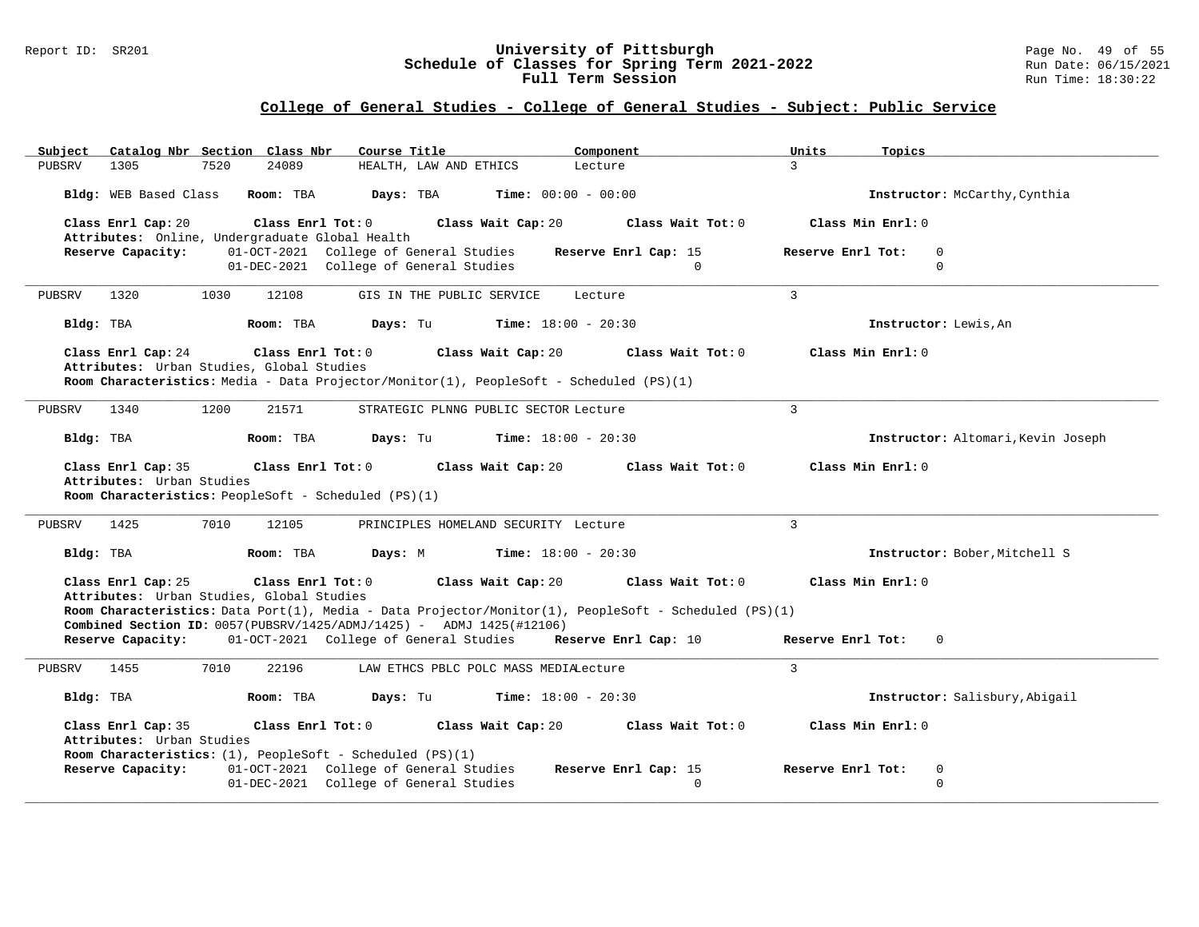## College of General Studies - College of General Studies - Subject: Public Service

| Subject | Catalog Nbr | Section | Class Nbr | Course Title | Component | Units | Topics |
|---|---|---|---|---|---|---|---|
| PUBSRV | 1305 | 7520 | 24089 | HEALTH, LAW AND ETHICS | Lecture | 3 | |

**Bldg:** WEB Based Class **Room:** TBA **Days:** TBA **Time:** 00:00 - 00:00 **Instructor:** McCarthy,Cynthia

**Class Enrl Cap:** 20 **Class Enrl Tot:** 0 **Class Wait Cap:** 20 **Class Wait Tot:** 0 **Class Min Enrl:** 0

**Attributes:** Online, Undergraduate Global Health

**Reserve Capacity:** 01-OCT-2021 College of General Studies **Reserve Enrl Cap:** 15 **Reserve Enrl Tot:** 0
01-DEC-2021 College of General Studies 0 0

---

| Subject | Catalog Nbr | Section | Class Nbr | Course Title | Component | Units | Topics |
|---|---|---|---|---|---|---|---|
| PUBSRV | 1320 | 1030 | 12108 | GIS IN THE PUBLIC SERVICE | Lecture | 3 | |

**Bldg:** TBA **Room:** TBA **Days:** Tu **Time:** 18:00 - 20:30 **Instructor:** Lewis,An

**Class Enrl Cap:** 24 **Class Enrl Tot:** 0 **Class Wait Cap:** 20 **Class Wait Tot:** 0 **Class Min Enrl:** 0

**Attributes:** Urban Studies, Global Studies

**Room Characteristics:** Media - Data Projector/Monitor(1), PeopleSoft - Scheduled (PS)(1)

---

| Subject | Catalog Nbr | Section | Class Nbr | Course Title | Component | Units | Topics |
|---|---|---|---|---|---|---|---|
| PUBSRV | 1340 | 1200 | 21571 | STRATEGIC PLNNG PUBLIC SECTOR | Lecture | 3 | |

**Bldg:** TBA **Room:** TBA **Days:** Tu **Time:** 18:00 - 20:30 **Instructor:** Altomari,Kevin Joseph

**Class Enrl Cap:** 35 **Class Enrl Tot:** 0 **Class Wait Cap:** 20 **Class Wait Tot:** 0 **Class Min Enrl:** 0

**Attributes:** Urban Studies

**Room Characteristics:** PeopleSoft - Scheduled (PS)(1)

---

| Subject | Catalog Nbr | Section | Class Nbr | Course Title | Component | Units | Topics |
|---|---|---|---|---|---|---|---|
| PUBSRV | 1425 | 7010 | 12105 | PRINCIPLES HOMELAND SECURITY | Lecture | 3 | |

**Bldg:** TBA **Room:** TBA **Days:** M **Time:** 18:00 - 20:30 **Instructor:** Bober,Mitchell S

**Class Enrl Cap:** 25 **Class Enrl Tot:** 0 **Class Wait Cap:** 20 **Class Wait Tot:** 0 **Class Min Enrl:** 0

**Attributes:** Urban Studies, Global Studies

**Room Characteristics:** Data Port(1), Media - Data Projector/Monitor(1), PeopleSoft - Scheduled (PS)(1)

**Combined Section ID:** 0057(PUBSRV/1425/ADMJ/1425) - ADMJ 1425(#12106)

**Reserve Capacity:** 01-OCT-2021 College of General Studies **Reserve Enrl Cap:** 10 **Reserve Enrl Tot:** 0

---

| Subject | Catalog Nbr | Section | Class Nbr | Course Title | Component | Units | Topics |
|---|---|---|---|---|---|---|---|
| PUBSRV | 1455 | 7010 | 22196 | LAW ETHCS PBLC POLC MASS MEDIA | Lecture | 3 | |

**Bldg:** TBA **Room:** TBA **Days:** Tu **Time:** 18:00 - 20:30 **Instructor:** Salisbury,Abigail

**Class Enrl Cap:** 35 **Class Enrl Tot:** 0 **Class Wait Cap:** 20 **Class Wait Tot:** 0 **Class Min Enrl:** 0

**Attributes:** Urban Studies

**Room Characteristics:** (1), PeopleSoft - Scheduled (PS)(1)

**Reserve Capacity:** 01-OCT-2021 College of General Studies **Reserve Enrl Cap:** 15 **Reserve Enrl Tot:** 0
01-DEC-2021 College of General Studies 0 0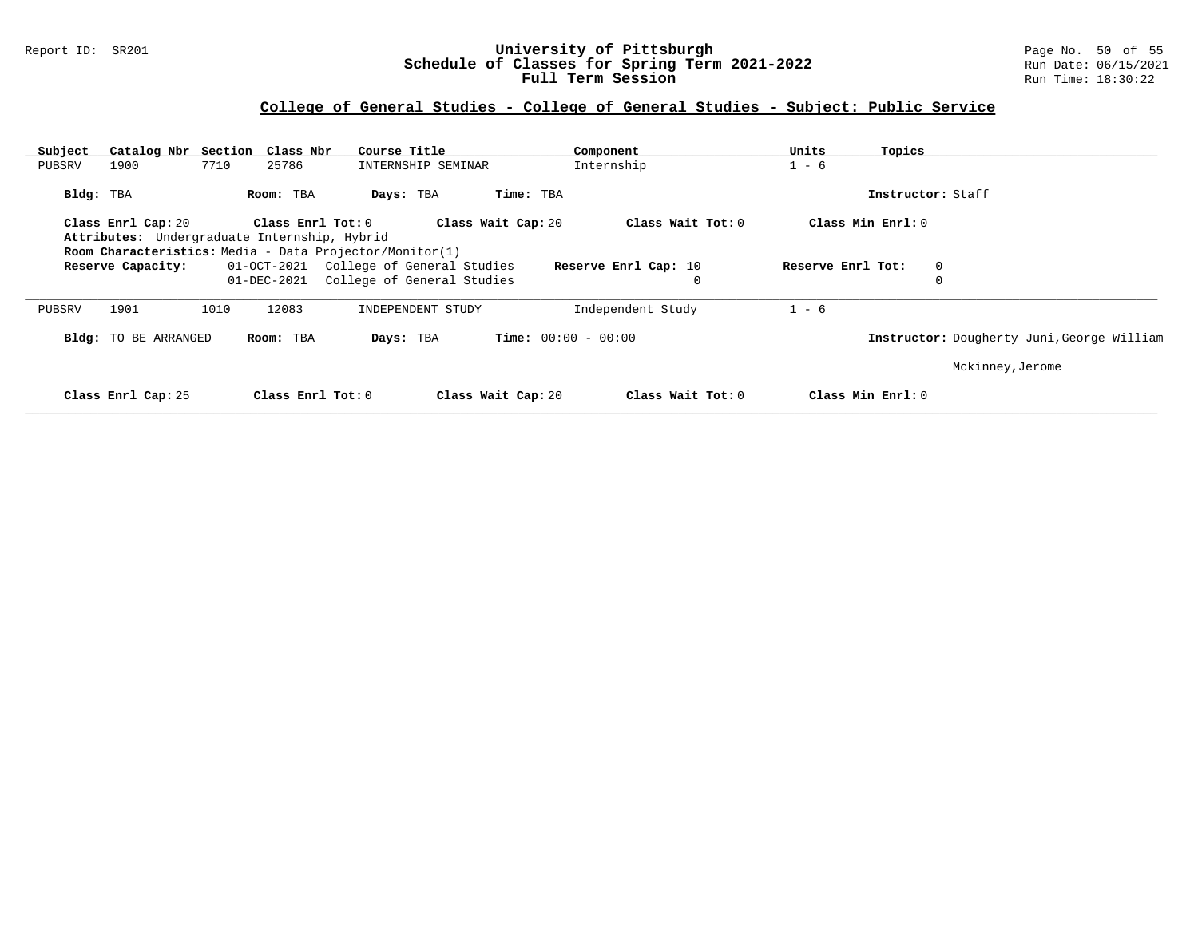## College of General Studies - College of General Studies - Subject: Public Service

| Subject | Catalog Nbr | Section | Class Nbr | Course Title | Component | Units | Topics |
|---|---|---|---|---|---|---|---|
| PUBSRV | 1900 | 7710 | 25786 | INTERNSHIP SEMINAR | Internship | 1 - 6 | |

**Bldg:** TBA **Room:** TBA **Days:** TBA **Time:** TBA **Instructor:** Staff

**Class Enrl Cap:** 20 **Class Enrl Tot:** 0 **Class Wait Cap:** 20 **Class Wait Tot:** 0 **Class Min Enrl:** 0

**Attributes:** Undergraduate Internship, Hybrid

**Room Characteristics:** Media - Data Projector/Monitor(1)

| Reserve Capacity: | Date | Group | Reserve Enrl Cap | Reserve Enrl Tot |
|---|---|---|---|---|
| | 01-OCT-2021 | College of General Studies | 10 | 0 |
| | 01-DEC-2021 | College of General Studies | 0 | 0 |

---

| Subject | Catalog Nbr | Section | Class Nbr | Course Title | Component | Units | Topics |
|---|---|---|---|---|---|---|---|
| PUBSRV | 1901 | 1010 | 12083 | INDEPENDENT STUDY | Independent Study | 1 - 6 | |

**Bldg:** TO BE ARRANGED **Room:** TBA **Days:** TBA **Time:** 00:00 - 00:00 **Instructor:** Dougherty Juni,George William

Mckinney,Jerome

**Class Enrl Cap:** 25 **Class Enrl Tot:** 0 **Class Wait Cap:** 20 **Class Wait Tot:** 0 **Class Min Enrl:** 0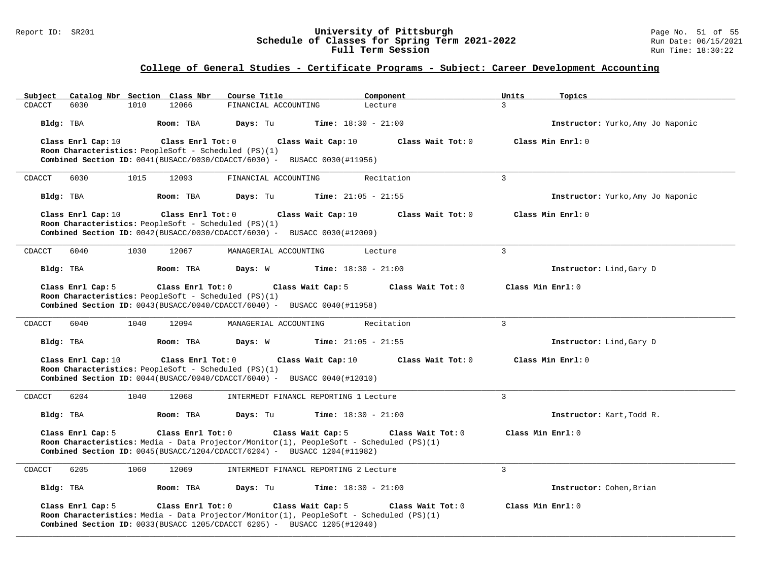## College of General Studies - Certificate Programs - Subject: Career Development Accounting

| Subject | Catalog Nbr | Section | Class Nbr | Course Title | Component | Units | Topics |
|---|---|---|---|---|---|---|---|
| CDACCT | 6030 | 1010 | 12066 | FINANCIAL ACCOUNTING | Lecture | 3 | |

**Bldg:** TBA **Room:** TBA **Days:** Tu **Time:** 18:30 - 21:00 **Instructor:** Yurko,Amy Jo Naponic

**Class Enrl Cap:** 10 **Class Enrl Tot:** 0 **Class Wait Cap:** 10 **Class Wait Tot:** 0 **Class Min Enrl:** 0
**Room Characteristics:** PeopleSoft - Scheduled (PS)(1)
**Combined Section ID:** 0041(BUSACC/0030/CDACCT/6030) - BUSACC 0030(#11956)

---

| Subject | Catalog Nbr | Section | Class Nbr | Course Title | Component | Units | Topics |
|---|---|---|---|---|---|---|---|
| CDACCT | 6030 | 1015 | 12093 | FINANCIAL ACCOUNTING | Recitation | 3 | |

**Bldg:** TBA **Room:** TBA **Days:** Tu **Time:** 21:05 - 21:55 **Instructor:** Yurko,Amy Jo Naponic

**Class Enrl Cap:** 10 **Class Enrl Tot:** 0 **Class Wait Cap:** 10 **Class Wait Tot:** 0 **Class Min Enrl:** 0
**Room Characteristics:** PeopleSoft - Scheduled (PS)(1)
**Combined Section ID:** 0042(BUSACC/0030/CDACCT/6030) - BUSACC 0030(#12009)

---

| Subject | Catalog Nbr | Section | Class Nbr | Course Title | Component | Units | Topics |
|---|---|---|---|---|---|---|---|
| CDACCT | 6040 | 1030 | 12067 | MANAGERIAL ACCOUNTING | Lecture | 3 | |

**Bldg:** TBA **Room:** TBA **Days:** W **Time:** 18:30 - 21:00 **Instructor:** Lind,Gary D

**Class Enrl Cap:** 5 **Class Enrl Tot:** 0 **Class Wait Cap:** 5 **Class Wait Tot:** 0 **Class Min Enrl:** 0
**Room Characteristics:** PeopleSoft - Scheduled (PS)(1)
**Combined Section ID:** 0043(BUSACC/0040/CDACCT/6040) - BUSACC 0040(#11958)

---

| Subject | Catalog Nbr | Section | Class Nbr | Course Title | Component | Units | Topics |
|---|---|---|---|---|---|---|---|
| CDACCT | 6040 | 1040 | 12094 | MANAGERIAL ACCOUNTING | Recitation | 3 | |

**Bldg:** TBA **Room:** TBA **Days:** W **Time:** 21:05 - 21:55 **Instructor:** Lind,Gary D

**Class Enrl Cap:** 10 **Class Enrl Tot:** 0 **Class Wait Cap:** 10 **Class Wait Tot:** 0 **Class Min Enrl:** 0
**Room Characteristics:** PeopleSoft - Scheduled (PS)(1)
**Combined Section ID:** 0044(BUSACC/0040/CDACCT/6040) - BUSACC 0040(#12010)

---

| Subject | Catalog Nbr | Section | Class Nbr | Course Title | Component | Units | Topics |
|---|---|---|---|---|---|---|---|
| CDACCT | 6204 | 1040 | 12068 | INTERMEDT FINANCL REPORTING 1 | Lecture | 3 | |

**Bldg:** TBA **Room:** TBA **Days:** Tu **Time:** 18:30 - 21:00 **Instructor:** Kart,Todd R.

**Class Enrl Cap:** 5 **Class Enrl Tot:** 0 **Class Wait Cap:** 5 **Class Wait Tot:** 0 **Class Min Enrl:** 0
**Room Characteristics:** Media - Data Projector/Monitor(1), PeopleSoft - Scheduled (PS)(1)
**Combined Section ID:** 0045(BUSACC/1204/CDACCT/6204) - BUSACC 1204(#11982)

---

| Subject | Catalog Nbr | Section | Class Nbr | Course Title | Component | Units | Topics |
|---|---|---|---|---|---|---|---|
| CDACCT | 6205 | 1060 | 12069 | INTERMEDT FINANCL REPORTING 2 | Lecture | 3 | |

**Bldg:** TBA **Room:** TBA **Days:** Tu **Time:** 18:30 - 21:00 **Instructor:** Cohen,Brian

**Class Enrl Cap:** 5 **Class Enrl Tot:** 0 **Class Wait Cap:** 5 **Class Wait Tot:** 0 **Class Min Enrl:** 0
**Room Characteristics:** Media - Data Projector/Monitor(1), PeopleSoft - Scheduled (PS)(1)
**Combined Section ID:** 0033(BUSACC 1205/CDACCT 6205) - BUSACC 1205(#12040)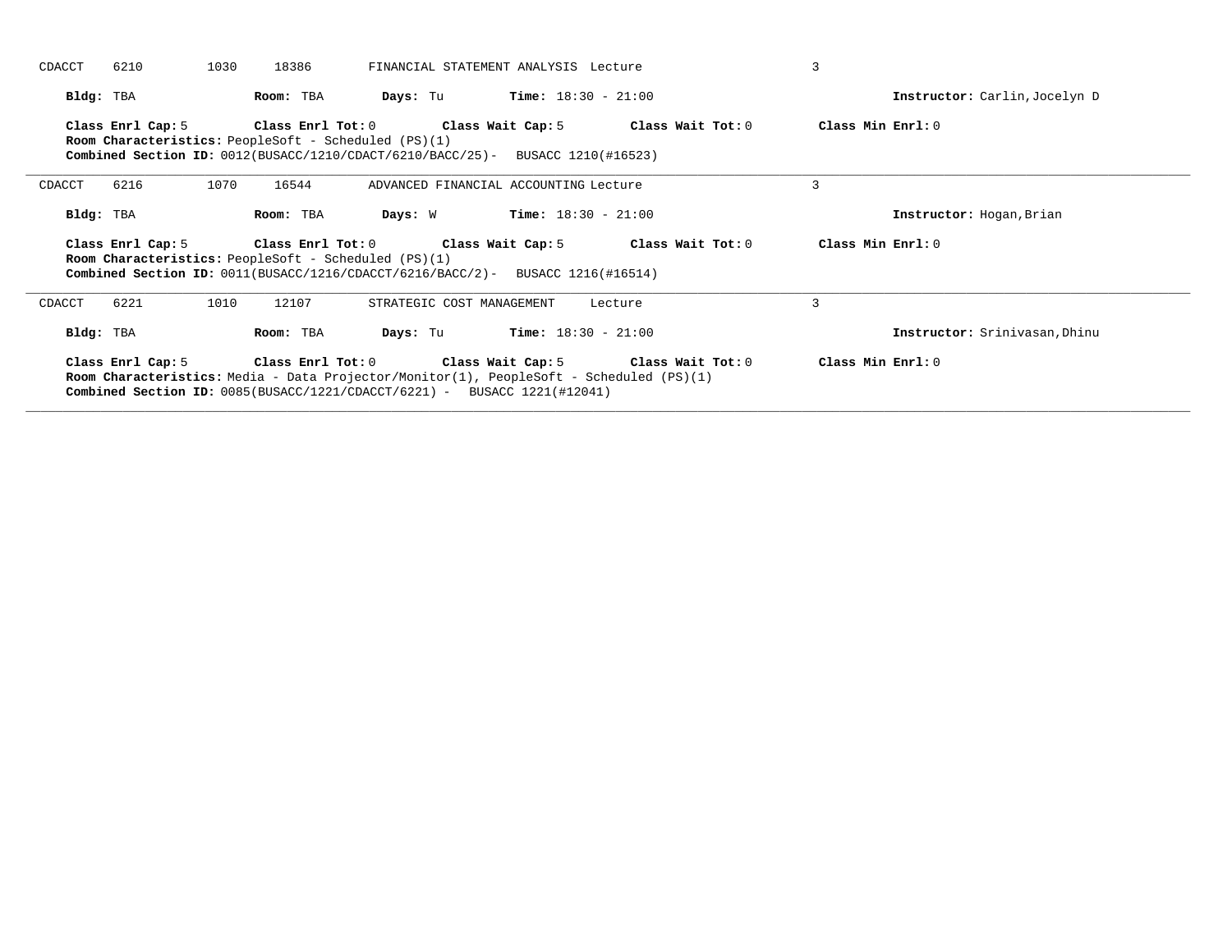CDACCT 6210 1030 18386 FINANCIAL STATEMENT ANALYSIS Lecture 3

**Bldg:** TBA **Room:** TBA **Days:** Tu **Time:** 18:30 - 21:00 **Instructor:** Carlin,Jocelyn D

**Class Enrl Cap:** 5 **Class Enrl Tot:** 0 **Class Wait Cap:** 5 **Class Wait Tot:** 0 **Class Min Enrl:** 0
**Room Characteristics:** PeopleSoft - Scheduled (PS)(1)
**Combined Section ID:** 0012(BUSACC/1210/CDACT/6210/BACC/25)- BUSACC 1210(#16523)

---

CDACCT 6216 1070 16544 ADVANCED FINANCIAL ACCOUNTING Lecture 3

**Bldg:** TBA **Room:** TBA **Days:** W **Time:** 18:30 - 21:00 **Instructor:** Hogan,Brian

**Class Enrl Cap:** 5 **Class Enrl Tot:** 0 **Class Wait Cap:** 5 **Class Wait Tot:** 0 **Class Min Enrl:** 0
**Room Characteristics:** PeopleSoft - Scheduled (PS)(1)
**Combined Section ID:** 0011(BUSACC/1216/CDACCT/6216/BACC/2)- BUSACC 1216(#16514)

---

CDACCT 6221 1010 12107 STRATEGIC COST MANAGEMENT Lecture 3

**Bldg:** TBA **Room:** TBA **Days:** Tu **Time:** 18:30 - 21:00 **Instructor:** Srinivasan,Dhinu

**Class Enrl Cap:** 5 **Class Enrl Tot:** 0 **Class Wait Cap:** 5 **Class Wait Tot:** 0 **Class Min Enrl:** 0
**Room Characteristics:** Media - Data Projector/Monitor(1), PeopleSoft - Scheduled (PS)(1)
**Combined Section ID:** 0085(BUSACC/1221/CDACCT/6221) - BUSACC 1221(#12041)

---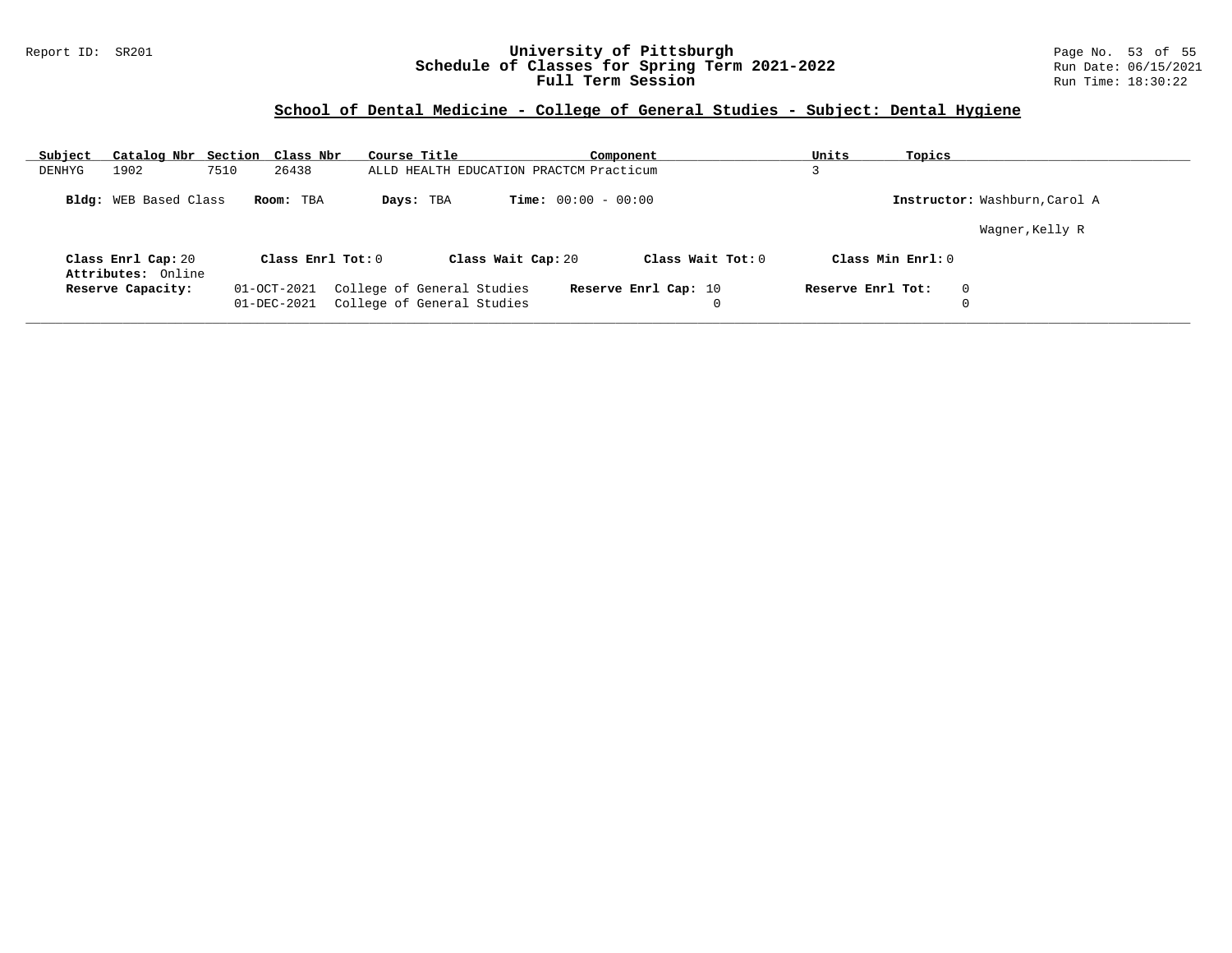## School of Dental Medicine - College of General Studies - Subject: Dental Hygiene

| Subject | Catalog Nbr | Section | Class Nbr | Course Title | Component | Units | Topics |
|---|---|---|---|---|---|---|---|
| DENHYG | 1902 | 7510 | 26438 | ALLD HEALTH EDUCATION PRACTCM | Practicum | 3 | |

**Bldg:** WEB Based Class **Room:** TBA **Days:** TBA **Time:** 00:00 - 00:00 **Instructor:** Washburn,Carol A
Wagner,Kelly R

**Class Enrl Cap:** 20 **Class Enrl Tot:** 0 **Class Wait Cap:** 20 **Class Wait Tot:** 0 **Class Min Enrl:** 0
**Attributes:** Online

| Reserve Capacity: | | Reserve Enrl Cap: | Reserve Enrl Tot: |
|---|---|---|---|
| 01-OCT-2021 | College of General Studies | 10 | 0 |
| 01-DEC-2021 | College of General Studies | 0 | 0 |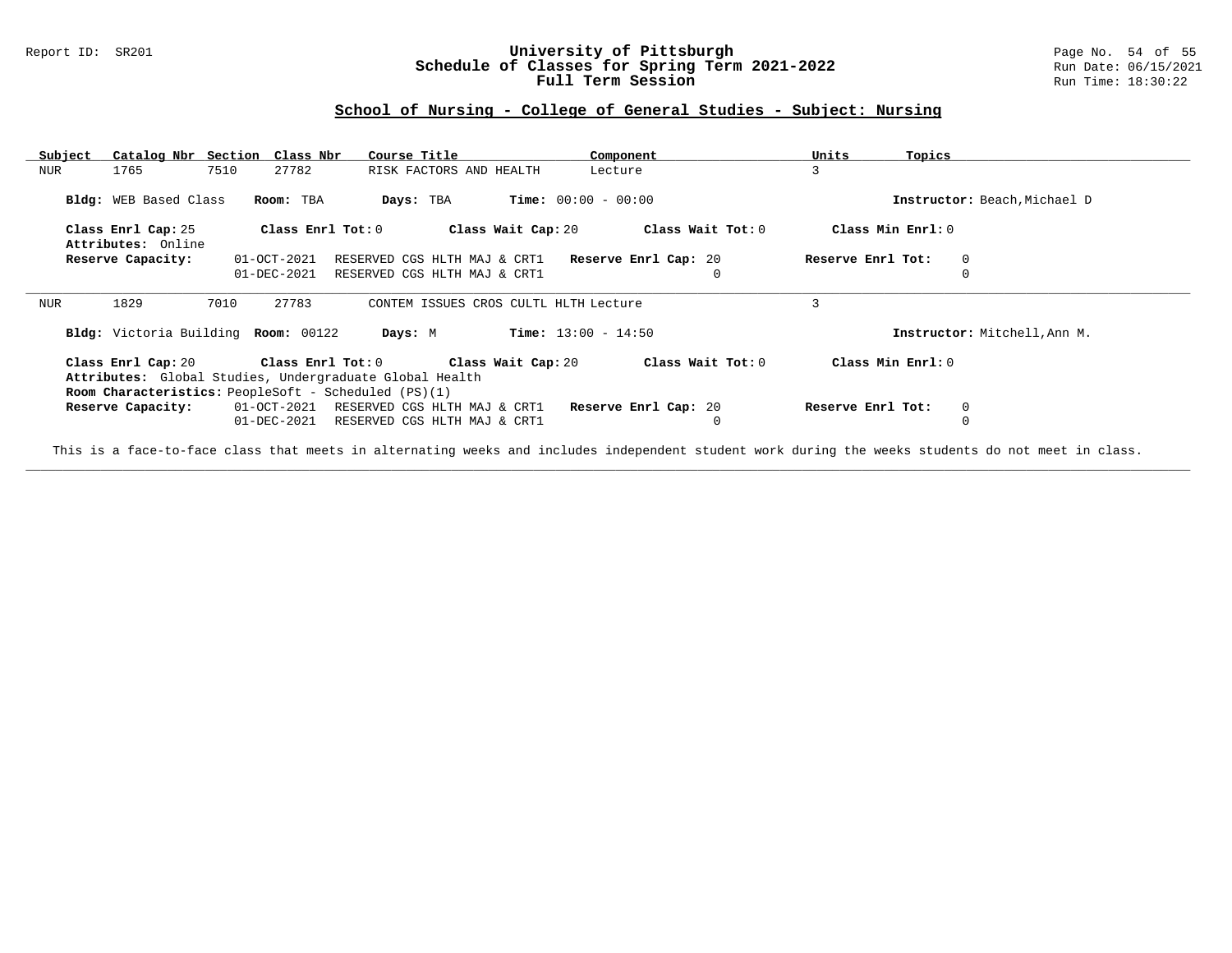## School of Nursing - College of General Studies - Subject: Nursing

| Subject | Catalog Nbr | Section | Class Nbr | Course Title | Component | Units | Topics |
|---|---|---|---|---|---|---|---|
| NUR | 1765 | 7510 | 27782 | RISK FACTORS AND HEALTH | Lecture | 3 | |

**Bldg:** WEB Based Class **Room:** TBA **Days:** TBA **Time:** 00:00 - 00:00 **Instructor:** Beach,Michael D

**Class Enrl Cap:** 25 **Class Enrl Tot:** 0 **Class Wait Cap:** 20 **Class Wait Tot:** 0 **Class Min Enrl:** 0

**Attributes:** Online

| **Reserve Capacity:** | | **Reserve Enrl Cap** | **Reserve Enrl Tot** |
|---|---|---|---|
| 01-OCT-2021 | RESERVED CGS HLTH MAJ & CRT1 | 20 | 0 |
| 01-DEC-2021 | RESERVED CGS HLTH MAJ & CRT1 | 0 | 0 |

---

| Subject | Catalog Nbr | Section | Class Nbr | Course Title | Component | Units | Topics |
|---|---|---|---|---|---|---|---|
| NUR | 1829 | 7010 | 27783 | CONTEM ISSUES CROS CULTL HLTH | Lecture | 3 | |

**Bldg:** Victoria Building **Room:** 00122 **Days:** M **Time:** 13:00 - 14:50 **Instructor:** Mitchell,Ann M.

**Class Enrl Cap:** 20 **Class Enrl Tot:** 0 **Class Wait Cap:** 20 **Class Wait Tot:** 0 **Class Min Enrl:** 0

**Attributes:** Global Studies, Undergraduate Global Health

**Room Characteristics:** PeopleSoft - Scheduled (PS)(1)

| **Reserve Capacity:** | | **Reserve Enrl Cap** | **Reserve Enrl Tot** |
|---|---|---|---|
| 01-OCT-2021 | RESERVED CGS HLTH MAJ & CRT1 | 20 | 0 |
| 01-DEC-2021 | RESERVED CGS HLTH MAJ & CRT1 | 0 | 0 |

This is a face-to-face class that meets in alternating weeks and includes independent student work during the weeks students do not meet in class.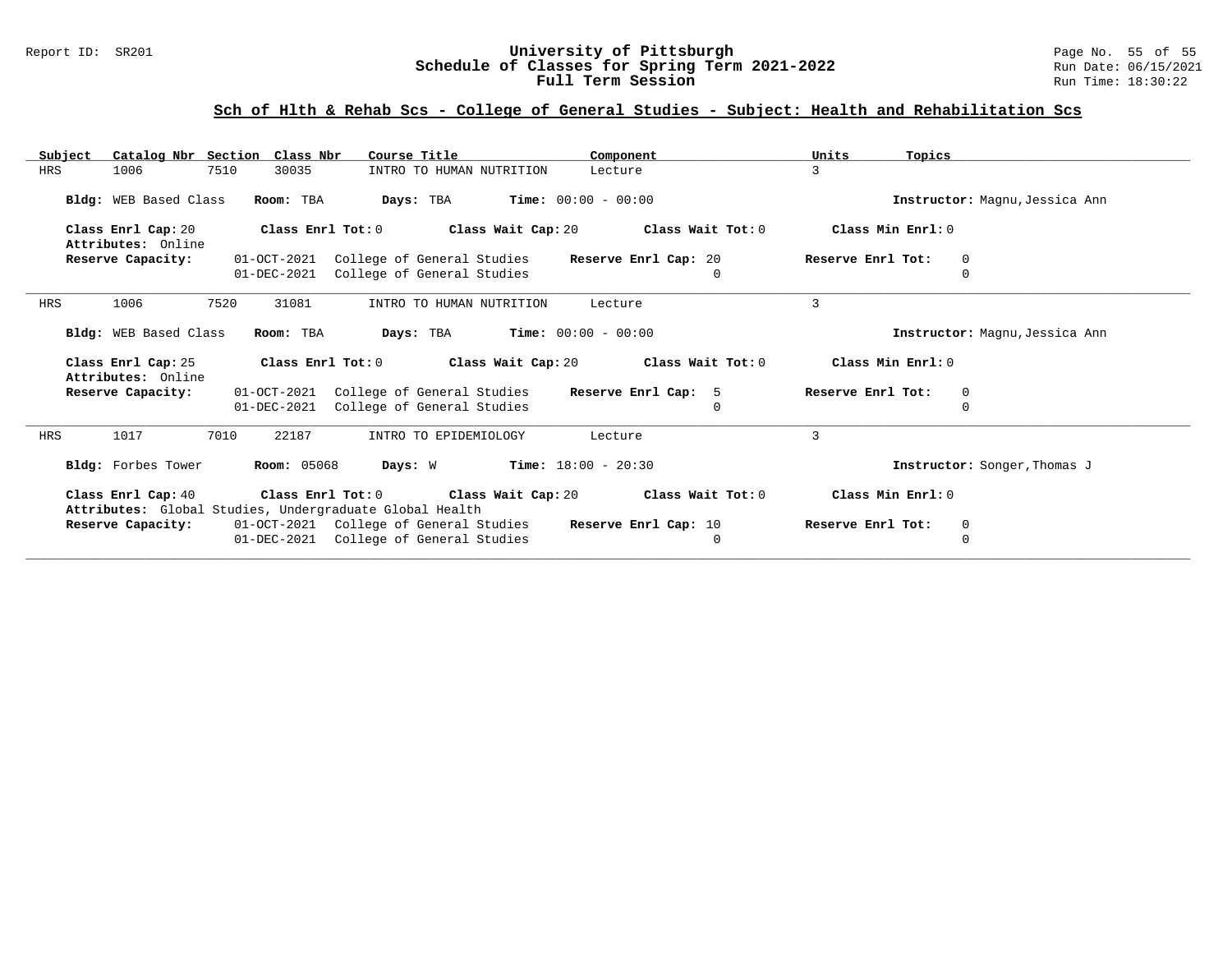## University of Pittsburgh
## Schedule of Classes for Spring Term 2021-2022
## Full Term Session

Report ID: SR201

Run Date: 06/15/2021
Run Time: 18:30:22

### Sch of Hlth & Rehab Scs - College of General Studies - Subject: Health and Rehabilitation Scs

| Subject | Catalog Nbr | Section | Class Nbr | Course Title | Component | Units | Topics |
|---|---|---|---|---|---|---|---|
| HRS | 1006 | 7510 | 30035 | INTRO TO HUMAN NUTRITION | Lecture | 3 | |

**Bldg:** WEB Based Class **Room:** TBA **Days:** TBA **Time:** 00:00 - 00:00 **Instructor:** Magnu,Jessica Ann

**Class Enrl Cap:** 20 **Class Enrl Tot:** 0 **Class Wait Cap:** 20 **Class Wait Tot:** 0 **Class Min Enrl:** 0
**Attributes:** Online

| Reserve Capacity: | | Reserve Enrl Cap: | Reserve Enrl Tot: |
|---|---|---|---|
| 01-OCT-2021 | College of General Studies | 20 | 0 |
| 01-DEC-2021 | College of General Studies | 0 | 0 |

---

| Subject | Catalog Nbr | Section | Class Nbr | Course Title | Component | Units | Topics |
|---|---|---|---|---|---|---|---|
| HRS | 1006 | 7520 | 31081 | INTRO TO HUMAN NUTRITION | Lecture | 3 | |

**Bldg:** WEB Based Class **Room:** TBA **Days:** TBA **Time:** 00:00 - 00:00 **Instructor:** Magnu,Jessica Ann

**Class Enrl Cap:** 25 **Class Enrl Tot:** 0 **Class Wait Cap:** 20 **Class Wait Tot:** 0 **Class Min Enrl:** 0
**Attributes:** Online

| Reserve Capacity: | | Reserve Enrl Cap: | Reserve Enrl Tot: |
|---|---|---|---|
| 01-OCT-2021 | College of General Studies | 5 | 0 |
| 01-DEC-2021 | College of General Studies | 0 | 0 |

---

| Subject | Catalog Nbr | Section | Class Nbr | Course Title | Component | Units | Topics |
|---|---|---|---|---|---|---|---|
| HRS | 1017 | 7010 | 22187 | INTRO TO EPIDEMIOLOGY | Lecture | 3 | |

**Bldg:** Forbes Tower **Room:** 05068 **Days:** W **Time:** 18:00 - 20:30 **Instructor:** Songer,Thomas J

**Class Enrl Cap:** 40 **Class Enrl Tot:** 0 **Class Wait Cap:** 20 **Class Wait Tot:** 0 **Class Min Enrl:** 0
**Attributes:** Global Studies, Undergraduate Global Health

| Reserve Capacity: | | Reserve Enrl Cap: | Reserve Enrl Tot: |
|---|---|---|---|
| 01-OCT-2021 | College of General Studies | 10 | 0 |
| 01-DEC-2021 | College of General Studies | 0 | 0 |